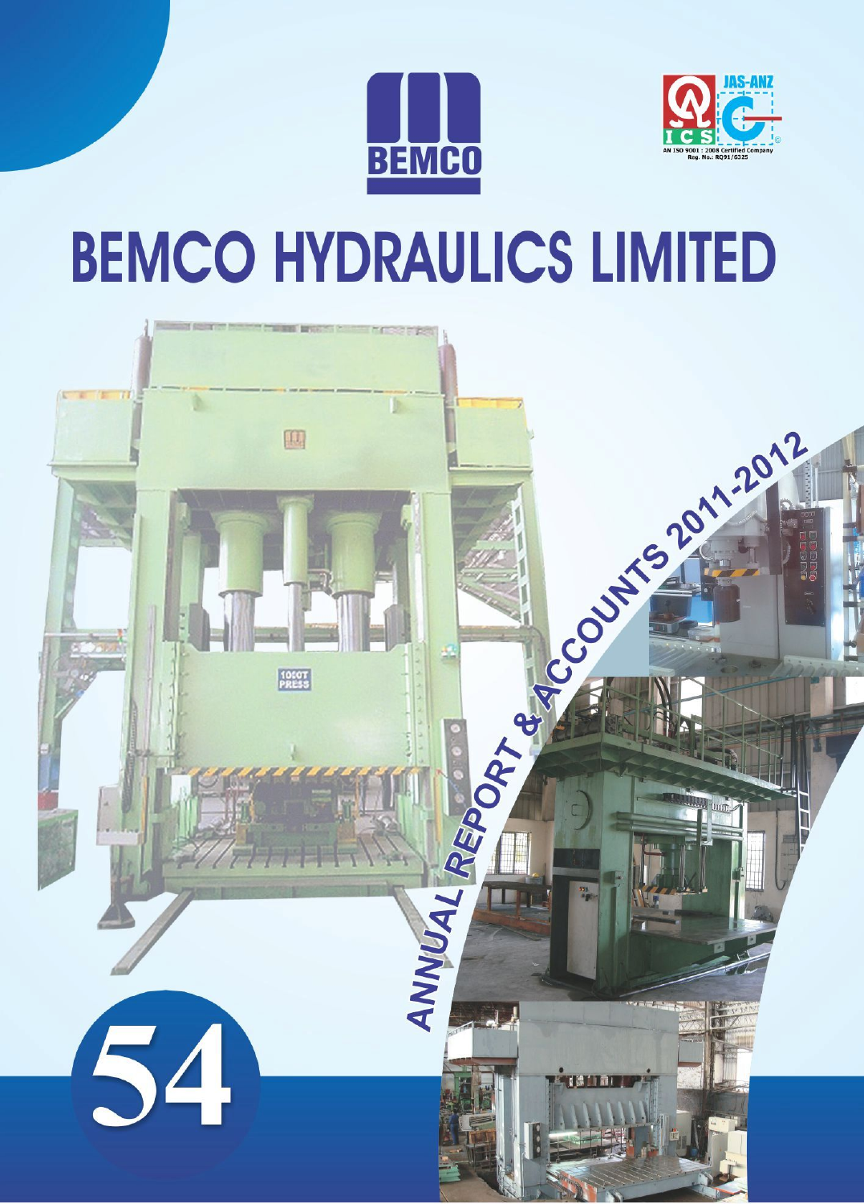BEMCO

JAS-ANZ

AN ISO 9001 : 2008 Certified Company
Reg. No.: RQ91/6325

# BEMCO HYDRAULICS LIMITED

## ANNUAL REPORT & ACCOUNTS 2011-2012

54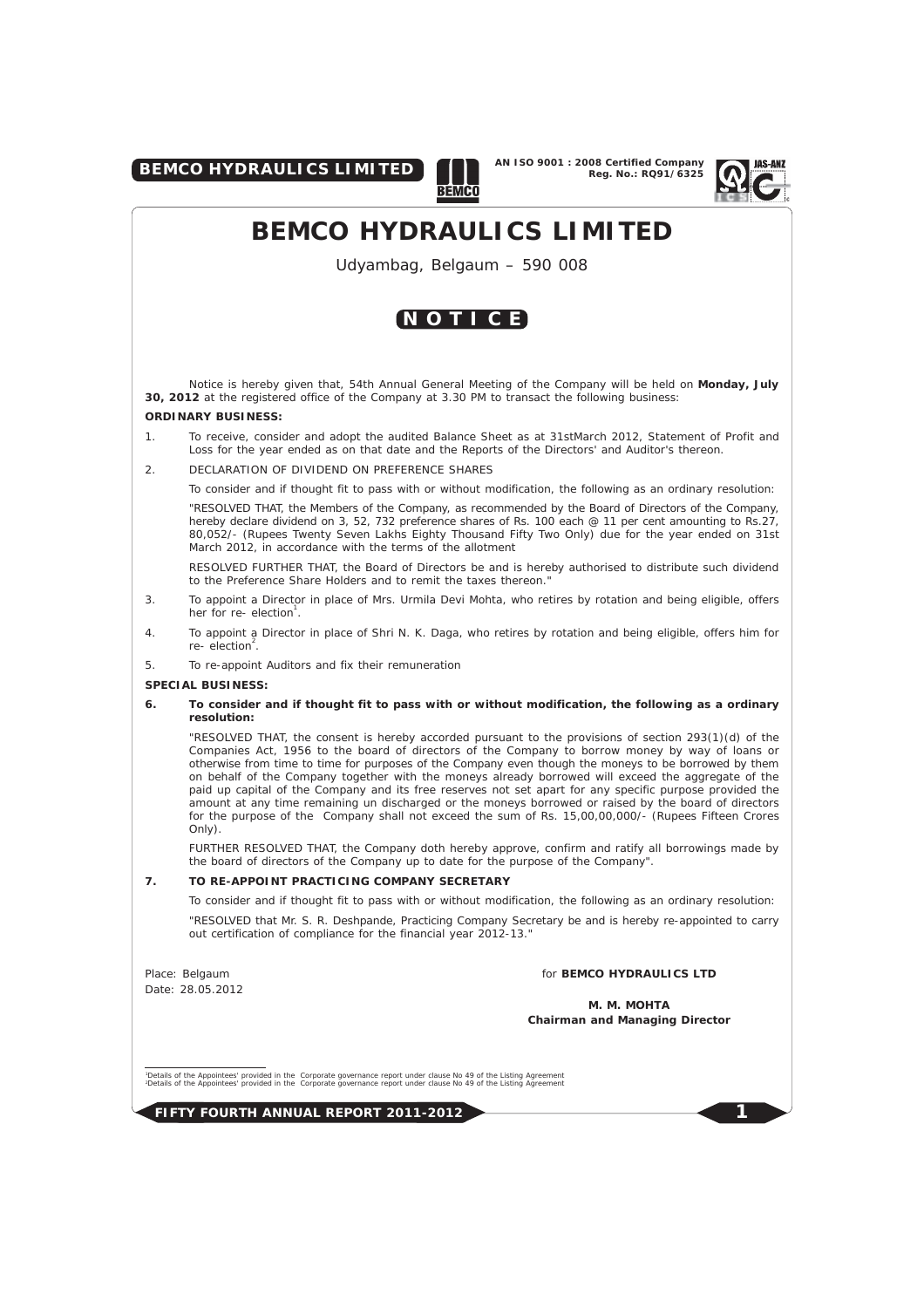# BEMCO HYDRAULICS LIMITED

Udyambag, Belgaum – 590 008

## NOTICE

Notice is hereby given that, 54th Annual General Meeting of the Company will be held on **Monday, July 30, 2012** at the registered office of the Company at 3.30 PM to transact the following business:

**ORDINARY BUSINESS:**

1. To receive, consider and adopt the audited Balance Sheet as at 31stMarch 2012, Statement of Profit and Loss for the year ended as on that date and the Reports of the Directors' and Auditor's thereon.

2. DECLARATION OF DIVIDEND ON PREFERENCE SHARES

   To consider and if thought fit to pass with or without modification, the following as an ordinary resolution:

   "RESOLVED THAT, the Members of the Company, as recommended by the Board of Directors of the Company, hereby declare dividend on 3, 52, 732 preference shares of Rs. 100 each @ 11 per cent amounting to Rs.27, 80,052/- (Rupees Twenty Seven Lakhs Eighty Thousand Fifty Two Only) due for the year ended on 31st March 2012, in accordance with the terms of the allotment

   RESOLVED FURTHER THAT, the Board of Directors be and is hereby authorised to distribute such dividend to the Preference Share Holders and to remit the taxes thereon."

3. To appoint a Director in place of Mrs. Urmila Devi Mohta, who retires by rotation and being eligible, offers her for re- election[1].

4. To appoint a Director in place of Shri N. K. Daga, who retires by rotation and being eligible, offers him for re- election[2].

5. To re-appoint Auditors and fix their remuneration

**SPECIAL BUSINESS:**

6. **To consider and if thought fit to pass with or without modification, the following as a ordinary resolution:**

   "RESOLVED THAT, the consent is hereby accorded pursuant to the provisions of section 293(1)(d) of the Companies Act, 1956 to the board of directors of the Company to borrow money by way of loans or otherwise from time to time for purposes of the Company even though the moneys to be borrowed by them on behalf of the Company together with the moneys already borrowed will exceed the aggregate of the paid up capital of the Company and its free reserves not set apart for any specific purpose provided the amount at any time remaining un discharged or the moneys borrowed or raised by the board of directors for the purpose of the Company shall not exceed the sum of Rs. 15,00,00,000/- (Rupees Fifteen Crores Only).

   FURTHER RESOLVED THAT, the Company doth hereby approve, confirm and ratify all borrowings made by the board of directors of the Company up to date for the purpose of the Company".

7. **TO RE-APPOINT PRACTICING COMPANY SECRETARY**

   To consider and if thought fit to pass with or without modification, the following as an ordinary resolution:

   "RESOLVED that Mr. S. R. Deshpande, Practicing Company Secretary be and is hereby re-appointed to carry out certification of compliance for the financial year 2012-13."

Place: Belgaum
Date: 28.05.2012

for **BEMCO HYDRAULICS LTD**

**M. M. MOHTA**
**Chairman and Managing Director**

---

[1]Details of the Appointees' provided in the Corporate governance report under clause No 49 of the Listing Agreement
[2]Details of the Appointees' provided in the Corporate governance report under clause No 49 of the Listing Agreement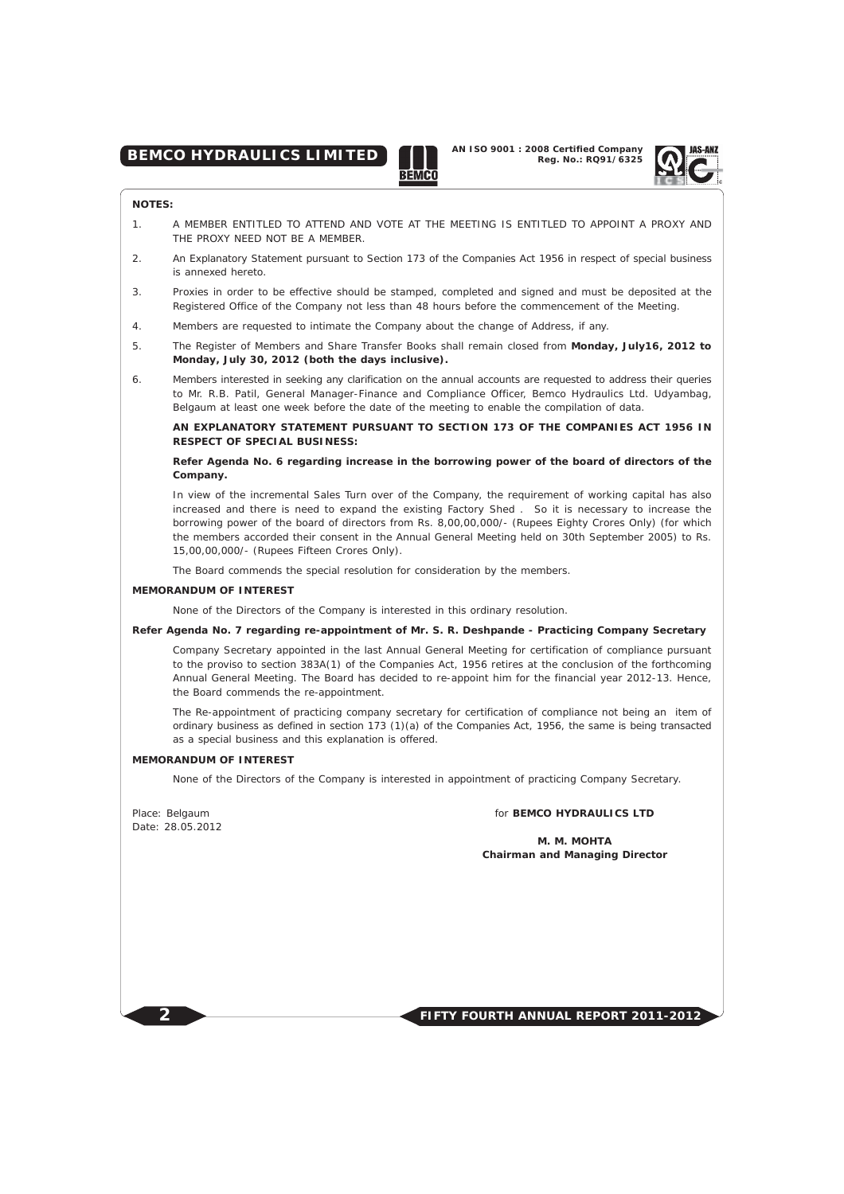**NOTES:**

1. A MEMBER ENTITLED TO ATTEND AND VOTE AT THE MEETING IS ENTITLED TO APPOINT A PROXY AND THE PROXY NEED NOT BE A MEMBER.
2. An Explanatory Statement pursuant to Section 173 of the Companies Act 1956 in respect of special business is annexed hereto.
3. Proxies in order to be effective should be stamped, completed and signed and must be deposited at the Registered Office of the Company not less than 48 hours before the commencement of the Meeting.
4. Members are requested to intimate the Company about the change of Address, if any.
5. The Register of Members and Share Transfer Books shall remain closed from **Monday, July16, 2012 to Monday, July 30, 2012 (both the days inclusive).**
6. Members interested in seeking any clarification on the annual accounts are requested to address their queries to Mr. R.B. Patil, General Manager-Finance and Compliance Officer, Bemco Hydraulics Ltd. Udyambag, Belgaum at least one week before the date of the meeting to enable the compilation of data.

**AN EXPLANATORY STATEMENT PURSUANT TO SECTION 173 OF THE COMPANIES ACT 1956 IN RESPECT OF SPECIAL BUSINESS:**

**Refer Agenda No. 6 regarding increase in the borrowing power of the board of directors of the Company.**

In view of the incremental Sales Turn over of the Company, the requirement of working capital has also increased and there is need to expand the existing Factory Shed . So it is necessary to increase the borrowing power of the board of directors from Rs. 8,00,00,000/- (Rupees Eighty Crores Only) (for which the members accorded their consent in the Annual General Meeting held on 30th September 2005) to Rs. 15,00,00,000/- (Rupees Fifteen Crores Only).

The Board commends the special resolution for consideration by the members.

**MEMORANDUM OF INTEREST**

None of the Directors of the Company is interested in this ordinary resolution.

**Refer Agenda No. 7 regarding re-appointment of Mr. S. R. Deshpande - Practicing Company Secretary**

Company Secretary appointed in the last Annual General Meeting for certification of compliance pursuant to the proviso to section 383A(1) of the Companies Act, 1956 retires at the conclusion of the forthcoming Annual General Meeting. The Board has decided to re-appoint him for the financial year 2012-13. Hence, the Board commends the re-appointment.

The Re-appointment of practicing company secretary for certification of compliance not being an item of ordinary business as defined in section 173 (1)(a) of the Companies Act, 1956, the same is being transacted as a special business and this explanation is offered.

**MEMORANDUM OF INTEREST**

None of the Directors of the Company is interested in appointment of practicing Company Secretary.

Place: Belgaum
Date: 28.05.2012

for **BEMCO HYDRAULICS LTD**

**M. M. MOHTA**
**Chairman and Managing Director**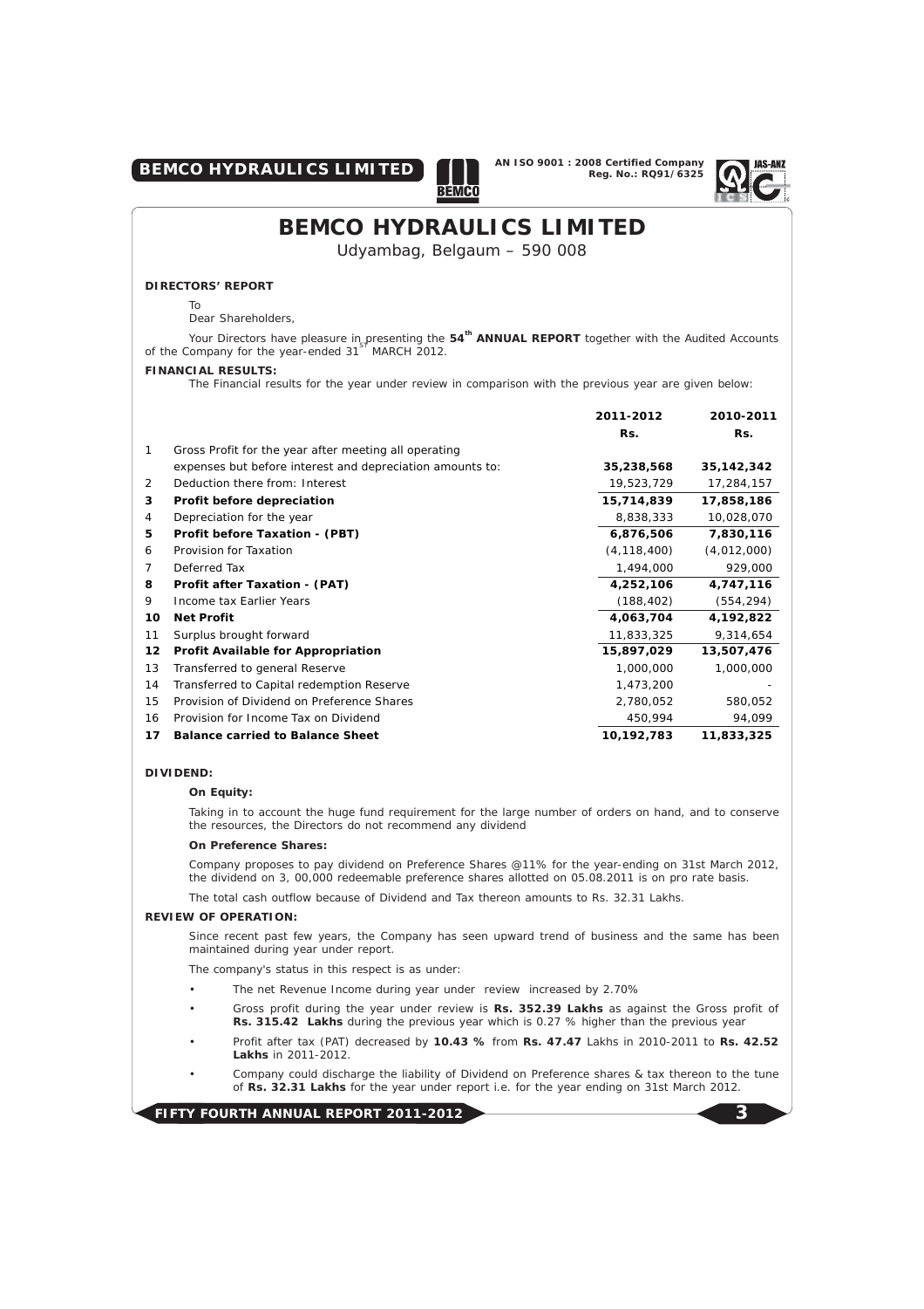# BEMCO HYDRAULICS LIMITED

Udyambag, Belgaum – 590 008

**DIRECTORS' REPORT**

To
Dear Shareholders,

Your Directors have pleasure in presenting the **54th ANNUAL REPORT** together with the Audited Accounts of the Company for the year-ended 31st MARCH 2012.

**FINANCIAL RESULTS:**

The Financial results for the year under review in comparison with the previous year are given below:

| | | 2011-2012 | 2010-2011 |
|---|---|---|---|
| | | Rs. | Rs. |
| 1 | Gross Profit for the year after meeting all operating expenses but before interest and depreciation amounts to: | **35,238,568** | **35,142,342** |
| 2 | Deduction there from: Interest | 19,523,729 | 17,284,157 |
| **3** | **Profit before depreciation** | **15,714,839** | **17,858,186** |
| 4 | Depreciation for the year | 8,838,333 | 10,028,070 |
| **5** | **Profit before Taxation - (PBT)** | **6,876,506** | **7,830,116** |
| 6 | Provision for Taxation | (4,118,400) | (4,012,000) |
| 7 | Deferred Tax | 1,494,000 | 929,000 |
| **8** | **Profit after Taxation - (PAT)** | **4,252,106** | **4,747,116** |
| 9 | Income tax Earlier Years | (188,402) | (554,294) |
| **10** | **Net Profit** | **4,063,704** | **4,192,822** |
| 11 | Surplus brought forward | 11,833,325 | 9,314,654 |
| **12** | **Profit Available for Appropriation** | **15,897,029** | **13,507,476** |
| 13 | Transferred to general Reserve | 1,000,000 | 1,000,000 |
| 14 | Transferred to Capital redemption Reserve | 1,473,200 | - |
| 15 | Provision of Dividend on Preference Shares | 2,780,052 | 580,052 |
| 16 | Provision for Income Tax on Dividend | 450,994 | 94,099 |
| **17** | **Balance carried to Balance Sheet** | **10,192,783** | **11,833,325** |

**DIVIDEND:**

**On Equity:**

Taking in to account the huge fund requirement for the large number of orders on hand, and to conserve the resources, the Directors do not recommend any dividend

**On Preference Shares:**

Company proposes to pay dividend on Preference Shares @11% for the year-ending on 31st March 2012, the dividend on 3, 00,000 redeemable preference shares allotted on 05.08.2011 is on pro rate basis.

The total cash outflow because of Dividend and Tax thereon amounts to Rs. 32.31 Lakhs.

**REVIEW OF OPERATION:**

Since recent past few years, the Company has seen upward trend of business and the same has been maintained during year under report.

The company's status in this respect is as under:

- The net Revenue Income during year under review increased by 2.70%
- Gross profit during the year under review is **Rs. 352.39 Lakhs** as against the Gross profit of **Rs. 315.42 Lakhs** during the previous year which is 0.27 % higher than the previous year
- Profit after tax (PAT) decreased by **10.43 %** from **Rs. 47.47** Lakhs in 2010-2011 to **Rs. 42.52 Lakhs** in 2011-2012.
- Company could discharge the liability of Dividend on Preference shares & tax thereon to the tune of **Rs. 32.31 Lakhs** for the year under report i.e. for the year ending on 31st March 2012.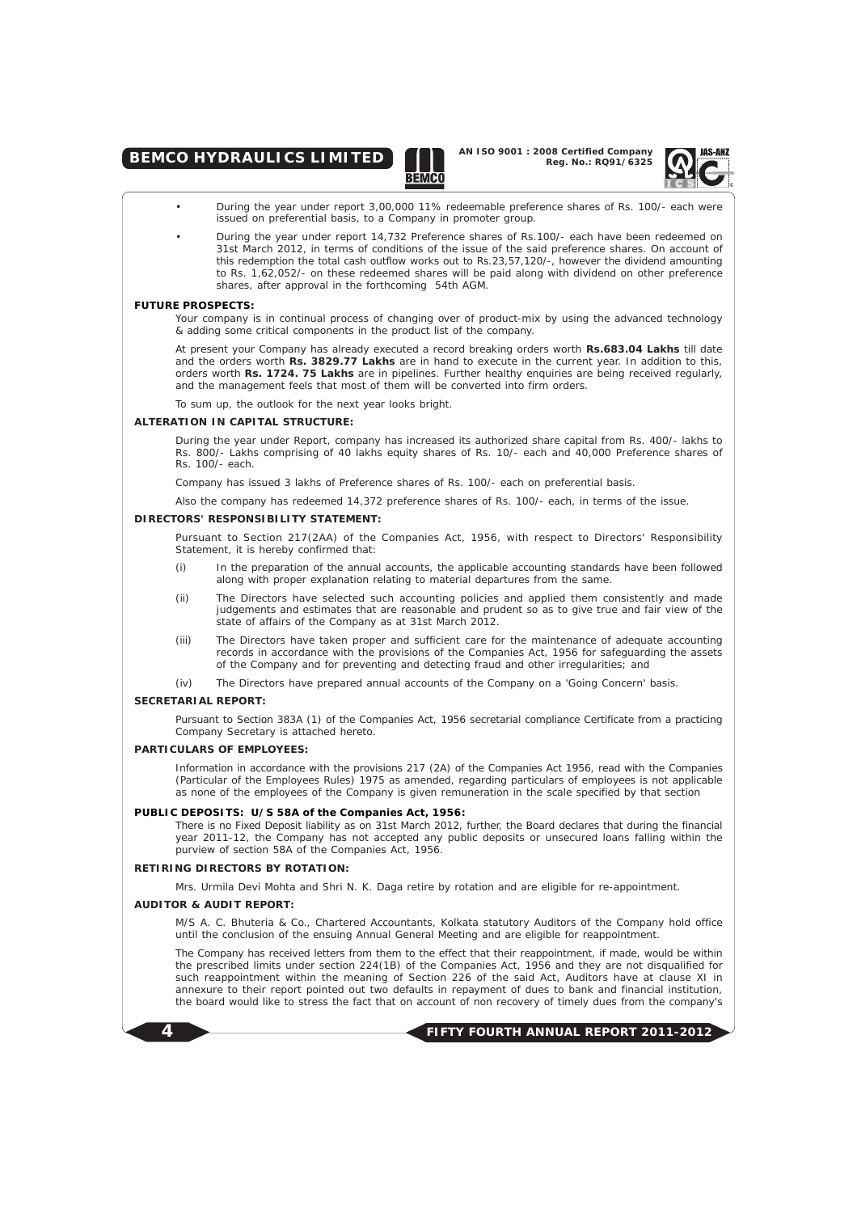- During the year under report 3,00,000 11% redeemable preference shares of Rs. 100/- each were issued on preferential basis, to a Company in promoter group.
- During the year under report 14,732 Preference shares of Rs.100/- each have been redeemed on 31st March 2012, in terms of conditions of the issue of the said preference shares. On account of this redemption the total cash outflow works out to Rs.23,57,120/-, however the dividend amounting to Rs. 1,62,052/- on these redeemed shares will be paid along with dividend on other preference shares, after approval in the forthcoming 54th AGM.

**FUTURE PROSPECTS:**

Your company is in continual process of changing over of product-mix by using the advanced technology & adding some critical components in the product list of the company.

At present your Company has already executed a record breaking orders worth **Rs.683.04 Lakhs** till date and the orders worth **Rs. 3829.77 Lakhs** are in hand to execute in the current year. In addition to this, orders worth **Rs. 1724. 75 Lakhs** are in pipelines. Further healthy enquiries are being received regularly, and the management feels that most of them will be converted into firm orders.

To sum up, the outlook for the next year looks bright.

**ALTERATION IN CAPITAL STRUCTURE:**

During the year under Report, company has increased its authorized share capital from Rs. 400/- lakhs to Rs. 800/- Lakhs comprising of 40 lakhs equity shares of Rs. 10/- each and 40,000 Preference shares of Rs. 100/- each.

Company has issued 3 lakhs of Preference shares of Rs. 100/- each on preferential basis.

Also the company has redeemed 14,372 preference shares of Rs. 100/- each, in terms of the issue.

**DIRECTORS' RESPONSIBILITY STATEMENT:**

Pursuant to Section 217(2AA) of the Companies Act, 1956, with respect to Directors' Responsibility Statement, it is hereby confirmed that:

(i) In the preparation of the annual accounts, the applicable accounting standards have been followed along with proper explanation relating to material departures from the same.

(ii) The Directors have selected such accounting policies and applied them consistently and made judgements and estimates that are reasonable and prudent so as to give true and fair view of the state of affairs of the Company as at 31st March 2012.

(iii) The Directors have taken proper and sufficient care for the maintenance of adequate accounting records in accordance with the provisions of the Companies Act, 1956 for safeguarding the assets of the Company and for preventing and detecting fraud and other irregularities; and

(iv) The Directors have prepared annual accounts of the Company on a 'Going Concern' basis.

**SECRETARIAL REPORT:**

Pursuant to Section 383A (1) of the Companies Act, 1956 secretarial compliance Certificate from a practicing Company Secretary is attached hereto.

**PARTICULARS OF EMPLOYEES:**

Information in accordance with the provisions 217 (2A) of the Companies Act 1956, read with the Companies (Particular of the Employees Rules) 1975 as amended, regarding particulars of employees is not applicable as none of the employees of the Company is given remuneration in the scale specified by that section

**PUBLIC DEPOSITS: U/S 58A of the Companies Act, 1956:**

There is no Fixed Deposit liability as on 31st March 2012, further, the Board declares that during the financial year 2011-12, the Company has not accepted any public deposits or unsecured loans falling within the purview of section 58A of the Companies Act, 1956.

**RETIRING DIRECTORS BY ROTATION:**

Mrs. Urmila Devi Mohta and Shri N. K. Daga retire by rotation and are eligible for re-appointment.

**AUDITOR & AUDIT REPORT:**

M/S A. C. Bhuteria & Co., Chartered Accountants, Kolkata statutory Auditors of the Company hold office until the conclusion of the ensuing Annual General Meeting and are eligible for reappointment.

The Company has received letters from them to the effect that their reappointment, if made, would be within the prescribed limits under section 224(1B) of the Companies Act, 1956 and they are not disqualified for such reappointment within the meaning of Section 226 of the said Act, Auditors have at clause XI in annexure to their report pointed out two defaults in repayment of dues to bank and financial institution, the board would like to stress the fact that on account of non recovery of timely dues from the company's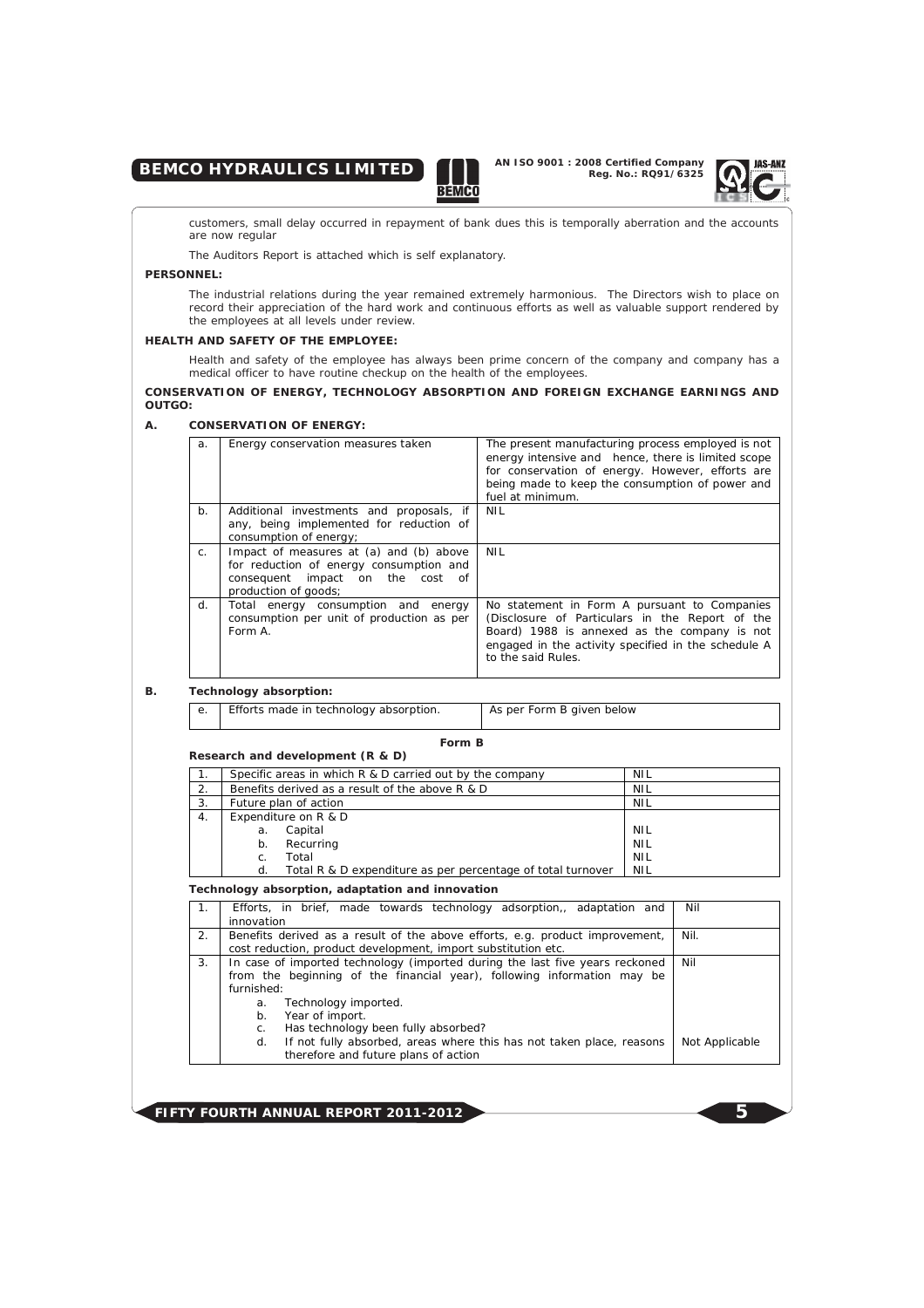customers, small delay occurred in repayment of bank dues this is temporally aberration and the accounts are now regular

The Auditors Report is attached which is self explanatory.

**PERSONNEL:**

The industrial relations during the year remained extremely harmonious. The Directors wish to place on record their appreciation of the hard work and continuous efforts as well as valuable support rendered by the employees at all levels under review.

**HEALTH AND SAFETY OF THE EMPLOYEE:**

Health and safety of the employee has always been prime concern of the company and company has a medical officer to have routine checkup on the health of the employees.

**CONSERVATION OF ENERGY, TECHNOLOGY ABSORPTION AND FOREIGN EXCHANGE EARNINGS AND OUTGO:**

**A. CONSERVATION OF ENERGY:**

| | | |
|---|---|---|
| a. | Energy conservation measures taken | The present manufacturing process employed is not energy intensive and hence, there is limited scope for conservation of energy. However, efforts are being made to keep the consumption of power and fuel at minimum. |
| b. | Additional investments and proposals, if any, being implemented for reduction of consumption of energy; | NIL |
| c. | Impact of measures at (a) and (b) above for reduction of energy consumption and consequent impact on the cost of production of goods; | NIL |
| d. | Total energy consumption and energy consumption per unit of production as per Form A. | No statement in Form A pursuant to Companies (Disclosure of Particulars in the Report of the Board) 1988 is annexed as the company is not engaged in the activity specified in the schedule A to the said Rules. |

**B. Technology absorption:**

| | | |
|---|---|---|
| e. | Efforts made in technology absorption. | As per Form B given below |

**Form B**

**Research and development (R & D)**

| | | |
|---|---|---|
| 1. | Specific areas in which R & D carried out by the company | NIL |
| 2. | Benefits derived as a result of the above R & D | NIL |
| 3. | Future plan of action | NIL |
| 4. | Expenditure on R & D | |
| | a. Capital | NIL |
| | b. Recurring | NIL |
| | c. Total | NIL |
| | d. Total R & D expenditure as per percentage of total turnover | NIL |

**Technology absorption, adaptation and innovation**

| | | |
|---|---|---|
| 1. | Efforts, in brief, made towards technology adsorption,, adaptation and innovation | Nil |
| 2. | Benefits derived as a result of the above efforts, e.g. product improvement, cost reduction, product development, import substitution etc. | Nil. |
| 3. | In case of imported technology (imported during the last five years reckoned from the beginning of the financial year), following information may be furnished:<br>a. Technology imported.<br>b. Year of import.<br>c. Has technology been fully absorbed? | Nil |
| | d. If not fully absorbed, areas where this has not taken place, reasons therefore and future plans of action | Not Applicable |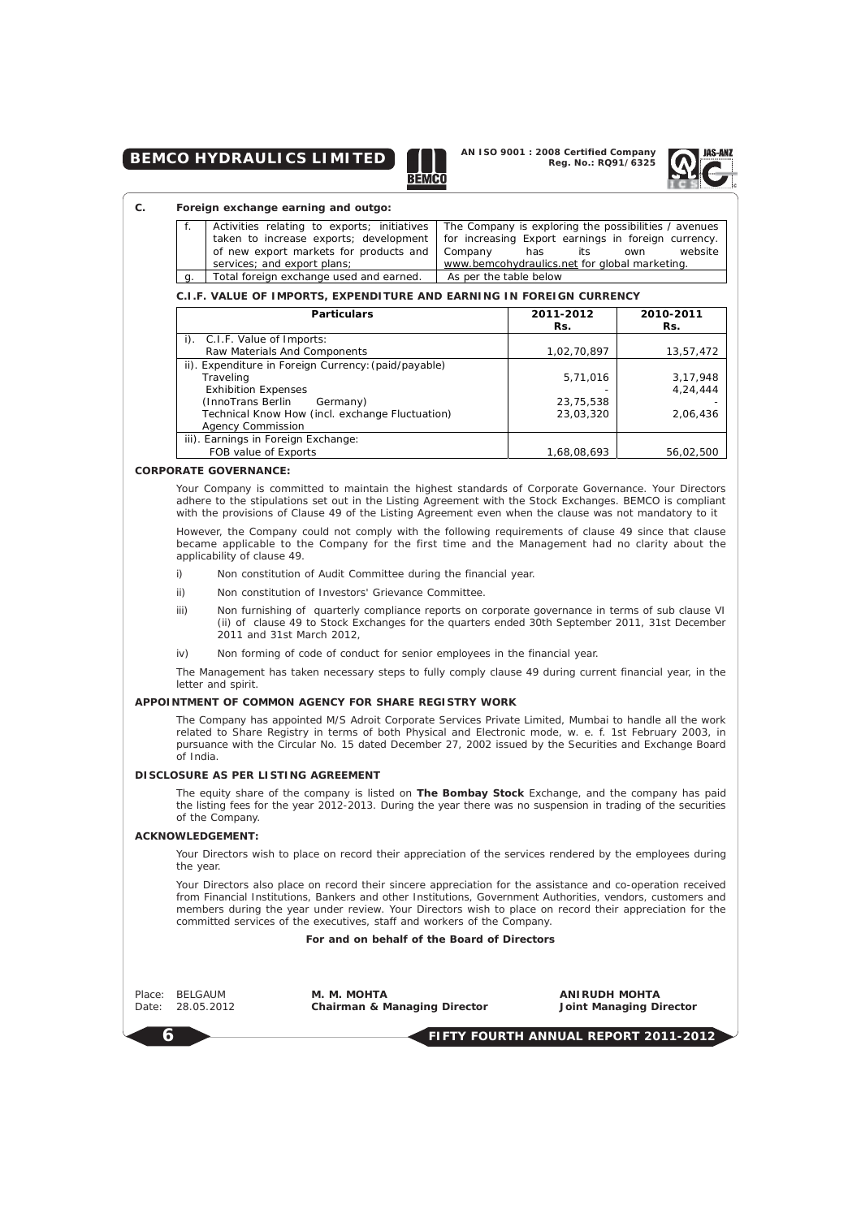**C. Foreign exchange earning and outgo:**

| | | |
|---|---|---|
| f. | Activities relating to exports; initiatives taken to increase exports; development of new export markets for products and services; and export plans; | The Company is exploring the possibilities / avenues for increasing Export earnings in foreign currency. Company has its own website www.bemcohydraulics.net for global marketing. |
| g. | Total foreign exchange used and earned. | As per the table below |

**C.I.F. VALUE OF IMPORTS, EXPENDITURE AND EARNING IN FOREIGN CURRENCY**

| Particulars | 2011-2012 Rs. | 2010-2011 Rs. |
|---|---|---|
| i). C.I.F. Value of Imports: | | |
| Raw Materials And Components | 1,02,70,897 | 13,57,472 |
| ii). Expenditure in Foreign Currency:(paid/payable) | | |
| Traveling | 5,71,016 | 3,17,948 |
| Exhibition Expenses | - | 4,24,444 |
| (InnoTrans Berlin Germany) | 23,75,538 | - |
| Technical Know How (incl. exchange Fluctuation) | 23,03,320 | 2,06,436 |
| Agency Commission | | |
| iii). Earnings in Foreign Exchange: | | |
| FOB value of Exports | 1,68,08,693 | 56,02,500 |

**CORPORATE GOVERNANCE:**

Your Company is committed to maintain the highest standards of Corporate Governance. Your Directors adhere to the stipulations set out in the Listing Agreement with the Stock Exchanges. BEMCO is compliant with the provisions of Clause 49 of the Listing Agreement even when the clause was not mandatory to it

However, the Company could not comply with the following requirements of clause 49 since that clause became applicable to the Company for the first time and the Management had no clarity about the applicability of clause 49.

i) Non constitution of Audit Committee during the financial year.

ii) Non constitution of Investors' Grievance Committee.

iii) Non furnishing of quarterly compliance reports on corporate governance in terms of sub clause VI (ii) of clause 49 to Stock Exchanges for the quarters ended 30th September 2011, 31st December 2011 and 31st March 2012,

iv) Non forming of code of conduct for senior employees in the financial year.

The Management has taken necessary steps to fully comply clause 49 during current financial year, in the letter and spirit.

**APPOINTMENT OF COMMON AGENCY FOR SHARE REGISTRY WORK**

The Company has appointed M/S Adroit Corporate Services Private Limited, Mumbai to handle all the work related to Share Registry in terms of both Physical and Electronic mode, w. e. f. 1st February 2003, in pursuance with the Circular No. 15 dated December 27, 2002 issued by the Securities and Exchange Board of India.

**DISCLOSURE AS PER LISTING AGREEMENT**

The equity share of the company is listed on **The Bombay Stock** Exchange, and the company has paid the listing fees for the year 2012-2013. During the year there was no suspension in trading of the securities of the Company.

**ACKNOWLEDGEMENT:**

Your Directors wish to place on record their appreciation of the services rendered by the employees during the year.

Your Directors also place on record their sincere appreciation for the assistance and co-operation received from Financial Institutions, Bankers and other Institutions, Government Authorities, vendors, customers and members during the year under review. Your Directors wish to place on record their appreciation for the committed services of the executives, staff and workers of the Company.

**For and on behalf of the Board of Directors**

Place: BELGAUM
Date: 28.05.2012

**M. M. MOHTA**
**Chairman & Managing Director**

**ANIRUDH MOHTA**
**Joint Managing Director**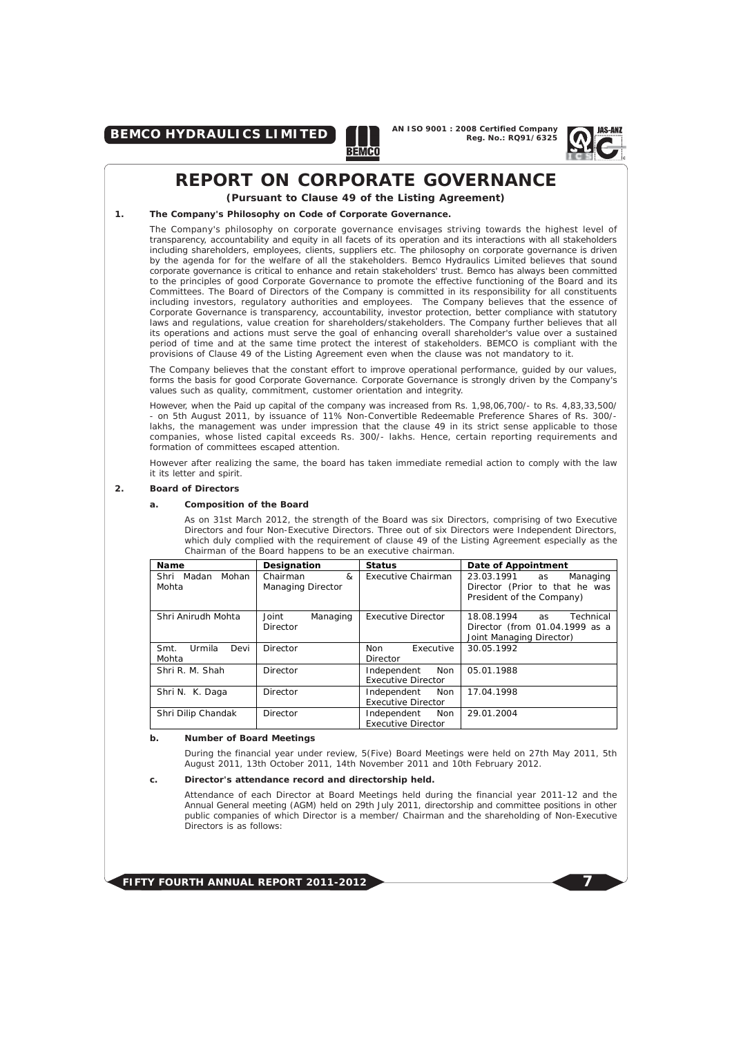# REPORT ON CORPORATE GOVERNANCE

**(Pursuant to Clause 49 of the Listing Agreement)**

**1. The Company's Philosophy on Code of Corporate Governance.**

The Company's philosophy on corporate governance envisages striving towards the highest level of transparency, accountability and equity in all facets of its operation and its interactions with all stakeholders including shareholders, employees, clients, suppliers etc. The philosophy on corporate governance is driven by the agenda for for the welfare of all the stakeholders. Bemco Hydraulics Limited believes that sound corporate governance is critical to enhance and retain stakeholders' trust. Bemco has always been committed to the principles of good Corporate Governance to promote the effective functioning of the Board and its Committees. The Board of Directors of the Company is committed in its responsibility for all constituents including investors, regulatory authorities and employees. The Company believes that the essence of Corporate Governance is transparency, accountability, investor protection, better compliance with statutory laws and regulations, value creation for shareholders/stakeholders. The Company further believes that all its operations and actions must serve the goal of enhancing overall shareholder's value over a sustained period of time and at the same time protect the interest of stakeholders. BEMCO is compliant with the provisions of Clause 49 of the Listing Agreement even when the clause was not mandatory to it.

The Company believes that the constant effort to improve operational performance, guided by our values, forms the basis for good Corporate Governance. Corporate Governance is strongly driven by the Company's values such as quality, commitment, customer orientation and integrity.

However, when the Paid up capital of the company was increased from Rs. 1,98,06,700/- to Rs. 4,83,33,500/- on 5th August 2011, by issuance of 11% Non-Convertible Redeemable Preference Shares of Rs. 300/- lakhs, the management was under impression that the clause 49 in its strict sense applicable to those companies, whose listed capital exceeds Rs. 300/- lakhs. Hence, certain reporting requirements and formation of committees escaped attention.

However after realizing the same, the board has taken immediate remedial action to comply with the law it its letter and spirit.

**2. Board of Directors**

**a. Composition of the Board**

As on 31st March 2012, the strength of the Board was six Directors, comprising of two Executive Directors and four Non-Executive Directors. Three out of six Directors were Independent Directors, which duly complied with the requirement of clause 49 of the Listing Agreement especially as the Chairman of the Board happens to be an executive chairman.

| Name | Designation | Status | Date of Appointment |
|---|---|---|---|
| Shri Madan Mohan Mohta | Chairman & Managing Director | Executive Chairman | 23.03.1991 as Managing Director (Prior to that he was President of the Company) |
| Shri Anirudh Mohta | Joint Managing Director | Executive Director | 18.08.1994 as Technical Director (from 01.04.1999 as a Joint Managing Director) |
| Smt. Urmila Devi Mohta | Director | Non Executive Director | 30.05.1992 |
| Shri R. M. Shah | Director | Independent Non Executive Director | 05.01.1988 |
| Shri N. K. Daga | Director | Independent Non Executive Director | 17.04.1998 |
| Shri Dilip Chandak | Director | Independent Non Executive Director | 29.01.2004 |

**b. Number of Board Meetings**

During the financial year under review, 5(Five) Board Meetings were held on 27th May 2011, 5th August 2011, 13th October 2011, 14th November 2011 and 10th February 2012.

**c. Director's attendance record and directorship held.**

Attendance of each Director at Board Meetings held during the financial year 2011-12 and the Annual General meeting (AGM) held on 29th July 2011, directorship and committee positions in other public companies of which Director is a member/ Chairman and the shareholding of Non-Executive Directors is as follows: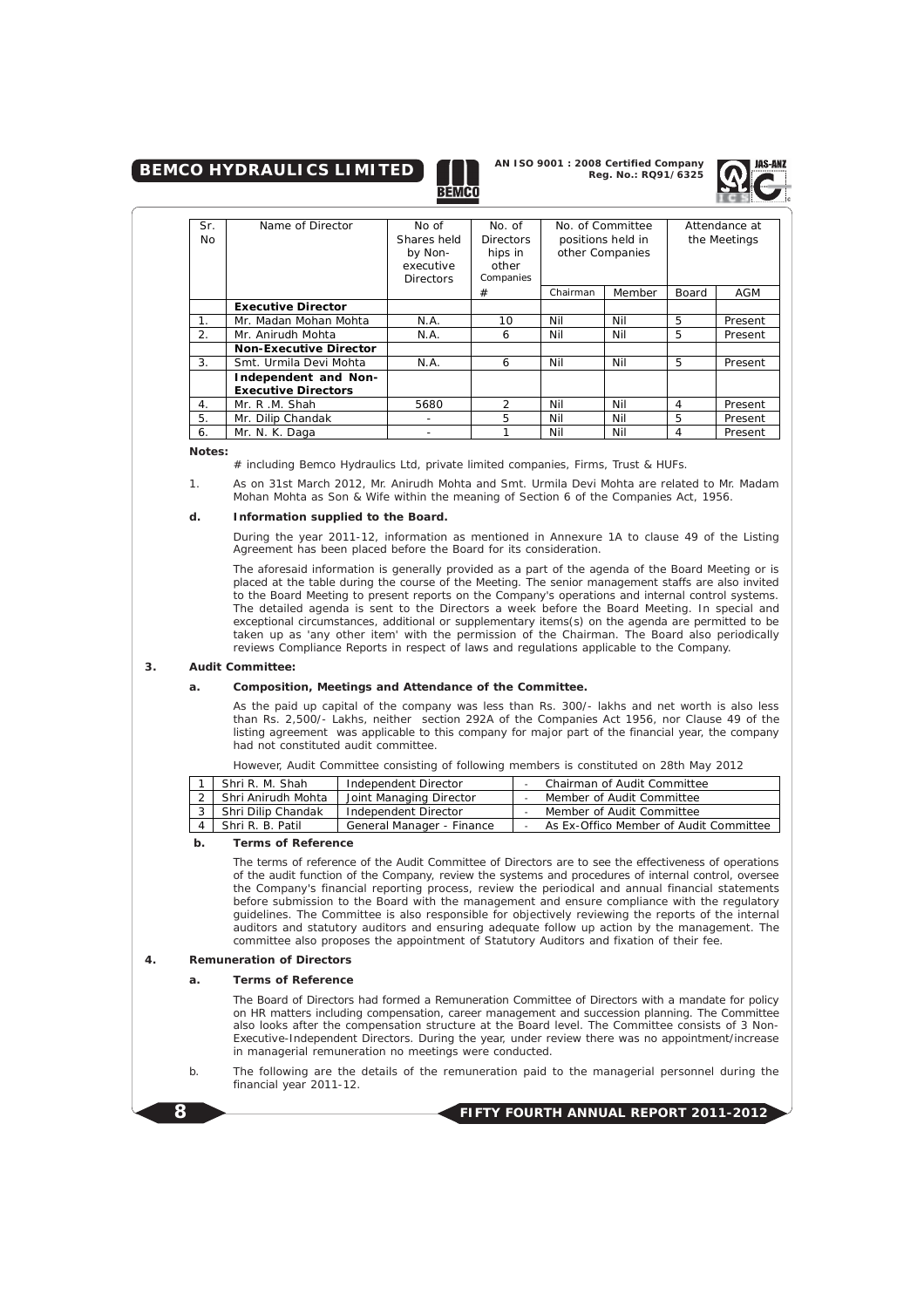| Sr. No | Name of Director | No of Shares held by Non-executive Directors | No. of Directorships in other Companies # | No. of Committee positions held in other Companies | | Attendance at the Meetings | |
|---|---|---|---|---|---|---|---|
| | | | | Chairman | Member | Board | AGM |
| | **Executive Director** | | | | | | |
| 1. | Mr. Madan Mohan Mohta | N.A. | 10 | Nil | Nil | 5 | Present |
| 2. | Mr. Anirudh Mohta | N.A. | 6 | Nil | Nil | 5 | Present |
| | **Non-Executive Director** | | | | | | |
| 3. | Smt. Urmila Devi Mohta | N.A. | 6 | Nil | Nil | 5 | Present |
| | **Independent and Non-Executive Directors** | | | | | | |
| 4. | Mr. R .M. Shah | 5680 | 2 | Nil | Nil | 4 | Present |
| 5. | Mr. Dilip Chandak | - | 5 | Nil | Nil | 5 | Present |
| 6. | Mr. N. K. Daga | - | 1 | Nil | Nil | 4 | Present |

**Notes:**

# including Bemco Hydraulics Ltd, private limited companies, Firms, Trust & HUFs.

1. As on 31st March 2012, Mr. Anirudh Mohta and Smt. Urmila Devi Mohta are related to Mr. Madam Mohan Mohta as Son & Wife within the meaning of Section 6 of the Companies Act, 1956.

**d. Information supplied to the Board.**

During the year 2011-12, information as mentioned in Annexure 1A to clause 49 of the Listing Agreement has been placed before the Board for its consideration.

The aforesaid information is generally provided as a part of the agenda of the Board Meeting or is placed at the table during the course of the Meeting. The senior management staffs are also invited to the Board Meeting to present reports on the Company's operations and internal control systems. The detailed agenda is sent to the Directors a week before the Board Meeting. In special and exceptional circumstances, additional or supplementary items(s) on the agenda are permitted to be taken up as 'any other item' with the permission of the Chairman. The Board also periodically reviews Compliance Reports in respect of laws and regulations applicable to the Company.

## 3. Audit Committee:

**a. Composition, Meetings and Attendance of the Committee.**

As the paid up capital of the company was less than Rs. 300/- lakhs and net worth is also less than Rs. 2,500/- Lakhs, neither section 292A of the Companies Act 1956, nor Clause 49 of the listing agreement was applicable to this company for major part of the financial year, the company had not constituted audit committee.

However, Audit Committee consisting of following members is constituted on 28th May 2012

| | | | |
|---|---|---|---|
| 1 | Shri R. M. Shah | Independent Director | - Chairman of Audit Committee |
| 2 | Shri Anirudh Mohta | Joint Managing Director | - Member of Audit Committee |
| 3 | Shri Dilip Chandak | Independent Director | - Member of Audit Committee |
| 4 | Shri R. B. Patil | General Manager - Finance | - As Ex-Offico Member of Audit Committee |

**b. Terms of Reference**

The terms of reference of the Audit Committee of Directors are to see the effectiveness of operations of the audit function of the Company, review the systems and procedures of internal control, oversee the Company's financial reporting process, review the periodical and annual financial statements before submission to the Board with the management and ensure compliance with the regulatory guidelines. The Committee is also responsible for objectively reviewing the reports of the internal auditors and statutory auditors and ensuring adequate follow up action by the management. The committee also proposes the appointment of Statutory Auditors and fixation of their fee.

## 4. Remuneration of Directors

**a. Terms of Reference**

The Board of Directors had formed a Remuneration Committee of Directors with a mandate for policy on HR matters including compensation, career management and succession planning. The Committee also looks after the compensation structure at the Board level. The Committee consists of 3 Non-Executive-Independent Directors. During the year, under review there was no appointment/increase in managerial remuneration no meetings were conducted.

b. The following are the details of the remuneration paid to the managerial personnel during the financial year 2011-12.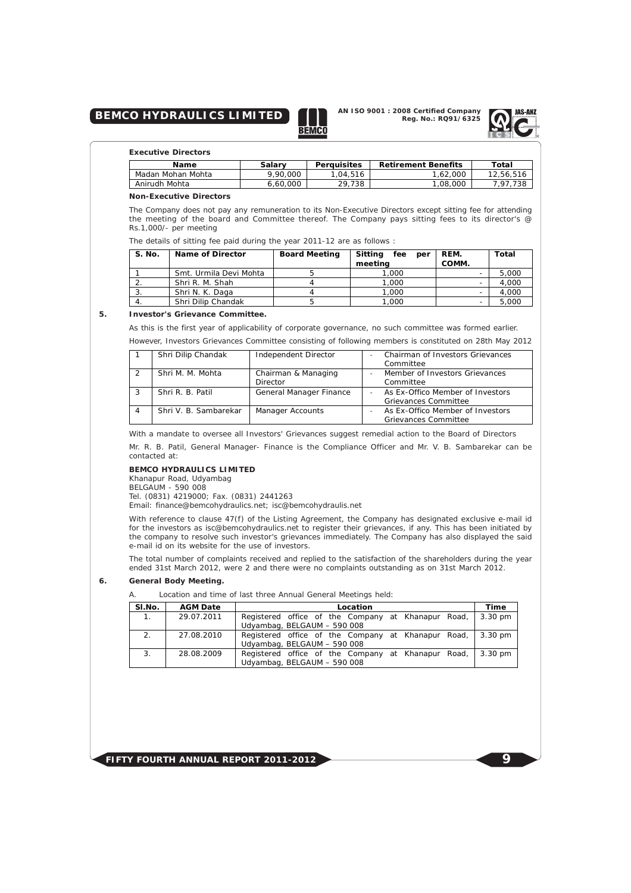**Executive Directors**

| Name | Salary | Perquisites | Retirement Benefits | Total |
|---|---|---|---|---|
| Madan Mohan Mohta | 9,90,000 | 1,04,516 | 1,62,000 | 12,56,516 |
| Anirudh Mohta | 6,60,000 | 29,738 | 1,08,000 | 7,97,738 |

**Non-Executive Directors**

The Company does not pay any remuneration to its Non-Executive Directors except sitting fee for attending the meeting of the board and Committee thereof. The Company pays sitting fees to its director's @ Rs.1,000/- per meeting

The details of sitting fee paid during the year 2011-12 are as follows :

| S. No. | Name of Director | Board Meeting | Sitting fee per meeting | REM. COMM. | Total |
|---|---|---|---|---|---|
| 1 | Smt. Urmila Devi Mohta | 5 | 1,000 | - | 5,000 |
| 2. | Shri R. M. Shah | 4 | 1,000 | - | 4,000 |
| 3. | Shri N. K. Daga | 4 | 1,000 | - | 4,000 |
| 4. | Shri Dilip Chandak | 5 | 1,000 | - | 5,000 |

**5. Investor's Grievance Committee.**

As this is the first year of applicability of corporate governance, no such committee was formed earlier.

However, Investors Grievances Committee consisting of following members is constituted on 28th May 2012

| | | | |
|---|---|---|---|
| 1 | Shri Dilip Chandak | Independent Director | - Chairman of Investors Grievances Committee |
| 2 | Shri M. M. Mohta | Chairman & Managing Director | - Member of Investors Grievances Committee |
| 3 | Shri R. B. Patil | General Manager Finance | - As Ex-Offico Member of Investors Grievances Committee |
| 4 | Shri V. B. Sambarekar | Manager Accounts | - As Ex-Offico Member of Investors Grievances Committee |

With a mandate to oversee all Investors' Grievances suggest remedial action to the Board of Directors

Mr. R. B. Patil, General Manager- Finance is the Compliance Officer and Mr. V. B. Sambarekar can be contacted at:

**BEMCO HYDRAULICS LIMITED**
Khanapur Road, Udyambag
BELGAUM - 590 008
Tel. (0831) 4219000; Fax. (0831) 2441263
Email: finance@bemcohydraulics.net; isc@bemcohydraulis.net

With reference to clause 47(f) of the Listing Agreement, the Company has designated exclusive e-mail id for the investors as isc@bemcohydraulics.net to register their grievances, if any. This has been initiated by the company to resolve such investor's grievances immediately. The Company has also displayed the said e-mail id on its website for the use of investors.

The total number of complaints received and replied to the satisfaction of the shareholders during the year ended 31st March 2012, were 2 and there were no complaints outstanding as on 31st March 2012.

**6. General Body Meeting.**

A. Location and time of last three Annual General Meetings held:

| Sl.No. | AGM Date | Location | Time |
|---|---|---|---|
| 1. | 29.07.2011 | Registered office of the Company at Khanapur Road, Udyambag, BELGAUM – 590 008 | 3.30 pm |
| 2. | 27.08.2010 | Registered office of the Company at Khanapur Road, Udyambag, BELGAUM – 590 008 | 3.30 pm |
| 3. | 28.08.2009 | Registered office of the Company at Khanapur Road, Udyambag, BELGAUM – 590 008 | 3.30 pm |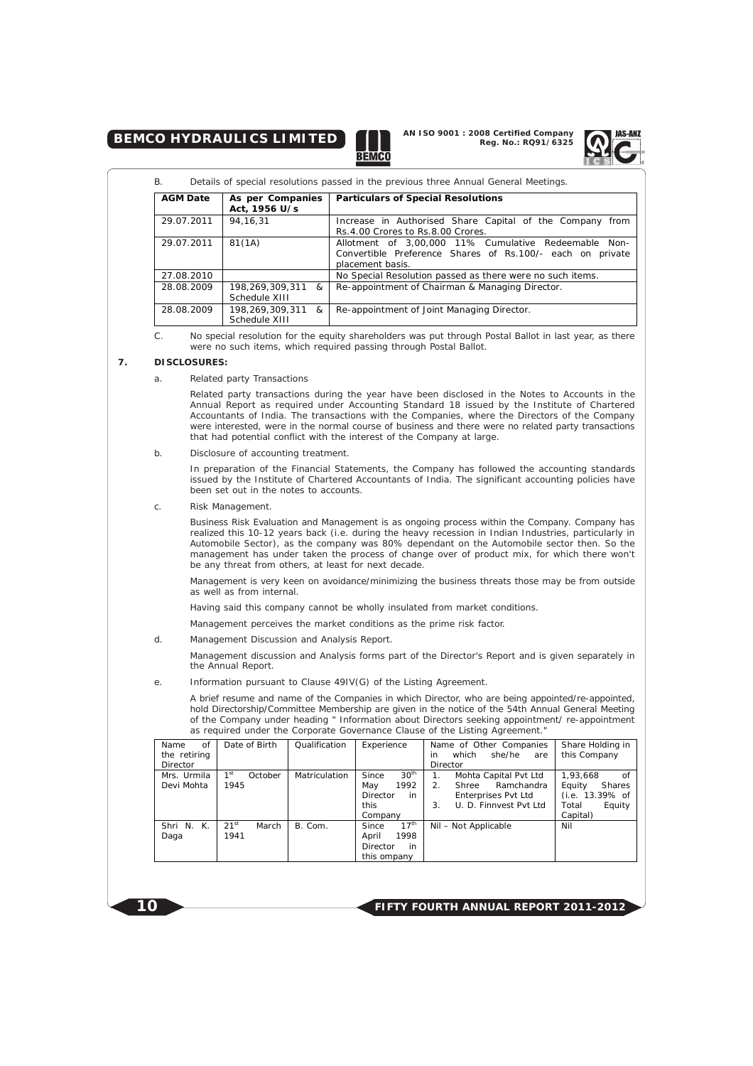B. Details of special resolutions passed in the previous three Annual General Meetings.

| AGM Date | As per Companies Act, 1956 U/s | Particulars of Special Resolutions |
|---|---|---|
| 29.07.2011 | 94,16,31 | Increase in Authorised Share Capital of the Company from Rs.4.00 Crores to Rs.8.00 Crores. |
| 29.07.2011 | 81(1A) | Allotment of 3,00,000 11% Cumulative Redeemable Non-Convertible Preference Shares of Rs.100/- each on private placement basis. |
| 27.08.2010 | | No Special Resolution passed as there were no such items. |
| 28.08.2009 | 198,269,309,311 & Schedule XIII | Re-appointment of Chairman & Managing Director. |
| 28.08.2009 | 198,269,309,311 & Schedule XIII | Re-appointment of Joint Managing Director. |

C. No special resolution for the equity shareholders was put through Postal Ballot in last year, as there were no such items, which required passing through Postal Ballot.

## 7. DISCLOSURES:

a. Related party Transactions

Related party transactions during the year have been disclosed in the Notes to Accounts in the Annual Report as required under Accounting Standard 18 issued by the Institute of Chartered Accountants of India. The transactions with the Companies, where the Directors of the Company were interested, were in the normal course of business and there were no related party transactions that had potential conflict with the interest of the Company at large.

b. Disclosure of accounting treatment.

In preparation of the Financial Statements, the Company has followed the accounting standards issued by the Institute of Chartered Accountants of India. The significant accounting policies have been set out in the notes to accounts.

c. Risk Management.

Business Risk Evaluation and Management is as ongoing process within the Company. Company has realized this 10-12 years back (i.e. during the heavy recession in Indian Industries, particularly in Automobile Sector), as the company was 80% dependant on the Automobile sector then. So the management has under taken the process of change over of product mix, for which there won't be any threat from others, at least for next decade.

Management is very keen on avoidance/minimizing the business threats those may be from outside as well as from internal.

Having said this company cannot be wholly insulated from market conditions.

Management perceives the market conditions as the prime risk factor.

d. Management Discussion and Analysis Report.

Management discussion and Analysis forms part of the Director's Report and is given separately in the Annual Report.

e. Information pursuant to Clause 49IV(G) of the Listing Agreement.

A brief resume and name of the Companies in which Director, who are being appointed/re-appointed, hold Directorship/Committee Membership are given in the notice of the 54th Annual General Meeting of the Company under heading " Information about Directors seeking appointment/ re-appointment as required under the Corporate Governance Clause of the Listing Agreement."

| Name of the retiring Director | Date of Birth | Qualification | Experience | Name of Other Companies in which she/he are Director | Share Holding in this Company |
|---|---|---|---|---|---|
| Mrs. Urmila Devi Mohta | 1st October 1945 | Matriculation | Since 30th May 1992 Director in this Company | 1. Mohta Capital Pvt Ltd<br>2. Shree Ramchandra Enterprises Pvt Ltd<br>3. U. D. Finnvest Pvt Ltd | 1,93,668 of Equity Shares (i.e. 13.39% of Total Equity Capital) |
| Shri N. K. Daga | 21st March 1941 | B. Com. | Since 17th April 1998 Director in this ompany | Nil – Not Applicable | Nil |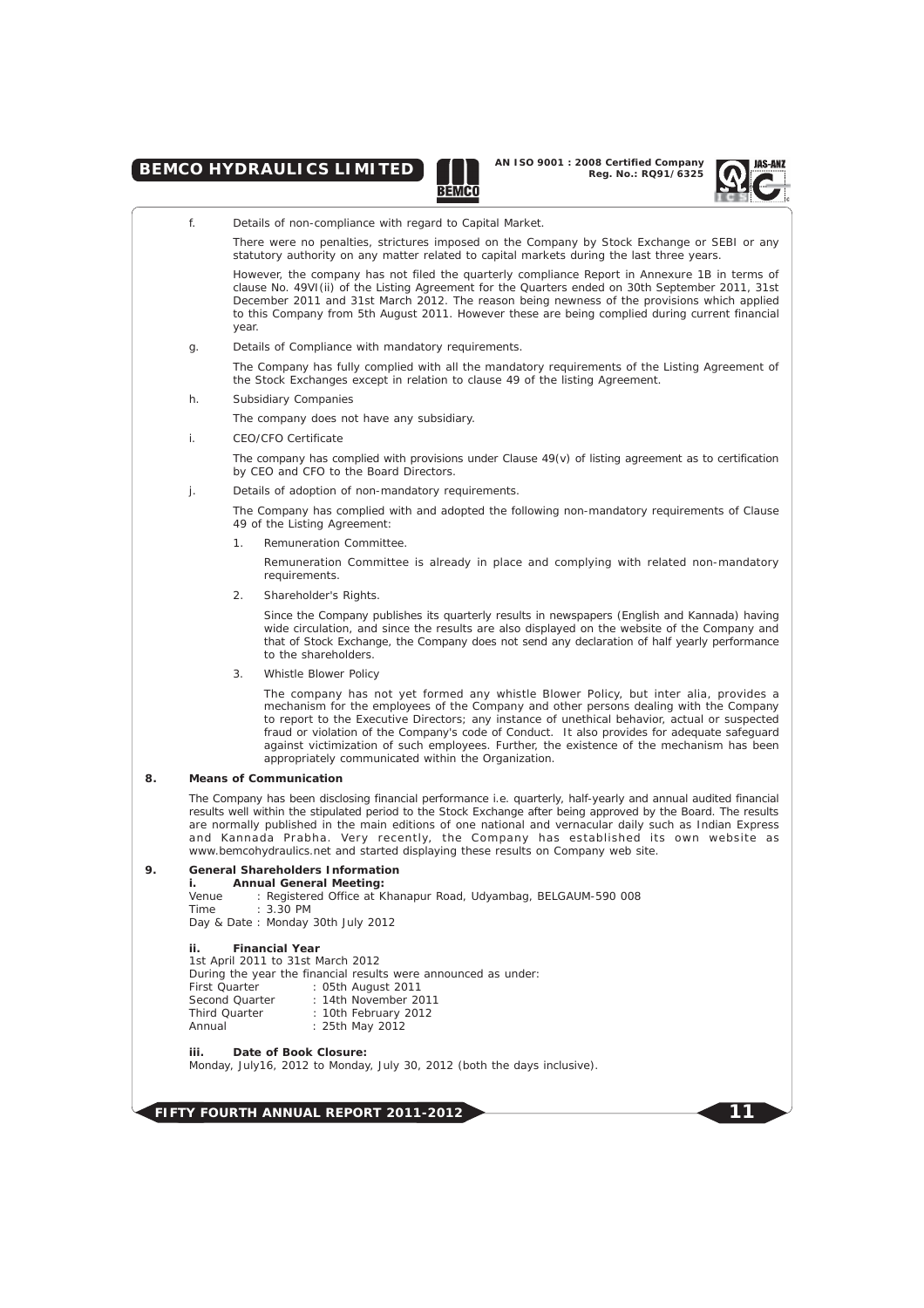f. Details of non-compliance with regard to Capital Market.

There were no penalties, strictures imposed on the Company by Stock Exchange or SEBI or any statutory authority on any matter related to capital markets during the last three years.

However, the company has not filed the quarterly compliance Report in Annexure 1B in terms of clause No. 49VI(ii) of the Listing Agreement for the Quarters ended on 30th September 2011, 31st December 2011 and 31st March 2012. The reason being newness of the provisions which applied to this Company from 5th August 2011. However these are being complied during current financial year.

g. Details of Compliance with mandatory requirements.

The Company has fully complied with all the mandatory requirements of the Listing Agreement of the Stock Exchanges except in relation to clause 49 of the listing Agreement.

h. Subsidiary Companies

The company does not have any subsidiary.

i. CEO/CFO Certificate

The company has complied with provisions under Clause 49(v) of listing agreement as to certification by CEO and CFO to the Board Directors.

j. Details of adoption of non-mandatory requirements.

The Company has complied with and adopted the following non-mandatory requirements of Clause 49 of the Listing Agreement:

1. Remuneration Committee.

   Remuneration Committee is already in place and complying with related non-mandatory requirements.

2. Shareholder's Rights.

   Since the Company publishes its quarterly results in newspapers (English and Kannada) having wide circulation, and since the results are also displayed on the website of the Company and that of Stock Exchange, the Company does not send any declaration of half yearly performance to the shareholders.

3. Whistle Blower Policy

   The company has not yet formed any whistle Blower Policy, but inter alia, provides a mechanism for the employees of the Company and other persons dealing with the Company to report to the Executive Directors; any instance of unethical behavior, actual or suspected fraud or violation of the Company's code of Conduct. It also provides for adequate safeguard against victimization of such employees. Further, the existence of the mechanism has been appropriately communicated within the Organization.

## 8. Means of Communication

The Company has been disclosing financial performance i.e. quarterly, half-yearly and annual audited financial results well within the stipulated period to the Stock Exchange after being approved by the Board. The results are normally published in the main editions of one national and vernacular daily such as Indian Express and Kannada Prabha. Very recently, the Company has established its own website as www.bemcohydraulics.net and started displaying these results on Company web site.

## 9. General Shareholders Information

### i. Annual General Meeting:

Venue : Registered Office at Khanapur Road, Udyambag, BELGAUM-590 008
Time : 3.30 PM
Day & Date : Monday 30th July 2012

### ii. Financial Year

1st April 2011 to 31st March 2012
During the year the financial results were announced as under:

First Quarter : 05th August 2011
Second Quarter : 14th November 2011
Third Quarter : 10th February 2012
Annual : 25th May 2012

### iii. Date of Book Closure:

Monday, July16, 2012 to Monday, July 30, 2012 (both the days inclusive).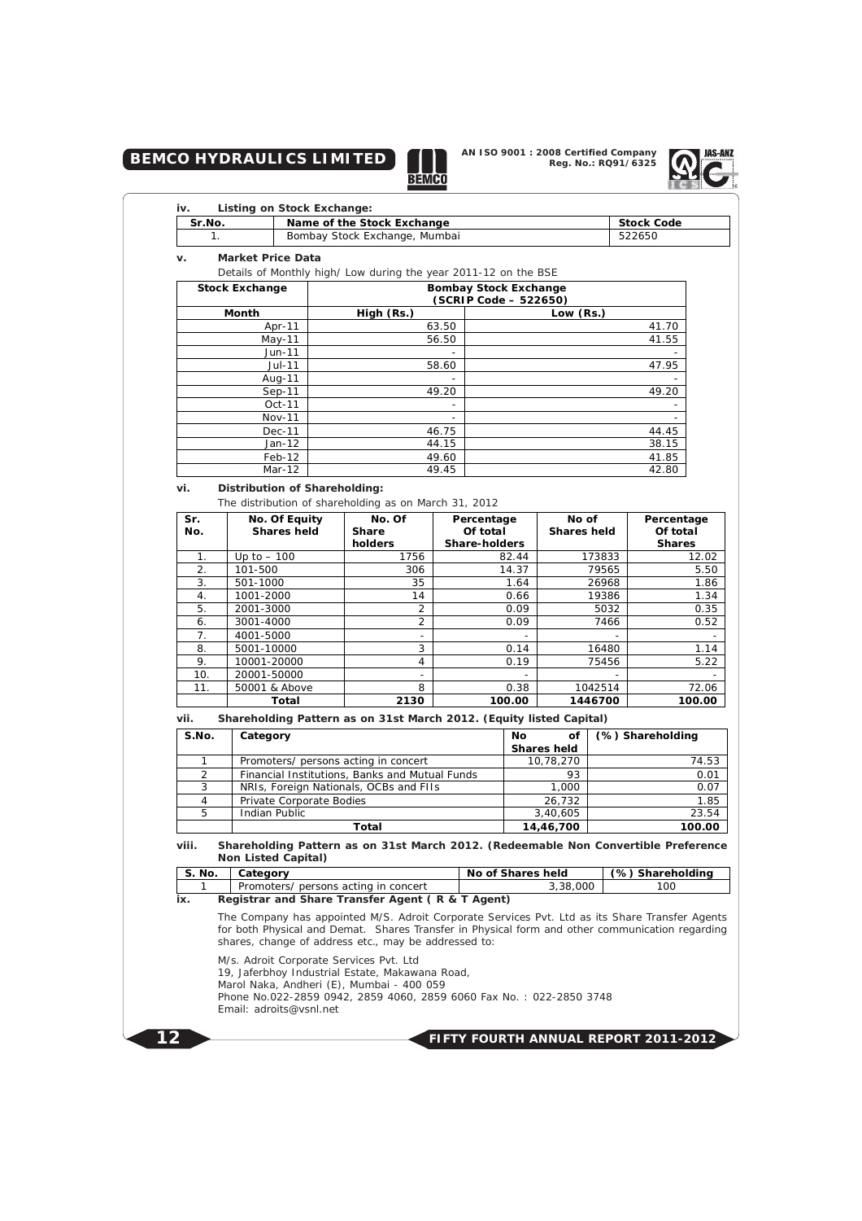**iv. Listing on Stock Exchange:**

| Sr.No. | Name of the Stock Exchange | Stock Code |
|---|---|---|
| 1. | Bombay Stock Exchange, Mumbai | 522650 |

**v. Market Price Data**

Details of Monthly high/ Low during the year 2011-12 on the BSE

| Stock Exchange | Bombay Stock Exchange (SCRIP Code – 522650) | |
|---|---|---|
| Month | High (Rs.) | Low (Rs.) |
| Apr-11 | 63.50 | 41.70 |
| May-11 | 56.50 | 41.55 |
| Jun-11 | - | - |
| Jul-11 | 58.60 | 47.95 |
| Aug-11 | - | - |
| Sep-11 | 49.20 | 49.20 |
| Oct-11 | - | - |
| Nov-11 | - | - |
| Dec-11 | 46.75 | 44.45 |
| Jan-12 | 44.15 | 38.15 |
| Feb-12 | 49.60 | 41.85 |
| Mar-12 | 49.45 | 42.80 |

**vi. Distribution of Shareholding:**

The distribution of shareholding as on March 31, 2012

| Sr. No. | No. Of Equity Shares held | No. Of Share holders | Percentage Of total Share-holders | No of Shares held | Percentage Of total Shares |
|---|---|---|---|---|---|
| 1. | Up to – 100 | 1756 | 82.44 | 173833 | 12.02 |
| 2. | 101-500 | 306 | 14.37 | 79565 | 5.50 |
| 3. | 501-1000 | 35 | 1.64 | 26968 | 1.86 |
| 4. | 1001-2000 | 14 | 0.66 | 19386 | 1.34 |
| 5. | 2001-3000 | 2 | 0.09 | 5032 | 0.35 |
| 6. | 3001-4000 | 2 | 0.09 | 7466 | 0.52 |
| 7. | 4001-5000 | - | - | - | - |
| 8. | 5001-10000 | 3 | 0.14 | 16480 | 1.14 |
| 9. | 10001-20000 | 4 | 0.19 | 75456 | 5.22 |
| 10. | 20001-50000 | - | - | - | - |
| 11. | 50001 & Above | 8 | 0.38 | 1042514 | 72.06 |
| | **Total** | **2130** | **100.00** | **1446700** | **100.00** |

**vii. Shareholding Pattern as on 31st March 2012. (Equity listed Capital)**

| S.No. | Category | No of Shares held | (%) Shareholding |
|---|---|---|---|
| 1 | Promoters/ persons acting in concert | 10,78,270 | 74.53 |
| 2 | Financial Institutions, Banks and Mutual Funds | 93 | 0.01 |
| 3 | NRIs, Foreign Nationals, OCBs and FIIs | 1,000 | 0.07 |
| 4 | Private Corporate Bodies | 26,732 | 1.85 |
| 5 | Indian Public | 3,40,605 | 23.54 |
| | **Total** | **14,46,700** | **100.00** |

**viii. Shareholding Pattern as on 31st March 2012. (Redeemable Non Convertible Preference Non Listed Capital)**

| S. No. | Category | No of Shares held | (%) Shareholding |
|---|---|---|---|
| 1 | Promoters/ persons acting in concert | 3,38,000 | 100 |

**ix. Registrar and Share Transfer Agent ( R & T Agent)**

The Company has appointed M/S. Adroit Corporate Services Pvt. Ltd as its Share Transfer Agents for both Physical and Demat. Shares Transfer in Physical form and other communication regarding shares, change of address etc., may be addressed to:

M/s. Adroit Corporate Services Pvt. Ltd
19, Jaferbhoy Industrial Estate, Makawana Road,
Marol Naka, Andheri (E), Mumbai - 400 059
Phone No.022-2859 0942, 2859 4060, 2859 6060 Fax No. : 022-2850 3748
Email: adroits@vsnl.net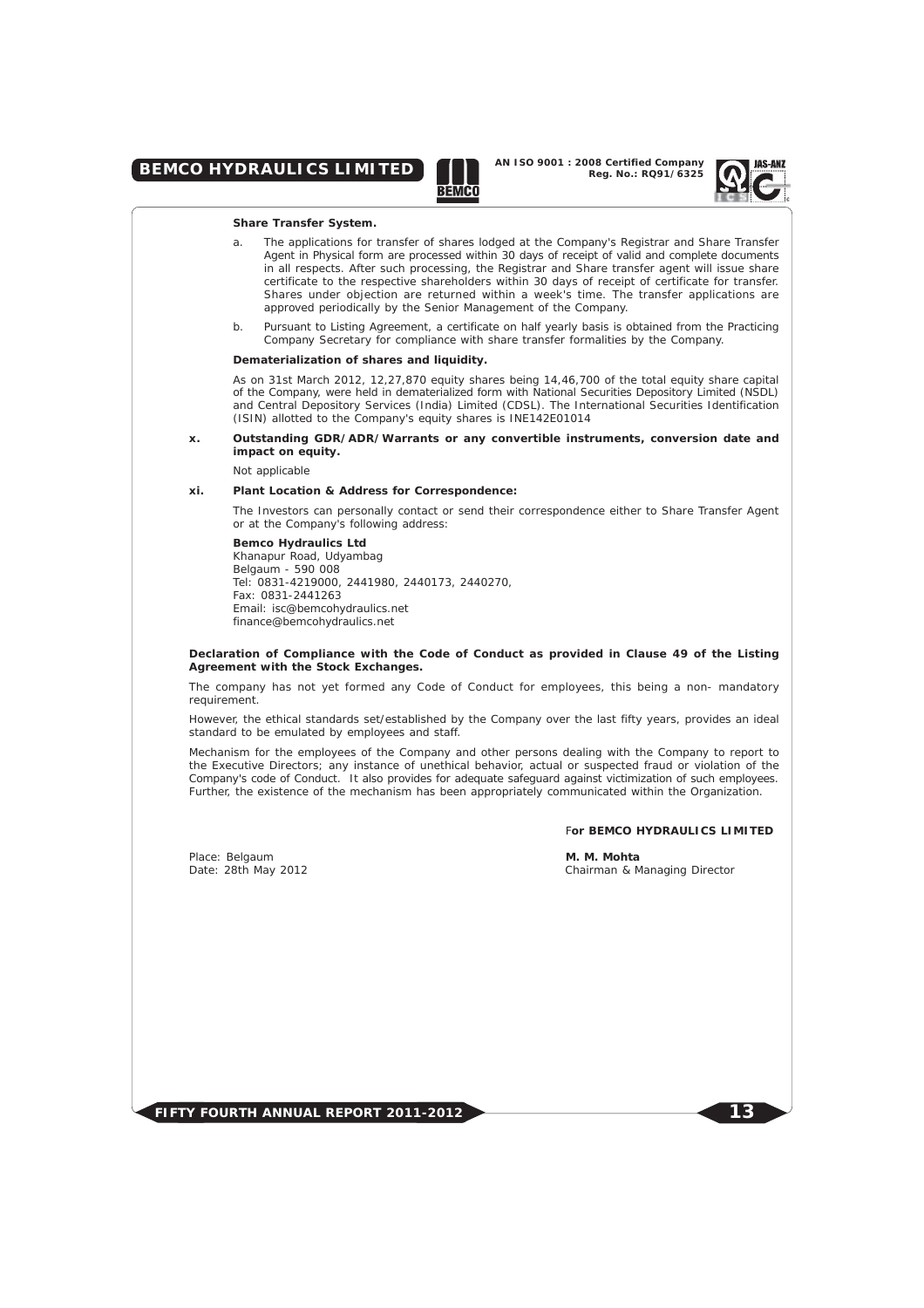**Share Transfer System.**

a. The applications for transfer of shares lodged at the Company's Registrar and Share Transfer Agent in Physical form are processed within 30 days of receipt of valid and complete documents in all respects. After such processing, the Registrar and Share transfer agent will issue share certificate to the respective shareholders within 30 days of receipt of certificate for transfer. Shares under objection are returned within a week's time. The transfer applications are approved periodically by the Senior Management of the Company.

b. Pursuant to Listing Agreement, a certificate on half yearly basis is obtained from the Practicing Company Secretary for compliance with share transfer formalities by the Company.

**Dematerialization of shares and liquidity.**

As on 31st March 2012, 12,27,870 equity shares being 14,46,700 of the total equity share capital of the Company, were held in dematerialized form with National Securities Depository Limited (NSDL) and Central Depository Services (India) Limited (CDSL). The International Securities Identification (ISIN) allotted to the Company's equity shares is INE142E01014

**x. Outstanding GDR/ADR/Warrants or any convertible instruments, conversion date and impact on equity.**

Not applicable

**xi. Plant Location & Address for Correspondence:**

The Investors can personally contact or send their correspondence either to Share Transfer Agent or at the Company's following address:

**Bemco Hydraulics Ltd**
Khanapur Road, Udyambag
Belgaum - 590 008
Tel: 0831-4219000, 2441980, 2440173, 2440270,
Fax: 0831-2441263
Email: isc@bemcohydraulics.net
finance@bemcohydraulics.net

**Declaration of Compliance with the Code of Conduct as provided in Clause 49 of the Listing Agreement with the Stock Exchanges.**

The company has not yet formed any Code of Conduct for employees, this being a non- mandatory requirement.

However, the ethical standards set/established by the Company over the last fifty years, provides an ideal standard to be emulated by employees and staff.

Mechanism for the employees of the Company and other persons dealing with the Company to report to the Executive Directors; any instance of unethical behavior, actual or suspected fraud or violation of the Company's code of Conduct. It also provides for adequate safeguard against victimization of such employees. Further, the existence of the mechanism has been appropriately communicated within the Organization.

**For BEMCO HYDRAULICS LIMITED**

Place: Belgaum
Date: 28th May 2012

**M. M. Mohta**
Chairman & Managing Director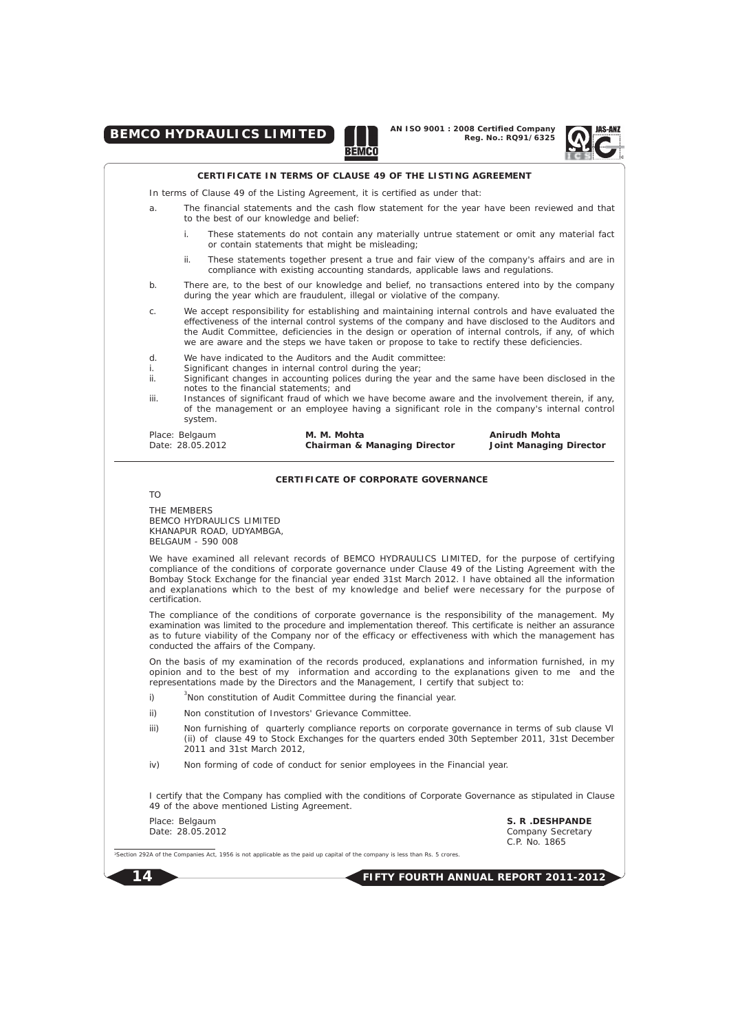## CERTIFICATE IN TERMS OF CLAUSE 49 OF THE LISTING AGREEMENT

In terms of Clause 49 of the Listing Agreement, it is certified as under that:

a. The financial statements and the cash flow statement for the year have been reviewed and that to the best of our knowledge and belief:

   i. These statements do not contain any materially untrue statement or omit any material fact or contain statements that might be misleading;

   ii. These statements together present a true and fair view of the company's affairs and are in compliance with existing accounting standards, applicable laws and regulations.

b. There are, to the best of our knowledge and belief, no transactions entered into by the company during the year which are fraudulent, illegal or violative of the company.

c. We accept responsibility for establishing and maintaining internal controls and have evaluated the effectiveness of the internal control systems of the company and have disclosed to the Auditors and the Audit Committee, deficiencies in the design or operation of internal controls, if any, of which we are aware and the steps we have taken or propose to take to rectify these deficiencies.

d. We have indicated to the Auditors and the Audit committee:

i. Significant changes in internal control during the year;

ii. Significant changes in accounting polices during the year and the same have been disclosed in the notes to the financial statements; and

iii. Instances of significant fraud of which we have become aware and the involvement therein, if any, of the management or an employee having a significant role in the company's internal control system.

Place: Belgaum
Date: 28.05.2012

**M. M. Mohta**
**Chairman & Managing Director**

**Anirudh Mohta**
**Joint Managing Director**

---

## CERTIFICATE OF CORPORATE GOVERNANCE

TO

THE MEMBERS
BEMCO HYDRAULICS LIMITED
KHANAPUR ROAD, UDYAMBGA,
BELGAUM - 590 008

We have examined all relevant records of BEMCO HYDRAULICS LIMITED, for the purpose of certifying compliance of the conditions of corporate governance under Clause 49 of the Listing Agreement with the Bombay Stock Exchange for the financial year ended 31st March 2012. I have obtained all the information and explanations which to the best of my knowledge and belief were necessary for the purpose of certification.

The compliance of the conditions of corporate governance is the responsibility of the management. My examination was limited to the procedure and implementation thereof. This certificate is neither an assurance as to future viability of the Company nor of the efficacy or effectiveness with which the management has conducted the affairs of the Company.

On the basis of my examination of the records produced, explanations and information furnished, in my opinion and to the best of my information and according to the explanations given to me and the representations made by the Directors and the Management, I certify that subject to:

i) [3]Non constitution of Audit Committee during the financial year.

ii) Non constitution of Investors' Grievance Committee.

iii) Non furnishing of quarterly compliance reports on corporate governance in terms of sub clause VI (ii) of clause 49 to Stock Exchanges for the quarters ended 30th September 2011, 31st December 2011 and 31st March 2012,

iv) Non forming of code of conduct for senior employees in the Financial year.

I certify that the Company has complied with the conditions of Corporate Governance as stipulated in Clause 49 of the above mentioned Listing Agreement.

Place: Belgaum
Date: 28.05.2012

**S. R .DESHPANDE**
Company Secretary
C.P. No. 1865

---

[3]Section 292A of the Companies Act, 1956 is not applicable as the paid up capital of the company is less than Rs. 5 crores.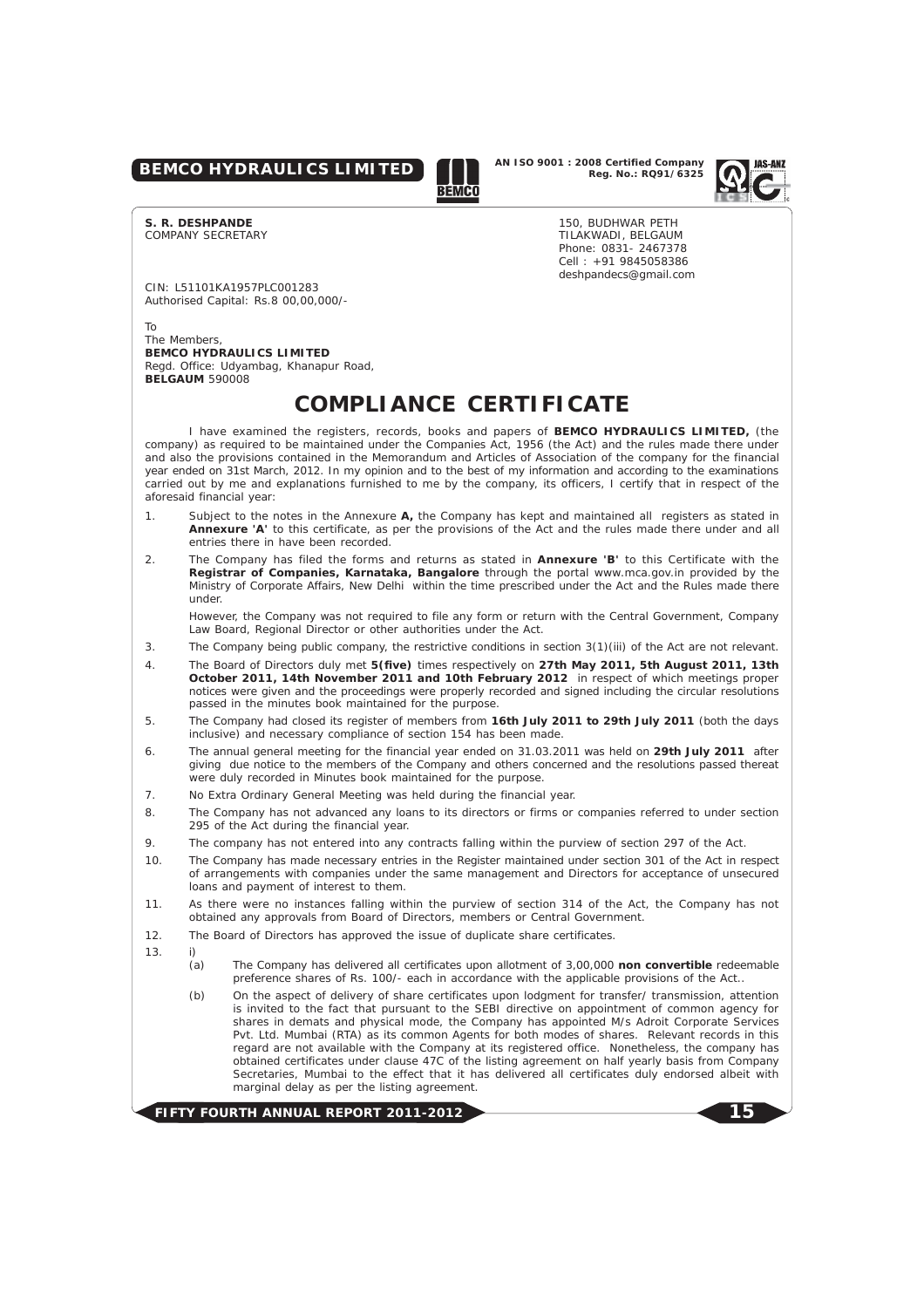**S. R. DESHPANDE**
COMPANY SECRETARY

150, BUDHWAR PETH
TILAKWADI, BELGAUM
Phone: 0831- 2467378
Cell : +91 9845058386
deshpandecs@gmail.com

CIN: L51101KA1957PLC001283
Authorised Capital: Rs.8 00,00,000/-

To
The Members,
**BEMCO HYDRAULICS LIMITED**
Regd. Office: Udyambag, Khanapur Road,
**BELGAUM** 590008

# COMPLIANCE CERTIFICATE

I have examined the registers, records, books and papers of **BEMCO HYDRAULICS LIMITED,** (the company) as required to be maintained under the Companies Act, 1956 (the Act) and the rules made there under and also the provisions contained in the Memorandum and Articles of Association of the company for the financial year ended on 31st March, 2012. In my opinion and to the best of my information and according to the examinations carried out by me and explanations furnished to me by the company, its officers, I certify that in respect of the aforesaid financial year:

1. Subject to the notes in the Annexure **A,** the Company has kept and maintained all registers as stated in **Annexure 'A'** to this certificate, as per the provisions of the Act and the rules made there under and all entries there in have been recorded.

2. The Company has filed the forms and returns as stated in **Annexure 'B'** to this Certificate with the **Registrar of Companies, Karnataka, Bangalore** through the portal www.mca.gov.in provided by the Ministry of Corporate Affairs, New Delhi within the time prescribed under the Act and the Rules made there under.

   However, the Company was not required to file any form or return with the Central Government, Company Law Board, Regional Director or other authorities under the Act.

3. The Company being public company, the restrictive conditions in section 3(1)(iii) of the Act are not relevant.

4. The Board of Directors duly met **5(five)** times respectively on **27th May 2011, 5th August 2011, 13th October 2011, 14th November 2011 and 10th February 2012** in respect of which meetings proper notices were given and the proceedings were properly recorded and signed including the circular resolutions passed in the minutes book maintained for the purpose.

5. The Company had closed its register of members from **16th July 2011 to 29th July 2011** (both the days inclusive) and necessary compliance of section 154 has been made.

6. The annual general meeting for the financial year ended on 31.03.2011 was held on **29th July 2011** after giving due notice to the members of the Company and others concerned and the resolutions passed thereat were duly recorded in Minutes book maintained for the purpose.

7. No Extra Ordinary General Meeting was held during the financial year.

8. The Company has not advanced any loans to its directors or firms or companies referred to under section 295 of the Act during the financial year.

9. The company has not entered into any contracts falling within the purview of section 297 of the Act.

10. The Company has made necessary entries in the Register maintained under section 301 of the Act in respect of arrangements with companies under the same management and Directors for acceptance of unsecured loans and payment of interest to them.

11. As there were no instances falling within the purview of section 314 of the Act, the Company has not obtained any approvals from Board of Directors, members or Central Government.

12. The Board of Directors has approved the issue of duplicate share certificates.

13. i)
    (a) The Company has delivered all certificates upon allotment of 3,00,000 **non convertible** redeemable preference shares of Rs. 100/- each in accordance with the applicable provisions of the Act..

    (b) On the aspect of delivery of share certificates upon lodgment for transfer/ transmission, attention is invited to the fact that pursuant to the SEBI directive on appointment of common agency for shares in demats and physical mode, the Company has appointed M/s Adroit Corporate Services Pvt. Ltd. Mumbai (RTA) as its common Agents for both modes of shares. Relevant records in this regard are not available with the Company at its registered office. Nonetheless, the company has obtained certificates under clause 47C of the listing agreement on half yearly basis from Company Secretaries, Mumbai to the effect that it has delivered all certificates duly endorsed albeit with marginal delay as per the listing agreement.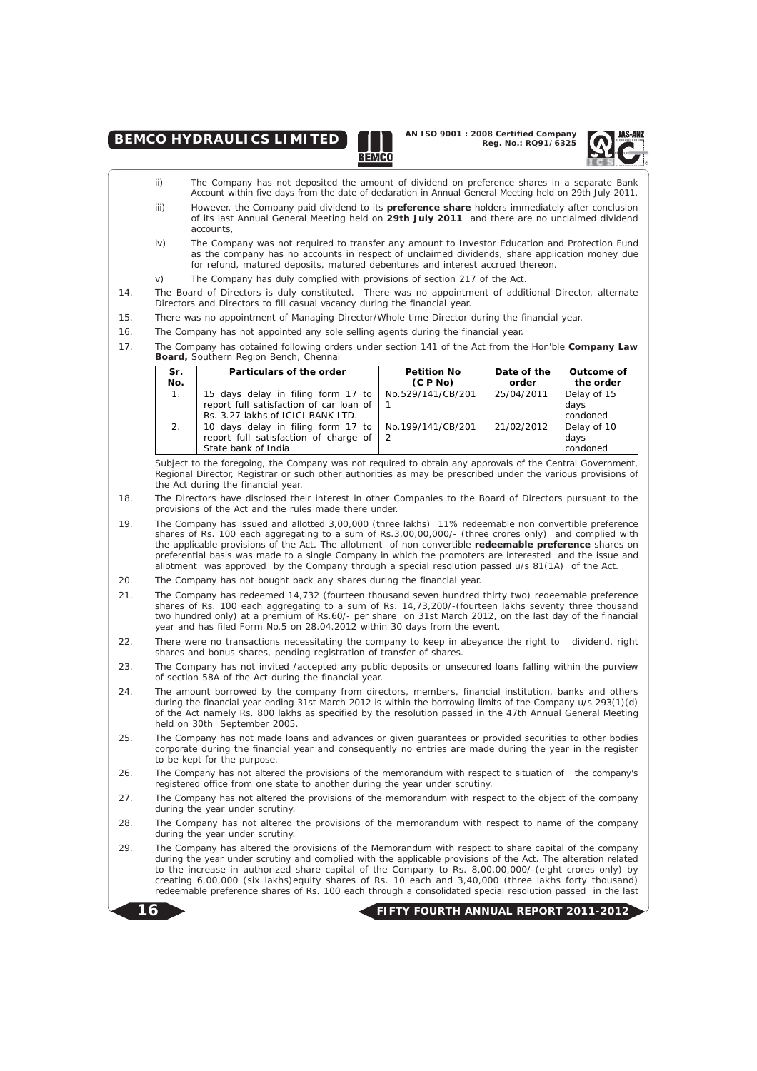ii) The Company has not deposited the amount of dividend on preference shares in a separate Bank Account within five days from the date of declaration in Annual General Meeting held on 29th July 2011,

iii) However, the Company paid dividend to its **preference share** holders immediately after conclusion of its last Annual General Meeting held on **29th July 2011** and there are no unclaimed dividend accounts,

iv) The Company was not required to transfer any amount to Investor Education and Protection Fund as the company has no accounts in respect of unclaimed dividends, share application money due for refund, matured deposits, matured debentures and interest accrued thereon.

v) The Company has duly complied with provisions of section 217 of the Act.

14. The Board of Directors is duly constituted. There was no appointment of additional Director, alternate Directors and Directors to fill casual vacancy during the financial year.

15. There was no appointment of Managing Director/Whole time Director during the financial year.

16. The Company has not appointed any sole selling agents during the financial year.

17. The Company has obtained following orders under section 141 of the Act from the Hon'ble **Company Law Board,** Southern Region Bench, Chennai

| Sr. No. | Particulars of the order | Petition No (C P No) | Date of the order | Outcome of the order |
|---|---|---|---|---|
| 1. | 15 days delay in filing form 17 to report full satisfaction of car loan of Rs. 3.27 lakhs of ICICI BANK LTD. | No.529/141/CB/2011 | 25/04/2011 | Delay of 15 days condoned |
| 2. | 10 days delay in filing form 17 to report full satisfaction of charge of State bank of India | No.199/141/CB/2012 | 21/02/2012 | Delay of 10 days condoned |

Subject to the foregoing, the Company was not required to obtain any approvals of the Central Government, Regional Director, Registrar or such other authorities as may be prescribed under the various provisions of the Act during the financial year.

18. The Directors have disclosed their interest in other Companies to the Board of Directors pursuant to the provisions of the Act and the rules made there under.

19. The Company has issued and allotted 3,00,000 (three lakhs) 11% redeemable non convertible preference shares of Rs. 100 each aggregating to a sum of Rs.3,00,00,000/- (three crores only) and complied with the applicable provisions of the Act. The allotment of non convertible **redeemable preference** shares on preferential basis was made to a single Company in which the promoters are interested and the issue and allotment was approved by the Company through a special resolution passed u/s 81(1A) of the Act.

20. The Company has not bought back any shares during the financial year.

21. The Company has redeemed 14,732 (fourteen thousand seven hundred thirty two) redeemable preference shares of Rs. 100 each aggregating to a sum of Rs. 14,73,200/-(fourteen lakhs seventy three thousand two hundred only) at a premium of Rs.60/- per share on 31st March 2012, on the last day of the financial year and has filed Form No.5 on 28.04.2012 within 30 days from the event.

22. There were no transactions necessitating the company to keep in abeyance the right to dividend, right shares and bonus shares, pending registration of transfer of shares.

23. The Company has not invited /accepted any public deposits or unsecured loans falling within the purview of section 58A of the Act during the financial year.

24. The amount borrowed by the company from directors, members, financial institution, banks and others during the financial year ending 31st March 2012 is within the borrowing limits of the Company u/s 293(1)(d) of the Act namely Rs. 800 lakhs as specified by the resolution passed in the 47th Annual General Meeting held on 30th September 2005.

25. The Company has not made loans and advances or given guarantees or provided securities to other bodies corporate during the financial year and consequently no entries are made during the year in the register to be kept for the purpose.

26. The Company has not altered the provisions of the memorandum with respect to situation of the company's registered office from one state to another during the year under scrutiny.

27. The Company has not altered the provisions of the memorandum with respect to the object of the company during the year under scrutiny.

28. The Company has not altered the provisions of the memorandum with respect to name of the company during the year under scrutiny.

29. The Company has altered the provisions of the Memorandum with respect to share capital of the company during the year under scrutiny and complied with the applicable provisions of the Act. The alteration related to the increase in authorized share capital of the Company to Rs. 8,00,00,000/-(eight crores only) by creating 6,00,000 (six lakhs)equity shares of Rs. 10 each and 3,40,000 (three lakhs forty thousand) redeemable preference shares of Rs. 100 each through a consolidated special resolution passed in the last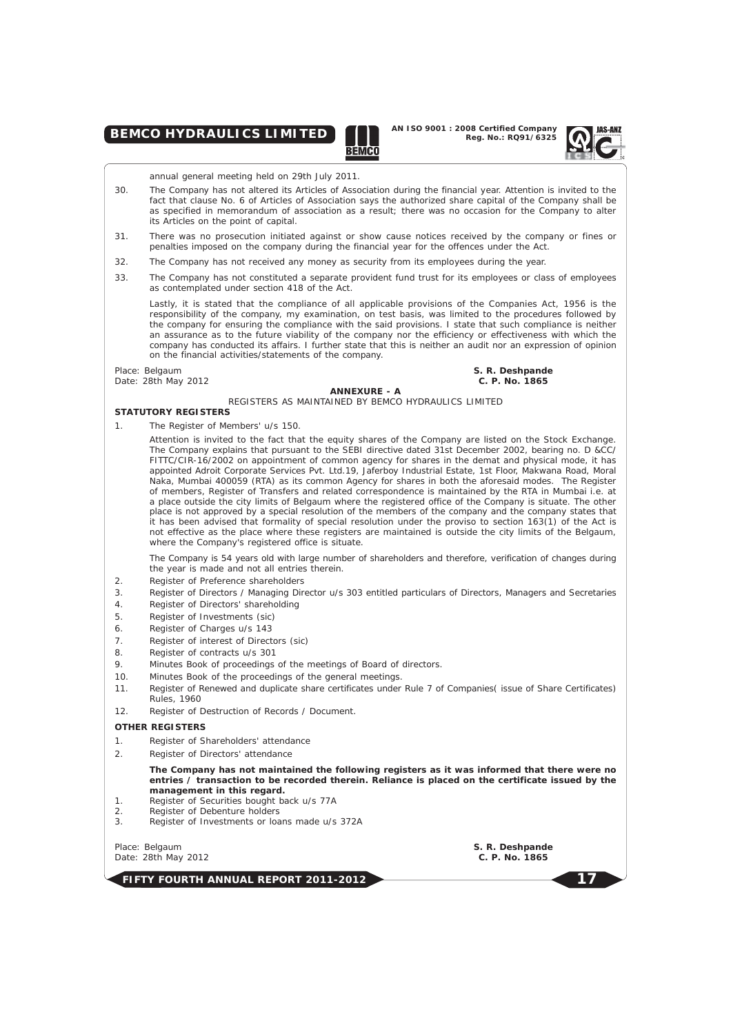annual general meeting held on 29th July 2011.

30. The Company has not altered its Articles of Association during the financial year. Attention is invited to the fact that clause No. 6 of Articles of Association says the authorized share capital of the Company shall be as specified in memorandum of association as a result; there was no occasion for the Company to alter its Articles on the point of capital.

31. There was no prosecution initiated against or show cause notices received by the company or fines or penalties imposed on the company during the financial year for the offences under the Act.

32. The Company has not received any money as security from its employees during the year.

33. The Company has not constituted a separate provident fund trust for its employees or class of employees as contemplated under section 418 of the Act.

Lastly, it is stated that the compliance of all applicable provisions of the Companies Act, 1956 is the responsibility of the company, my examination, on test basis, was limited to the procedures followed by the company for ensuring the compliance with the said provisions. I state that such compliance is neither an assurance as to the future viability of the company nor the efficiency or effectiveness with which the company has conducted its affairs. I further state that this is neither an audit nor an expression of opinion on the financial activities/statements of the company.

Place: Belgaum
Date: 28th May 2012

**S. R. Deshpande**
**C. P. No. 1865**

## ANNEXURE - A

REGISTERS AS MAINTAINED BY BEMCO HYDRAULICS LIMITED

### STATUTORY REGISTERS

1. The Register of Members' u/s 150.

   Attention is invited to the fact that the equity shares of the Company are listed on the Stock Exchange. The Company explains that pursuant to the SEBI directive dated 31st December 2002, bearing no. D &CC/FITTC/CIR-16/2002 on appointment of common agency for shares in the demat and physical mode, it has appointed Adroit Corporate Services Pvt. Ltd.19, Jaferboy Industrial Estate, 1st Floor, Makwana Road, Moral Naka, Mumbai 400059 (RTA) as its common Agency for shares in both the aforesaid modes. The Register of members, Register of Transfers and related correspondence is maintained by the RTA in Mumbai i.e. at a place outside the city limits of Belgaum where the registered office of the Company is situate. The other place is not approved by a special resolution of the members of the company and the company states that it has been advised that formality of special resolution under the proviso to section 163(1) of the Act is not effective as the place where these registers are maintained is outside the city limits of the Belgaum, where the Company's registered office is situate.

   The Company is 54 years old with large number of shareholders and therefore, verification of changes during the year is made and not all entries therein.

2. Register of Preference shareholders
3. Register of Directors / Managing Director u/s 303 entitled particulars of Directors, Managers and Secretaries
4. Register of Directors' shareholding
5. Register of Investments (sic)
6. Register of Charges u/s 143
7. Register of interest of Directors (sic)
8. Register of contracts u/s 301
9. Minutes Book of proceedings of the meetings of Board of directors.
10. Minutes Book of the proceedings of the general meetings.
11. Register of Renewed and duplicate share certificates under Rule 7 of Companies( issue of Share Certificates) Rules, 1960
12. Register of Destruction of Records / Document.

### OTHER REGISTERS

1. Register of Shareholders' attendance
2. Register of Directors' attendance

**The Company has not maintained the following registers as it was informed that there were no entries / transaction to be recorded therein. Reliance is placed on the certificate issued by the management in this regard.**

1. Register of Securities bought back u/s 77A
2. Register of Debenture holders
3. Register of Investments or loans made u/s 372A

Place: Belgaum
Date: 28th May 2012

**S. R. Deshpande**
**C. P. No. 1865**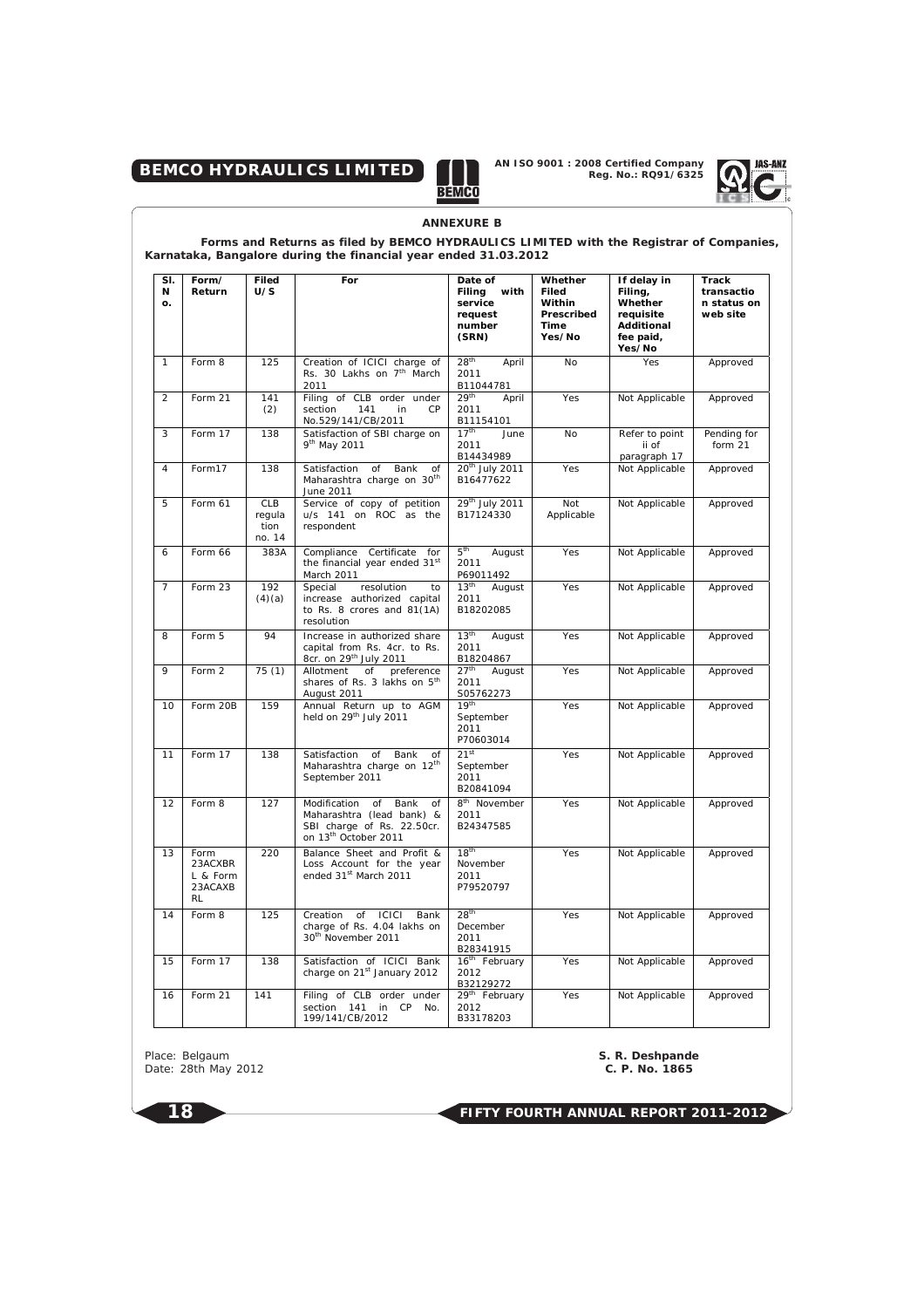## ANNEXURE B

**Forms and Returns as filed by BEMCO HYDRAULICS LIMITED with the Registrar of Companies, Karnataka, Bangalore during the financial year ended 31.03.2012**

| Sl. No. | Form/ Return | Filed U/S | For | Date of Filing with service request number (SRN) | Whether Filed Within Prescribed Time Yes/No | If delay in Filing, Whether requisite Additional fee paid, Yes/No | Track transaction status on web site |
|---|---|---|---|---|---|---|---|
| 1 | Form 8 | 125 | Creation of ICICI charge of Rs. 30 Lakhs on 7th March 2011 | 28th April 2011 B11044781 | No | Yes | Approved |
| 2 | Form 21 | 141 (2) | Filing of CLB order under section 141 in CP No.529/141/CB/2011 | 29th April 2011 B11154101 | Yes | Not Applicable | Approved |
| 3 | Form 17 | 138 | Satisfaction of SBI charge on 9th May 2011 | 17th June 2011 B14434989 | No | Refer to point ii of paragraph 17 | Pending for form 21 |
| 4 | Form17 | 138 | Satisfaction of Bank of Maharashtra charge on 30th June 2011 | 20th July 2011 B16477622 | Yes | Not Applicable | Approved |
| 5 | Form 61 | CLB regulation no. 14 | Service of copy of petition u/s 141 on ROC as the respondent | 29th July 2011 B17124330 | Not Applicable | Not Applicable | Approved |
| 6 | Form 66 | 383A | Compliance Certificate for the financial year ended 31st March 2011 | 5th August 2011 P69011492 | Yes | Not Applicable | Approved |
| 7 | Form 23 | 192 (4)(a) | Special resolution to increase authorized capital to Rs. 8 crores and 81(1A) resolution | 13th August 2011 B18202085 | Yes | Not Applicable | Approved |
| 8 | Form 5 | 94 | Increase in authorized share capital from Rs. 4cr. to Rs. 8cr. on 29th July 2011 | 13th August 2011 B18204867 | Yes | Not Applicable | Approved |
| 9 | Form 2 | 75 (1) | Allotment of preference shares of Rs. 3 lakhs on 5th August 2011 | 27th August 2011 S05762273 | Yes | Not Applicable | Approved |
| 10 | Form 20B | 159 | Annual Return up to AGM held on 29th July 2011 | 19th September 2011 P70603014 | Yes | Not Applicable | Approved |
| 11 | Form 17 | 138 | Satisfaction of Bank of Maharashtra charge on 12th September 2011 | 21st September 2011 B20841094 | Yes | Not Applicable | Approved |
| 12 | Form 8 | 127 | Modification of Bank of Maharashtra (lead bank) & SBI charge of Rs. 22.50cr. on 13th October 2011 | 8th November 2011 B24347585 | Yes | Not Applicable | Approved |
| 13 | Form 23ACXBRL & Form 23ACAXBRL | 220 | Balance Sheet and Profit & Loss Account for the year ended 31st March 2011 | 18th November 2011 P79520797 | Yes | Not Applicable | Approved |
| 14 | Form 8 | 125 | Creation of ICICI Bank charge of Rs. 4.04 lakhs on 30th November 2011 | 28th December 2011 B28341915 | Yes | Not Applicable | Approved |
| 15 | Form 17 | 138 | Satisfaction of ICICI Bank charge on 21st January 2012 | 16th February 2012 B32129272 | Yes | Not Applicable | Approved |
| 16 | Form 21 | 141 | Filing of CLB order under section 141 in CP No. 199/141/CB/2012 | 29th February 2012 B33178203 | Yes | Not Applicable | Approved |

Place: Belgaum
Date: 28th May 2012

**S. R. Deshpande**
**C. P. No. 1865**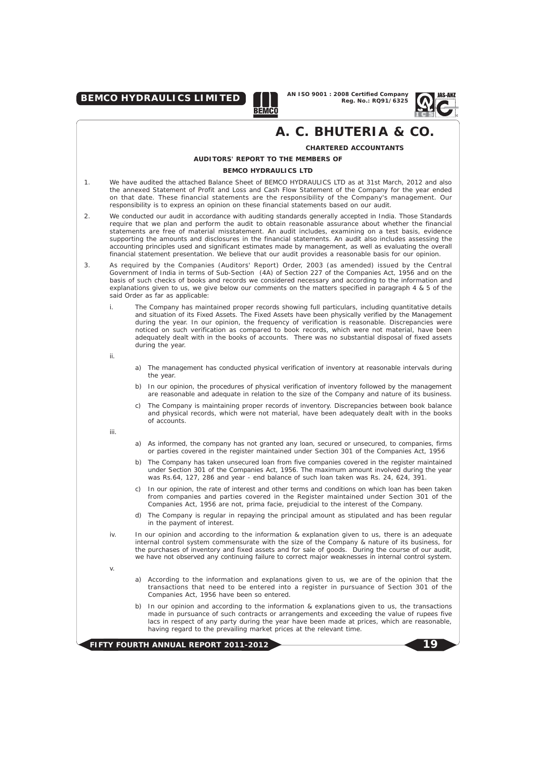# A. C. BHUTERIA & CO.

**CHARTERED ACCOUNTANTS**

**AUDITORS' REPORT TO THE MEMBERS OF**

**BEMCO HYDRAULICS LTD**

1. We have audited the attached Balance Sheet of BEMCO HYDRAULICS LTD as at 31st March, 2012 and also the annexed Statement of Profit and Loss and Cash Flow Statement of the Company for the year ended on that date. These financial statements are the responsibility of the Company's management. Our responsibility is to express an opinion on these financial statements based on our audit.

2. We conducted our audit in accordance with auditing standards generally accepted in India. Those Standards require that we plan and perform the audit to obtain reasonable assurance about whether the financial statements are free of material misstatement. An audit includes, examining on a test basis, evidence supporting the amounts and disclosures in the financial statements. An audit also includes assessing the accounting principles used and significant estimates made by management, as well as evaluating the overall financial statement presentation. We believe that our audit provides a reasonable basis for our opinion.

3. As required by the Companies (Auditors' Report) Order, 2003 (as amended) issued by the Central Government of India in terms of Sub-Section (4A) of Section 227 of the Companies Act, 1956 and on the basis of such checks of books and records we considered necessary and according to the information and explanations given to us, we give below our comments on the matters specified in paragraph 4 & 5 of the said Order as far as applicable:

   i. The Company has maintained proper records showing full particulars, including quantitative details and situation of its Fixed Assets. The Fixed Assets have been physically verified by the Management during the year. In our opinion, the frequency of verification is reasonable. Discrepancies were noticed on such verification as compared to book records, which were not material, have been adequately dealt with in the books of accounts. There was no substantial disposal of fixed assets during the year.

   ii.
      a) The management has conducted physical verification of inventory at reasonable intervals during the year.

      b) In our opinion, the procedures of physical verification of inventory followed by the management are reasonable and adequate in relation to the size of the Company and nature of its business.

      c) The Company is maintaining proper records of inventory. Discrepancies between book balance and physical records, which were not material, have been adequately dealt with in the books of accounts.

   iii.
      a) As informed, the company has not granted any loan, secured or unsecured, to companies, firms or parties covered in the register maintained under Section 301 of the Companies Act, 1956

      b) The Company has taken unsecured loan from five companies covered in the register maintained under Section 301 of the Companies Act, 1956. The maximum amount involved during the year was Rs.64, 127, 286 and year - end balance of such loan taken was Rs. 24, 624, 391.

      c) In our opinion, the rate of interest and other terms and conditions on which loan has been taken from companies and parties covered in the Register maintained under Section 301 of the Companies Act, 1956 are not, prima facie, prejudicial to the interest of the Company.

      d) The Company is regular in repaying the principal amount as stipulated and has been regular in the payment of interest.

   iv. In our opinion and according to the information & explanation given to us, there is an adequate internal control system commensurate with the size of the Company & nature of its business, for the purchases of inventory and fixed assets and for sale of goods. During the course of our audit, we have not observed any continuing failure to correct major weaknesses in internal control system.

   v.
      a) According to the information and explanations given to us, we are of the opinion that the transactions that need to be entered into a register in pursuance of Section 301 of the Companies Act, 1956 have been so entered.

      b) In our opinion and according to the information & explanations given to us, the transactions made in pursuance of such contracts or arrangements and exceeding the value of rupees five lacs in respect of any party during the year have been made at prices, which are reasonable, having regard to the prevailing market prices at the relevant time.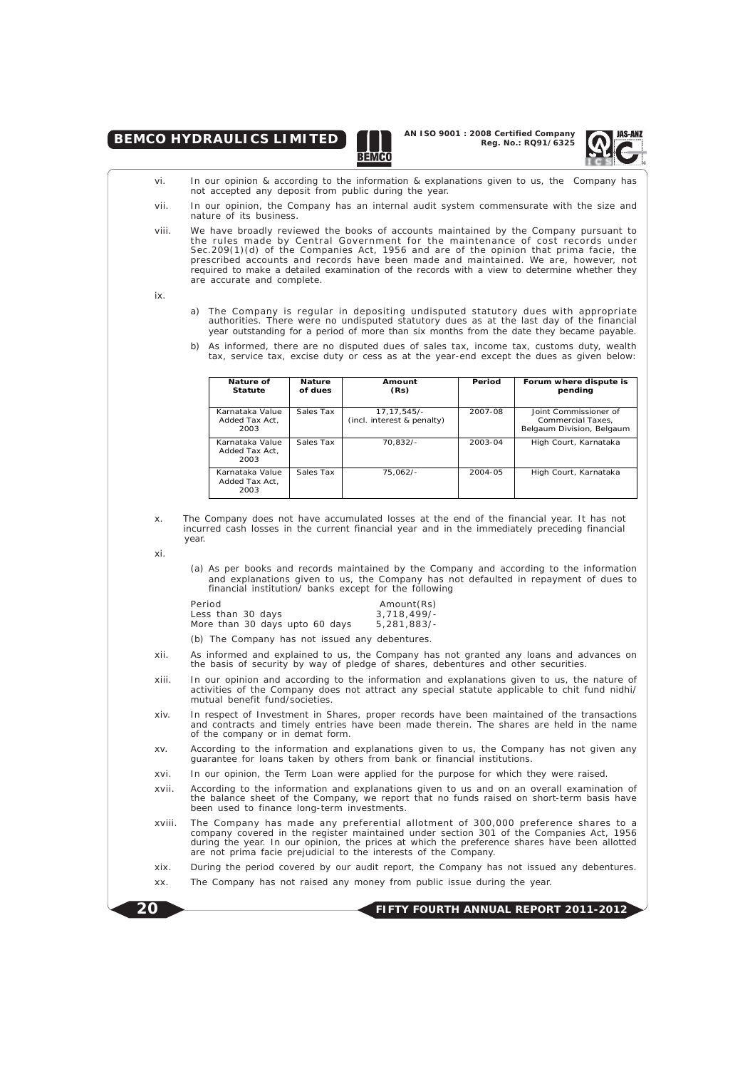vi. In our opinion & according to the information & explanations given to us, the Company has not accepted any deposit from public during the year.

vii. In our opinion, the Company has an internal audit system commensurate with the size and nature of its business.

viii. We have broadly reviewed the books of accounts maintained by the Company pursuant to the rules made by Central Government for the maintenance of cost records under Sec.209(1)(d) of the Companies Act, 1956 and are of the opinion that prima facie, the prescribed accounts and records have been made and maintained. We are, however, not required to make a detailed examination of the records with a view to determine whether they are accurate and complete.

ix.

a) The Company is regular in depositing undisputed statutory dues with appropriate authorities. There were no undisputed statutory dues as at the last day of the financial year outstanding for a period of more than six months from the date they became payable.

b) As informed, there are no disputed dues of sales tax, income tax, customs duty, wealth tax, service tax, excise duty or cess as at the year-end except the dues as given below:

| Nature of Statute | Nature of dues | Amount (Rs) | Period | Forum where dispute is pending |
|---|---|---|---|---|
| Karnataka Value Added Tax Act, 2003 | Sales Tax | 17,17,545/- (incl. interest & penalty) | 2007-08 | Joint Commissioner of Commercial Taxes, Belgaum Division, Belgaum |
| Karnataka Value Added Tax Act, 2003 | Sales Tax | 70,832/- | 2003-04 | High Court, Karnataka |
| Karnataka Value Added Tax Act, 2003 | Sales Tax | 75,062/- | 2004-05 | High Court, Karnataka |

x. The Company does not have accumulated losses at the end of the financial year. It has not incurred cash losses in the current financial year and in the immediately preceding financial year.

xi.

(a) As per books and records maintained by the Company and according to the information and explanations given to us, the Company has not defaulted in repayment of dues to financial institution/ banks except for the following

| Period | Amount(Rs) |
|---|---|
| Less than 30 days | 3,718,499/- |
| More than 30 days upto 60 days | 5,281,883/- |

(b) The Company has not issued any debentures.

xii. As informed and explained to us, the Company has not granted any loans and advances on the basis of security by way of pledge of shares, debentures and other securities.

xiii. In our opinion and according to the information and explanations given to us, the nature of activities of the Company does not attract any special statute applicable to chit fund nidhi/ mutual benefit fund/societies.

xiv. In respect of Investment in Shares, proper records have been maintained of the transactions and contracts and timely entries have been made therein. The shares are held in the name of the company or in demat form.

xv. According to the information and explanations given to us, the Company has not given any guarantee for loans taken by others from bank or financial institutions.

xvi. In our opinion, the Term Loan were applied for the purpose for which they were raised.

xvii. According to the information and explanations given to us and on an overall examination of the balance sheet of the Company, we report that no funds raised on short-term basis have been used to finance long-term investments.

xviii. The Company has made any preferential allotment of 300,000 preference shares to a company covered in the register maintained under section 301 of the Companies Act, 1956 during the year. In our opinion, the prices at which the preference shares have been allotted are not prima facie prejudicial to the interests of the Company.

xix. During the period covered by our audit report, the Company has not issued any debentures.

xx. The Company has not raised any money from public issue during the year.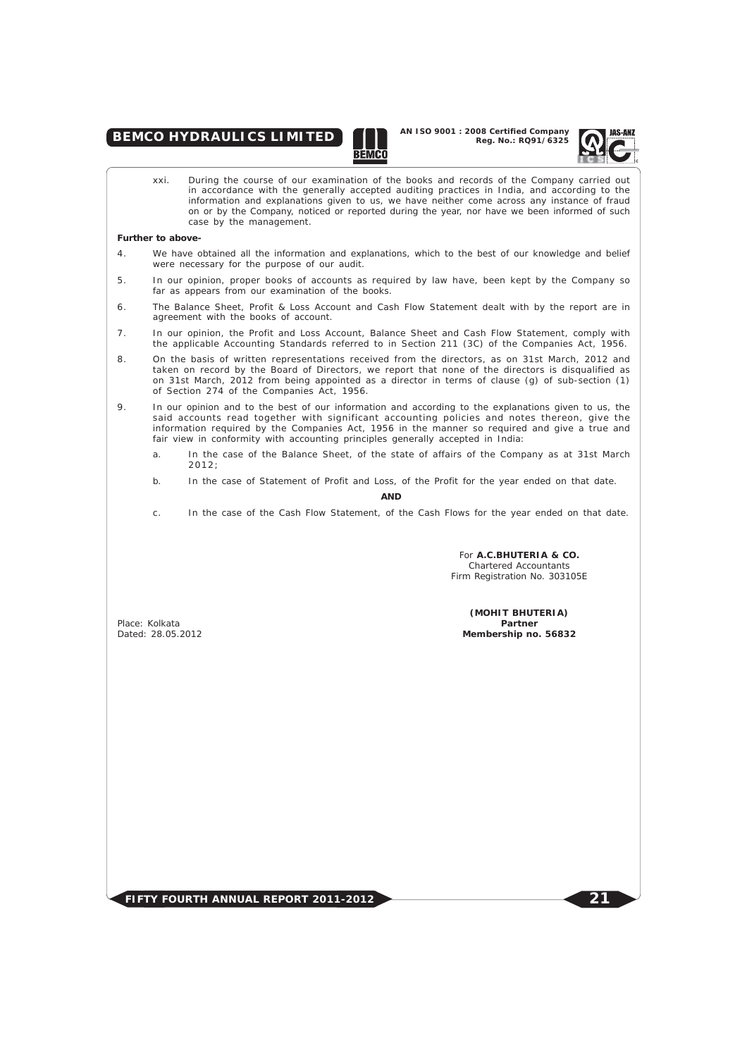xxi. During the course of our examination of the books and records of the Company carried out in accordance with the generally accepted auditing practices in India, and according to the information and explanations given to us, we have neither come across any instance of fraud on or by the Company, noticed or reported during the year, nor have we been informed of such case by the management.

**Further to above-**

4. We have obtained all the information and explanations, which to the best of our knowledge and belief were necessary for the purpose of our audit.

5. In our opinion, proper books of accounts as required by law have, been kept by the Company so far as appears from our examination of the books.

6. The Balance Sheet, Profit & Loss Account and Cash Flow Statement dealt with by the report are in agreement with the books of account.

7. In our opinion, the Profit and Loss Account, Balance Sheet and Cash Flow Statement, comply with the applicable Accounting Standards referred to in Section 211 (3C) of the Companies Act, 1956.

8. On the basis of written representations received from the directors, as on 31st March, 2012 and taken on record by the Board of Directors, we report that none of the directors is disqualified as on 31st March, 2012 from being appointed as a director in terms of clause (g) of sub-section (1) of Section 274 of the Companies Act, 1956.

9. In our opinion and to the best of our information and according to the explanations given to us, the said accounts read together with significant accounting policies and notes thereon, give the information required by the Companies Act, 1956 in the manner so required and give a true and fair view in conformity with accounting principles generally accepted in India:

   a. In the case of the Balance Sheet, of the state of affairs of the Company as at 31st March 2012;

   b. In the case of Statement of Profit and Loss, of the Profit for the year ended on that date.

   **AND**

   c. In the case of the Cash Flow Statement, of the Cash Flows for the year ended on that date.

For **A.C.BHUTERIA & CO.**
Chartered Accountants
Firm Registration No. 303105E

**(MOHIT BHUTERIA)**
**Partner**
**Membership no. 56832**

Place: Kolkata
Dated: 28.05.2012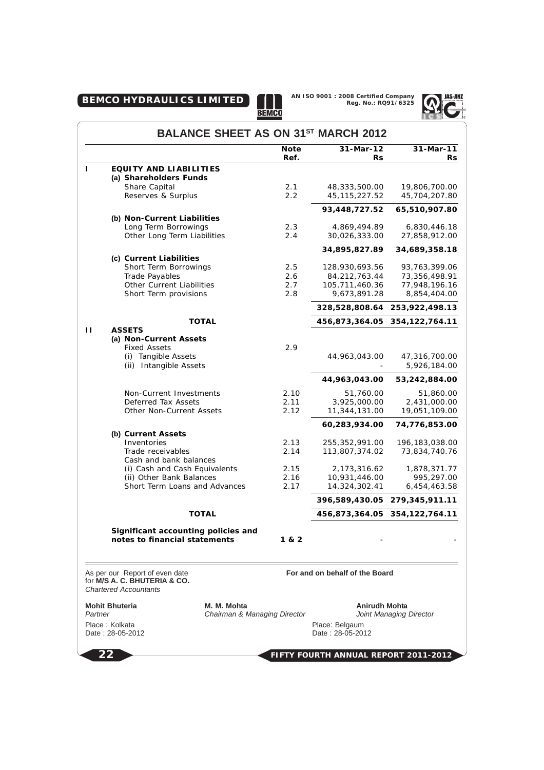# BALANCE SHEET AS ON 31ST MARCH 2012

| | | Note Ref. | 31-Mar-12 Rs | 31-Mar-11 Rs |
|---|---|---|---|---|
| **I** | **EQUITY AND LIABILITIES** | | | |
| | **(a) Shareholders Funds** | | | |
| | Share Capital | 2.1 | 48,333,500.00 | 19,806,700.00 |
| | Reserves & Surplus | 2.2 | 45,115,227.52 | 45,704,207.80 |
| | | | **93,448,727.52** | **65,510,907.80** |
| | **(b) Non-Current Liabilities** | | | |
| | Long Term Borrowings | 2.3 | 4,869,494.89 | 6,830,446.18 |
| | Other Long Term Liabilities | 2.4 | 30,026,333.00 | 27,858,912.00 |
| | | | **34,895,827.89** | **34,689,358.18** |
| | **(c) Current Liabilities** | | | |
| | Short Term Borrowings | 2.5 | 128,930,693.56 | 93,763,399.06 |
| | Trade Payables | 2.6 | 84,212,763.44 | 73,356,498.91 |
| | Other Current Liabilities | 2.7 | 105,711,460.36 | 77,948,196.16 |
| | Short Term provisions | 2.8 | 9,673,891.28 | 8,854,404.00 |
| | | | **328,528,808.64** | **253,922,498.13** |
| | **TOTAL** | | **456,873,364.05** | **354,122,764.11** |
| **II** | **ASSETS** | | | |
| | **(a) Non-Current Assets** | | | |
| | Fixed Assets | 2.9 | | |
| | (i) Tangible Assets | | 44,963,043.00 | 47,316,700.00 |
| | (ii) Intangible Assets | | - | 5,926,184.00 |
| | | | **44,963,043.00** | **53,242,884.00** |
| | Non-Current Investments | 2.10 | 51,760.00 | 51,860.00 |
| | Deferred Tax Assets | 2.11 | 3,925,000.00 | 2,431,000.00 |
| | Other Non-Current Assets | 2.12 | 11,344,131.00 | 19,051,109.00 |
| | | | **60,283,934.00** | **74,776,853.00** |
| | **(b) Current Assets** | | | |
| | Inventories | 2.13 | 255,352,991.00 | 196,183,038.00 |
| | Trade receivables | 2.14 | 113,807,374.02 | 73,834,740.76 |
| | Cash and bank balances | | | |
| | (i) Cash and Cash Equivalents | 2.15 | 2,173,316.62 | 1,878,371.77 |
| | (ii) Other Bank Balances | 2.16 | 10,931,446.00 | 995,297.00 |
| | Short Term Loans and Advances | 2.17 | 14,324,302.41 | 6,454,463.58 |
| | | | **396,589,430.05** | **279,345,911.11** |
| | **TOTAL** | | **456,873,364.05** | **354,122,764.11** |
| | **Significant accounting policies and notes to financial statements** | **1 & 2** | - | - |

As per our Report of even date
for **M/S A. C. BHUTERIA & CO.**
*Chartered Accountants*

**For and on behalf of the Board**

**Mohit Bhuteria**
*Partner*
Place : Kolkata
Date : 28-05-2012

**M. M. Mohta**
*Chairman & Managing Director*

**Anirudh Mohta**
*Joint Managing Director*

Place: Belgaum
Date : 28-05-2012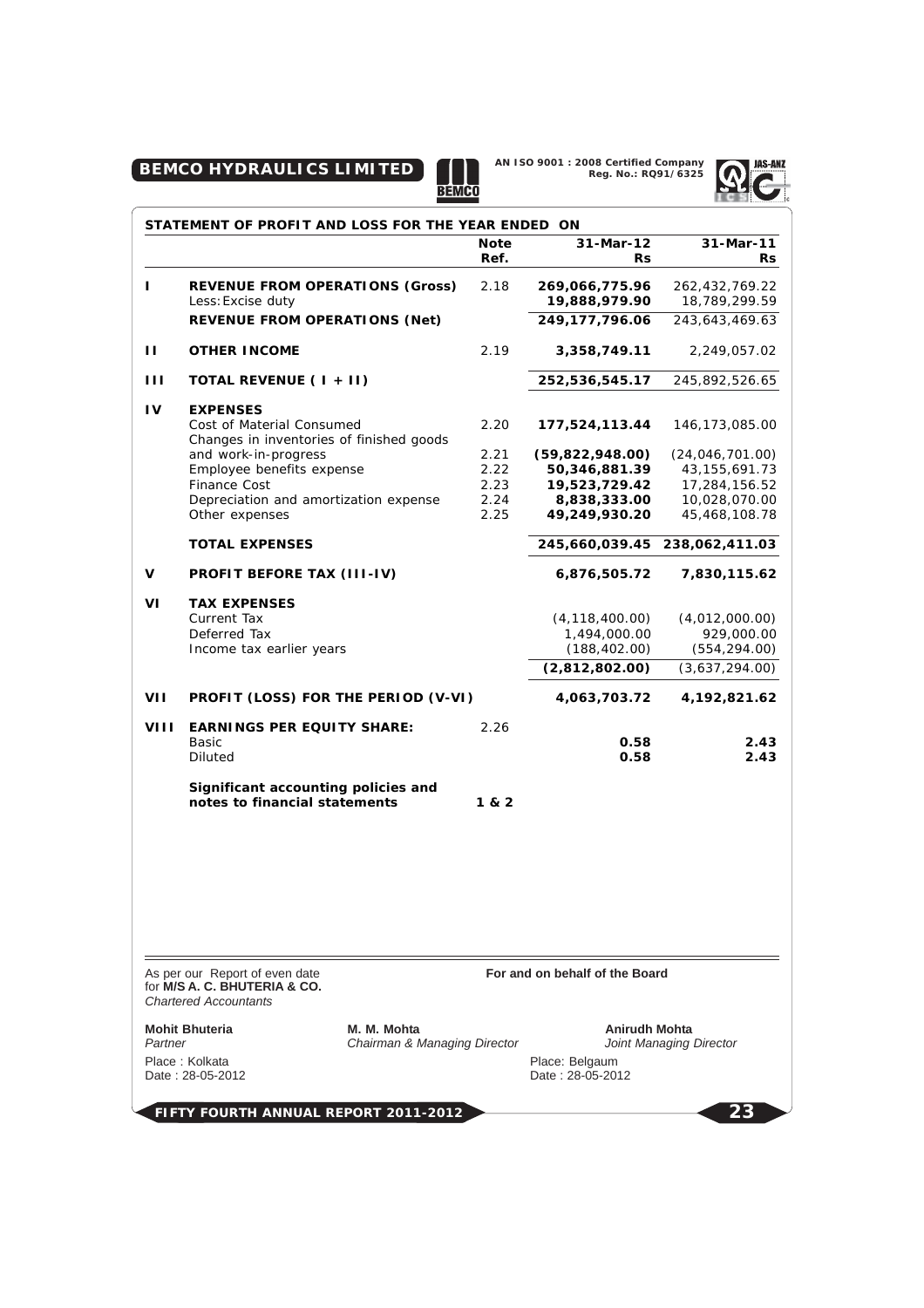## STATEMENT OF PROFIT AND LOSS FOR THE YEAR ENDED ON

| | | Note Ref. | 31-Mar-12 Rs | 31-Mar-11 Rs |
|---|---|---|---|---|
| **I** | **REVENUE FROM OPERATIONS (Gross)** | 2.18 | **269,066,775.96** | 262,432,769.22 |
| | Less: Excise duty | | **19,888,979.90** | 18,789,299.59 |
| | **REVENUE FROM OPERATIONS (Net)** | | **249,177,796.06** | 243,643,469.63 |
| **II** | **OTHER INCOME** | 2.19 | **3,358,749.11** | 2,249,057.02 |
| **III** | **TOTAL REVENUE ( I + II)** | | **252,536,545.17** | 245,892,526.65 |
| **IV** | **EXPENSES** | | | |
| | Cost of Material Consumed | 2.20 | **177,524,113.44** | 146,173,085.00 |
| | Changes in inventories of finished goods and work-in-progress | 2.21 | **(59,822,948.00)** | (24,046,701.00) |
| | Employee benefits expense | 2.22 | **50,346,881.39** | 43,155,691.73 |
| | Finance Cost | 2.23 | **19,523,729.42** | 17,284,156.52 |
| | Depreciation and amortization expense | 2.24 | **8,838,333.00** | 10,028,070.00 |
| | Other expenses | 2.25 | **49,249,930.20** | 45,468,108.78 |
| | **TOTAL EXPENSES** | | **245,660,039.45** | **238,062,411.03** |
| **V** | **PROFIT BEFORE TAX (III-IV)** | | **6,876,505.72** | **7,830,115.62** |
| **VI** | **TAX EXPENSES** | | | |
| | Current Tax | | (4,118,400.00) | (4,012,000.00) |
| | Deferred Tax | | 1,494,000.00 | 929,000.00 |
| | Income tax earlier years | | (188,402.00) | (554,294.00) |
| | | | **(2,812,802.00)** | (3,637,294.00) |
| **VII** | **PROFIT (LOSS) FOR THE PERIOD (V-VI)** | | **4,063,703.72** | **4,192,821.62** |
| **VIII** | **EARNINGS PER EQUITY SHARE:** | 2.26 | | |
| | Basic | | **0.58** | **2.43** |
| | Diluted | | **0.58** | **2.43** |
| | **Significant accounting policies and notes to financial statements** | **1 & 2** | | |

As per our Report of even date
for **M/S A. C. BHUTERIA & CO.**
*Chartered Accountants*

**For and on behalf of the Board**

**Mohit Bhuteria**
*Partner*
Place : Kolkata
Date : 28-05-2012

**M. M. Mohta**
*Chairman & Managing Director*

**Anirudh Mohta**
*Joint Managing Director*

Place: Belgaum
Date : 28-05-2012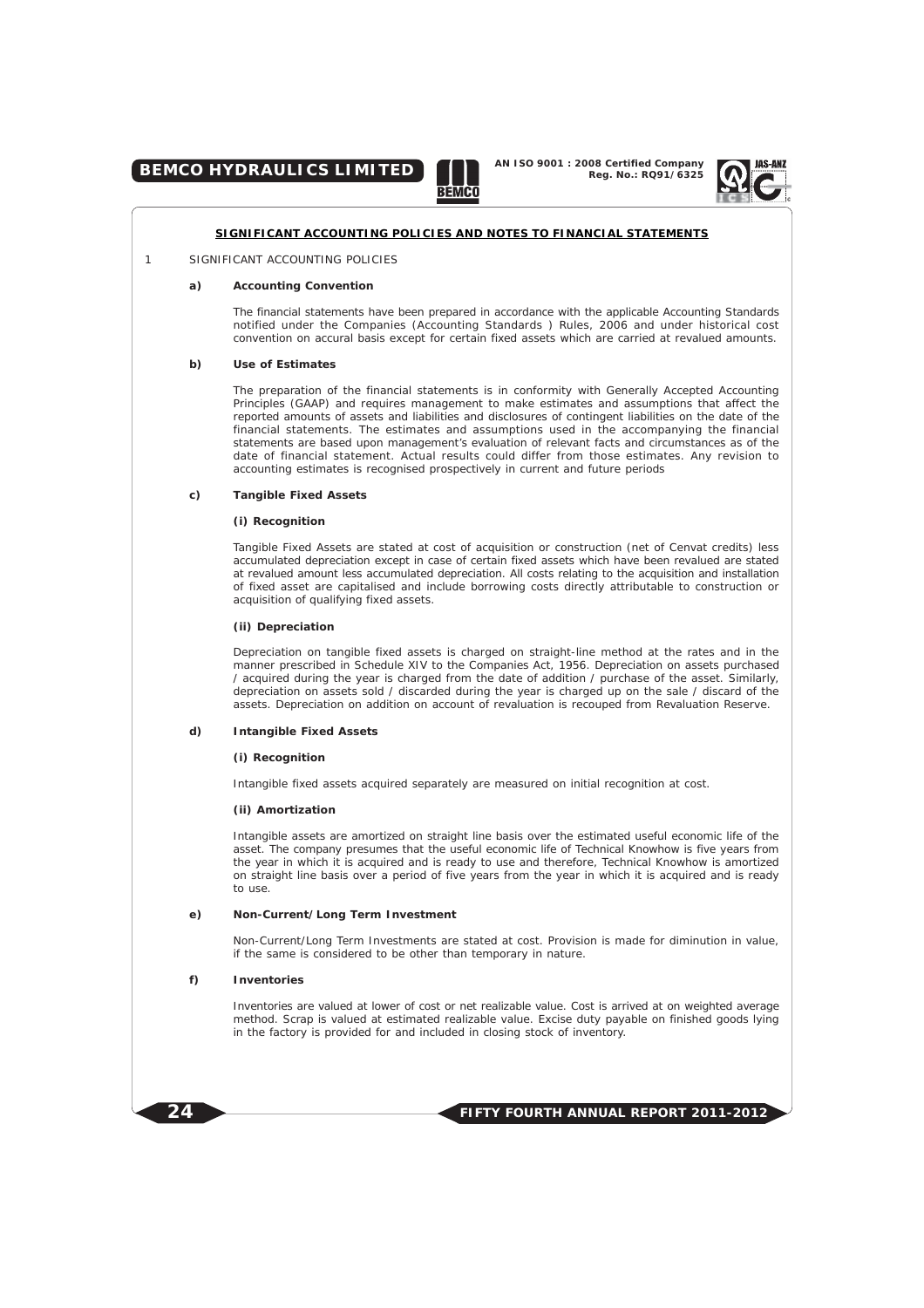## SIGNIFICANT ACCOUNTING POLICIES AND NOTES TO FINANCIAL STATEMENTS

1 SIGNIFICANT ACCOUNTING POLICIES

### a) Accounting Convention

The financial statements have been prepared in accordance with the applicable Accounting Standards notified under the Companies (Accounting Standards ) Rules, 2006 and under historical cost convention on accural basis except for certain fixed assets which are carried at revalued amounts.

### b) Use of Estimates

The preparation of the financial statements is in conformity with Generally Accepted Accounting Principles (GAAP) and requires management to make estimates and assumptions that affect the reported amounts of assets and liabilities and disclosures of contingent liabilities on the date of the financial statements. The estimates and assumptions used in the accompanying the financial statements are based upon management's evaluation of relevant facts and circumstances as of the date of financial statement. Actual results could differ from those estimates. Any revision to accounting estimates is recognised prospectively in current and future periods

### c) Tangible Fixed Assets

**(i) Recognition**

Tangible Fixed Assets are stated at cost of acquisition or construction (net of Cenvat credits) less accumulated depreciation except in case of certain fixed assets which have been revalued are stated at revalued amount less accumulated depreciation. All costs relating to the acquisition and installation of fixed asset are capitalised and include borrowing costs directly attributable to construction or acquisition of qualifying fixed assets.

**(ii) Depreciation**

Depreciation on tangible fixed assets is charged on straight-line method at the rates and in the manner prescribed in Schedule XIV to the Companies Act, 1956. Depreciation on assets purchased / acquired during the year is charged from the date of addition / purchase of the asset. Similarly, depreciation on assets sold / discarded during the year is charged up on the sale / discard of the assets. Depreciation on addition on account of revaluation is recouped from Revaluation Reserve.

### d) Intangible Fixed Assets

**(i) Recognition**

Intangible fixed assets acquired separately are measured on initial recognition at cost.

**(ii) Amortization**

Intangible assets are amortized on straight line basis over the estimated useful economic life of the asset. The company presumes that the useful economic life of Technical Knowhow is five years from the year in which it is acquired and is ready to use and therefore, Technical Knowhow is amortized on straight line basis over a period of five years from the year in which it is acquired and is ready to use.

### e) Non-Current/Long Term Investment

Non-Current/Long Term Investments are stated at cost. Provision is made for diminution in value, if the same is considered to be other than temporary in nature.

### f) Inventories

Inventories are valued at lower of cost or net realizable value. Cost is arrived at on weighted average method. Scrap is valued at estimated realizable value. Excise duty payable on finished goods lying in the factory is provided for and included in closing stock of inventory.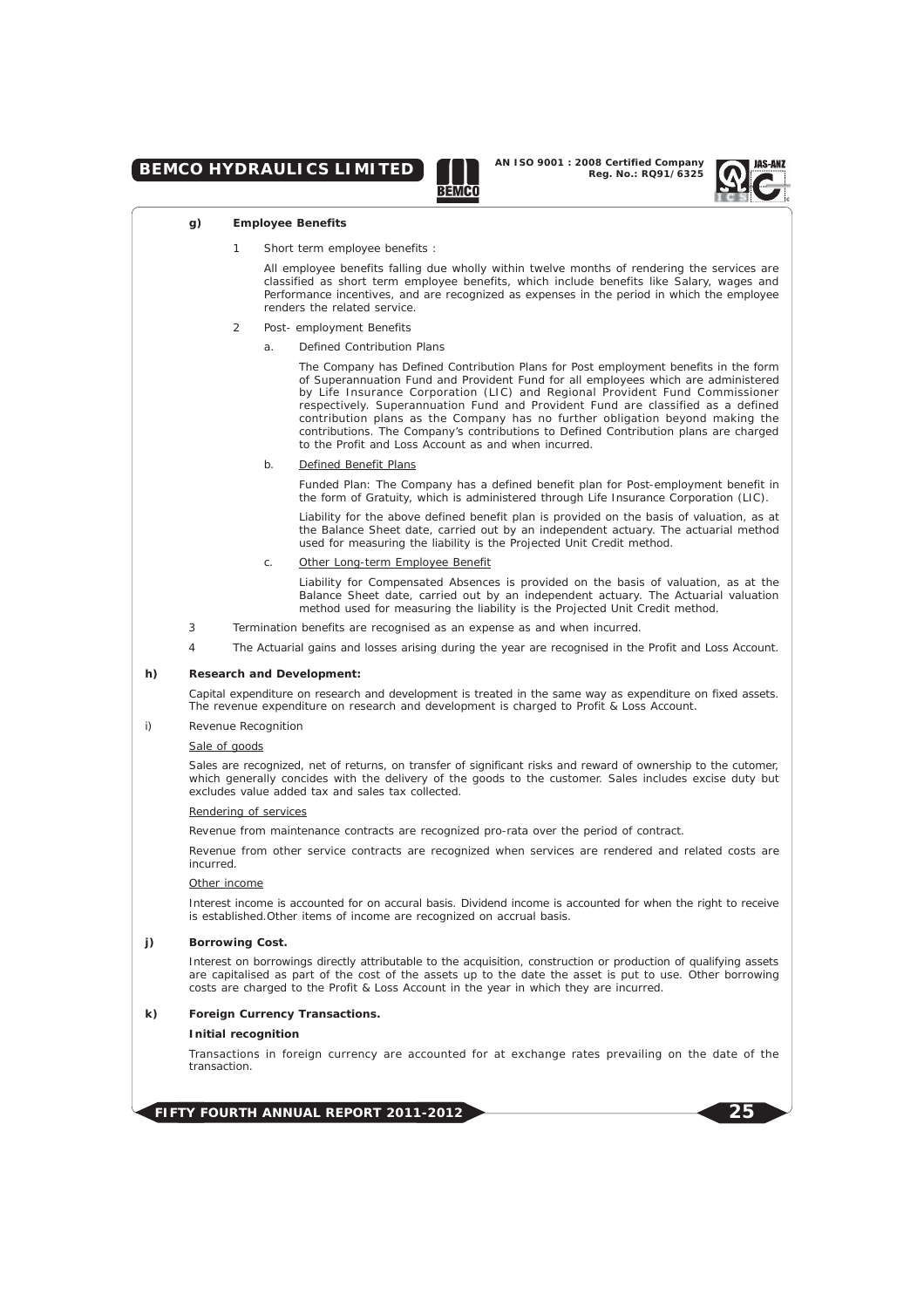**g) Employee Benefits**

1. Short term employee benefits :

   All employee benefits falling due wholly within twelve months of rendering the services are classified as short term employee benefits, which include benefits like Salary, wages and Performance incentives, and are recognized as expenses in the period in which the employee renders the related service.

2. Post- employment Benefits

   a. Defined Contribution Plans

      The Company has Defined Contribution Plans for Post employment benefits in the form of Superannuation Fund and Provident Fund for all employees which are administered by Life Insurance Corporation (LIC) and Regional Provident Fund Commissioner respectively. Superannuation Fund and Provident Fund are classified as a defined contribution plans as the Company has no further obligation beyond making the contributions. The Company's contributions to Defined Contribution plans are charged to the Profit and Loss Account as and when incurred.

   b. Defined Benefit Plans

      Funded Plan: The Company has a defined benefit plan for Post-employment benefit in the form of Gratuity, which is administered through Life Insurance Corporation (LIC).

      Liability for the above defined benefit plan is provided on the basis of valuation, as at the Balance Sheet date, carried out by an independent actuary. The actuarial method used for measuring the liability is the Projected Unit Credit method.

   c. Other Long-term Employee Benefit

      Liability for Compensated Absences is provided on the basis of valuation, as at the Balance Sheet date, carried out by an independent actuary. The Actuarial valuation method used for measuring the liability is the Projected Unit Credit method.

3. Termination benefits are recognised as an expense as and when incurred.

4. The Actuarial gains and losses arising during the year are recognised in the Profit and Loss Account.

**h) Research and Development:**

Capital expenditure on research and development is treated in the same way as expenditure on fixed assets. The revenue expenditure on research and development is charged to Profit & Loss Account.

i) Revenue Recognition

Sale of goods

Sales are recognized, net of returns, on transfer of significant risks and reward of ownership to the cutomer, which generally concides with the delivery of the goods to the customer. Sales includes excise duty but excludes value added tax and sales tax collected.

Rendering of services

Revenue from maintenance contracts are recognized pro-rata over the period of contract.

Revenue from other service contracts are recognized when services are rendered and related costs are incurred.

Other income

Interest income is accounted for on accural basis. Dividend income is accounted for when the right to receive is established.Other items of income are recognized on accrual basis.

**j) Borrowing Cost.**

Interest on borrowings directly attributable to the acquisition, construction or production of qualifying assets are capitalised as part of the cost of the assets up to the date the asset is put to use. Other borrowing costs are charged to the Profit & Loss Account in the year in which they are incurred.

**k) Foreign Currency Transactions.**

**Initial recognition**

Transactions in foreign currency are accounted for at exchange rates prevailing on the date of the transaction.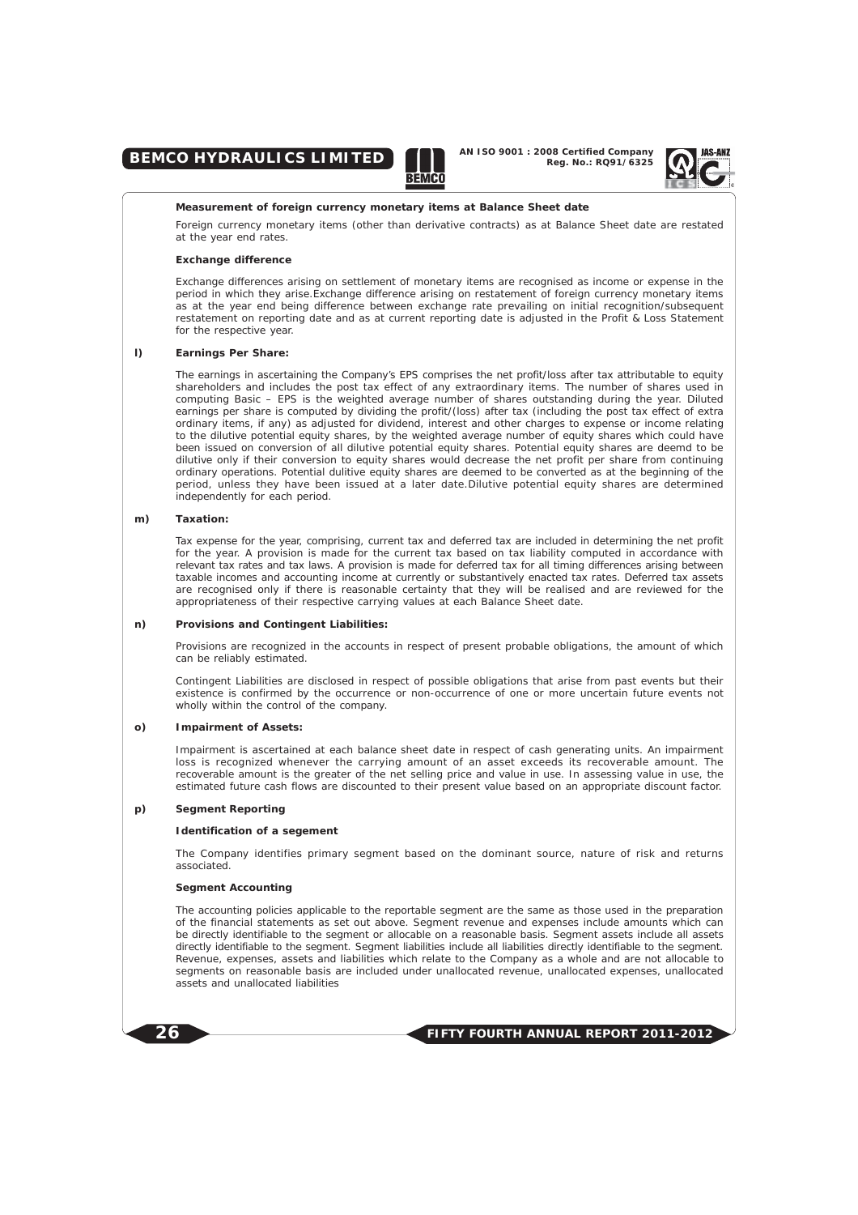**Measurement of foreign currency monetary items at Balance Sheet date**

Foreign currency monetary items (other than derivative contracts) as at Balance Sheet date are restated at the year end rates.

**Exchange difference**

Exchange differences arising on settlement of monetary items are recognised as income or expense in the period in which they arise.Exchange difference arising on restatement of foreign currency monetary items as at the year end being difference between exchange rate prevailing on initial recognition/subsequent restatement on reporting date and as at current reporting date is adjusted in the Profit & Loss Statement for the respective year.

**l) Earnings Per Share:**

The earnings in ascertaining the Company's EPS comprises the net profit/loss after tax attributable to equity shareholders and includes the post tax effect of any extraordinary items. The number of shares used in computing Basic – EPS is the weighted average number of shares outstanding during the year. Diluted earnings per share is computed by dividing the profit/(loss) after tax (including the post tax effect of extra ordinary items, if any) as adjusted for dividend, interest and other charges to expense or income relating to the dilutive potential equity shares, by the weighted average number of equity shares which could have been issued on conversion of all dilutive potential equity shares. Potential equity shares are deemd to be dilutive only if their conversion to equity shares would decrease the net profit per share from continuing ordinary operations. Potential dulitive equity shares are deemed to be converted as at the beginning of the period, unless they have been issued at a later date.Dilutive potential equity shares are determined independently for each period.

**m) Taxation:**

Tax expense for the year, comprising, current tax and deferred tax are included in determining the net profit for the year. A provision is made for the current tax based on tax liability computed in accordance with relevant tax rates and tax laws. A provision is made for deferred tax for all timing differences arising between taxable incomes and accounting income at currently or substantively enacted tax rates. Deferred tax assets are recognised only if there is reasonable certainty that they will be realised and are reviewed for the appropriateness of their respective carrying values at each Balance Sheet date.

**n) Provisions and Contingent Liabilities:**

Provisions are recognized in the accounts in respect of present probable obligations, the amount of which can be reliably estimated.

Contingent Liabilities are disclosed in respect of possible obligations that arise from past events but their existence is confirmed by the occurrence or non-occurrence of one or more uncertain future events not wholly within the control of the company.

**o) Impairment of Assets:**

Impairment is ascertained at each balance sheet date in respect of cash generating units. An impairment loss is recognized whenever the carrying amount of an asset exceeds its recoverable amount. The recoverable amount is the greater of the net selling price and value in use. In assessing value in use, the estimated future cash flows are discounted to their present value based on an appropriate discount factor.

**p) Segment Reporting**

**Identification of a segement**

The Company identifies primary segment based on the dominant source, nature of risk and returns associated.

**Segment Accounting**

The accounting policies applicable to the reportable segment are the same as those used in the preparation of the financial statements as set out above. Segment revenue and expenses include amounts which can be directly identifiable to the segment or allocable on a reasonable basis. Segment assets include all assets directly identifiable to the segment. Segment liabilities include all liabilities directly identifiable to the segment. Revenue, expenses, assets and liabilities which relate to the Company as a whole and are not allocable to segments on reasonable basis are included under unallocated revenue, unallocated expenses, unallocated assets and unallocated liabilities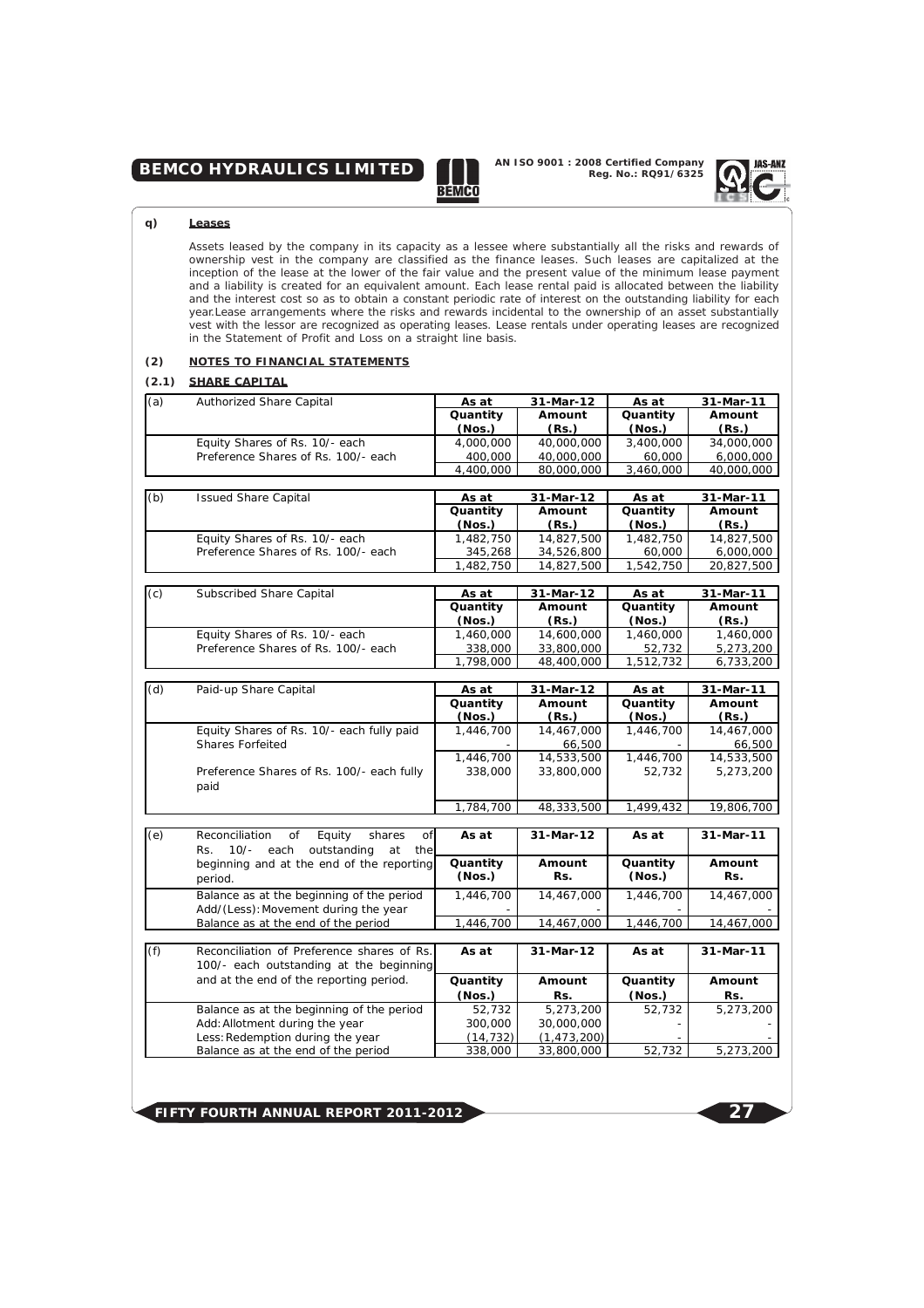**q) Leases**

Assets leased by the company in its capacity as a lessee where substantially all the risks and rewards of ownership vest in the company are classified as the finance leases. Such leases are capitalized at the inception of the lease at the lower of the fair value and the present value of the minimum lease payment and a liability is created for an equivalent amount. Each lease rental paid is allocated between the liability and the interest cost so as to obtain a constant periodic rate of interest on the outstanding liability for each year.Lease arrangements where the risks and rewards incidental to the ownership of an asset substantially vest with the lessor are recognized as operating leases. Lease rentals under operating leases are recognized in the Statement of Profit and Loss on a straight line basis.

## (2) NOTES TO FINANCIAL STATEMENTS

### (2.1) SHARE CAPITAL

| (a) | Authorized Share Capital | As at | 31-Mar-12 | As at | 31-Mar-11 |
|---|---|---|---|---|---|
| | | Quantity (Nos.) | Amount (Rs.) | Quantity (Nos.) | Amount (Rs.) |
| | Equity Shares of Rs. 10/- each | 4,000,000 | 40,000,000 | 3,400,000 | 34,000,000 |
| | Preference Shares of Rs. 100/- each | 400,000 | 40,000,000 | 60,000 | 6,000,000 |
| | | 4,400,000 | 80,000,000 | 3,460,000 | 40,000,000 |

| (b) | Issued Share Capital | As at | 31-Mar-12 | As at | 31-Mar-11 |
|---|---|---|---|---|---|
| | | Quantity (Nos.) | Amount (Rs.) | Quantity (Nos.) | Amount (Rs.) |
| | Equity Shares of Rs. 10/- each | 1,482,750 | 14,827,500 | 1,482,750 | 14,827,500 |
| | Preference Shares of Rs. 100/- each | 345,268 | 34,526,800 | 60,000 | 6,000,000 |
| | | 1,482,750 | 14,827,500 | 1,542,750 | 20,827,500 |

| (c) | Subscribed Share Capital | As at | 31-Mar-12 | As at | 31-Mar-11 |
|---|---|---|---|---|---|
| | | Quantity (Nos.) | Amount (Rs.) | Quantity (Nos.) | Amount (Rs.) |
| | Equity Shares of Rs. 10/- each | 1,460,000 | 14,600,000 | 1,460,000 | 1,460,000 |
| | Preference Shares of Rs. 100/- each | 338,000 | 33,800,000 | 52,732 | 5,273,200 |
| | | 1,798,000 | 48,400,000 | 1,512,732 | 6,733,200 |

| (d) | Paid-up Share Capital | As at | 31-Mar-12 | As at | 31-Mar-11 |
|---|---|---|---|---|---|
| | | Quantity (Nos.) | Amount (Rs.) | Quantity (Nos.) | Amount (Rs.) |
| | Equity Shares of Rs. 10/- each fully paid | 1,446,700 | 14,467,000 | 1,446,700 | 14,467,000 |
| | Shares Forfeited | - | 66,500 | - | 66,500 |
| | | 1,446,700 | 14,533,500 | 1,446,700 | 14,533,500 |
| | Preference Shares of Rs. 100/- each fully paid | 338,000 | 33,800,000 | 52,732 | 5,273,200 |
| | | 1,784,700 | 48,333,500 | 1,499,432 | 19,806,700 |

| (e) | Reconciliation of Equity shares of Rs. 10/- each outstanding at the beginning and at the end of the reporting period. | As at | 31-Mar-12 | As at | 31-Mar-11 |
|---|---|---|---|---|---|
| | | Quantity (Nos.) | Amount Rs. | Quantity (Nos.) | Amount Rs. |
| | Balance as at the beginning of the period | 1,446,700 | 14,467,000 | 1,446,700 | 14,467,000 |
| | Add/(Less): Movement during the year | - | - | - | - |
| | Balance as at the end of the period | 1,446,700 | 14,467,000 | 1,446,700 | 14,467,000 |

| (f) | Reconciliation of Preference shares of Rs. 100/- each outstanding at the beginning and at the end of the reporting period. | As at | 31-Mar-12 | As at | 31-Mar-11 |
|---|---|---|---|---|---|
| | | Quantity (Nos.) | Amount Rs. | Quantity (Nos.) | Amount Rs. |
| | Balance as at the beginning of the period | 52,732 | 5,273,200 | 52,732 | 5,273,200 |
| | Add: Allotment during the year | 300,000 | 30,000,000 | - | - |
| | Less: Redemption during the year | (14,732) | (1,473,200) | - | - |
| | Balance as at the end of the period | 338,000 | 33,800,000 | 52,732 | 5,273,200 |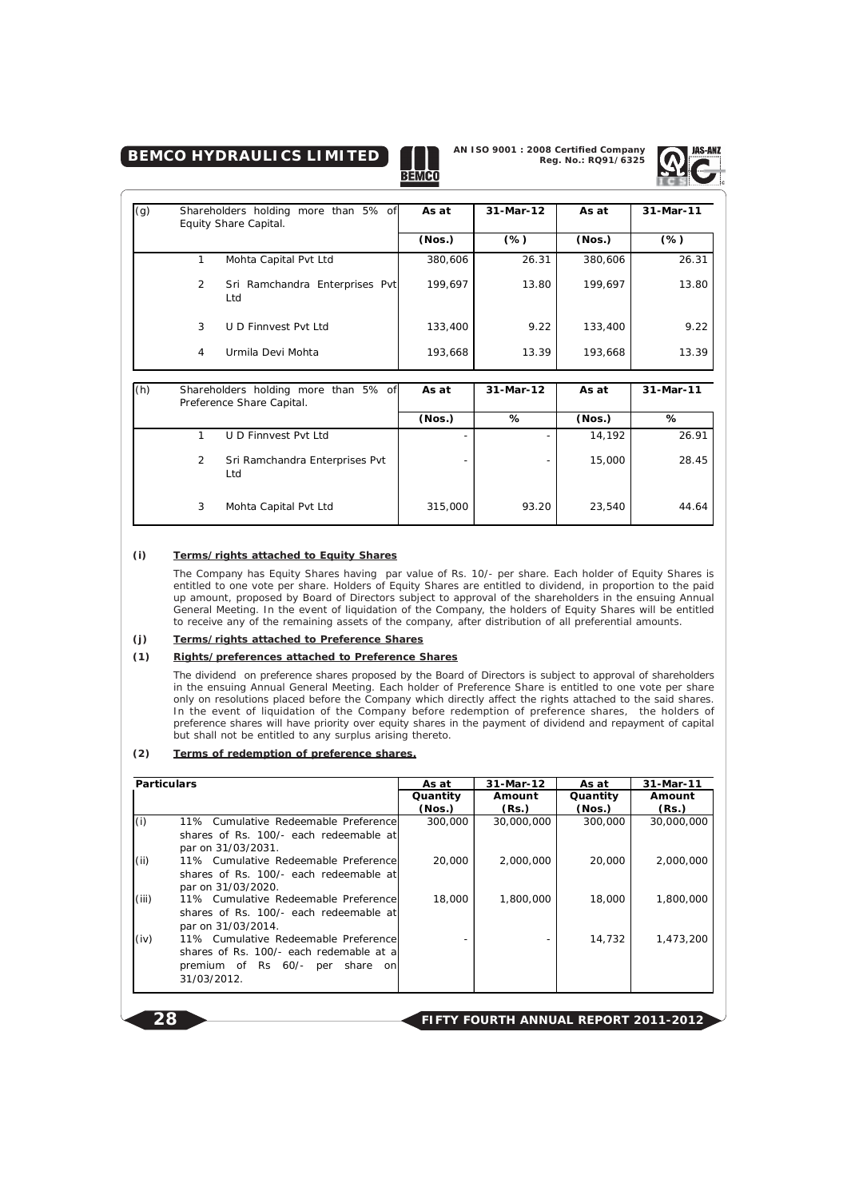| (g) | Shareholders holding more than 5% of Equity Share Capital. | As at | 31-Mar-12 | As at | 31-Mar-11 |
|---|---|---|---|---|---|
| | | (Nos.) | (%) | (Nos.) | (%) |
| 1 | Mohta Capital Pvt Ltd | 380,606 | 26.31 | 380,606 | 26.31 |
| 2 | Sri Ramchandra Enterprises Pvt Ltd | 199,697 | 13.80 | 199,697 | 13.80 |
| 3 | U D Finnvest Pvt Ltd | 133,400 | 9.22 | 133,400 | 9.22 |
| 4 | Urmila Devi Mohta | 193,668 | 13.39 | 193,668 | 13.39 |

| (h) | Shareholders holding more than 5% of Preference Share Capital. | As at | 31-Mar-12 | As at | 31-Mar-11 |
|---|---|---|---|---|---|
| | | (Nos.) | % | (Nos.) | % |
| 1 | U D Finnvest Pvt Ltd | - | - | 14,192 | 26.91 |
| 2 | Sri Ramchandra Enterprises Pvt Ltd | - | - | 15,000 | 28.45 |
| 3 | Mohta Capital Pvt Ltd | 315,000 | 93.20 | 23,540 | 44.64 |

**(i) Terms/rights attached to Equity Shares**

The Company has Equity Shares having par value of Rs. 10/- per share. Each holder of Equity Shares is entitled to one vote per share. Holders of Equity Shares are entitled to dividend, in proportion to the paid up amount, proposed by Board of Directors subject to approval of the shareholders in the ensuing Annual General Meeting. In the event of liquidation of the Company, the holders of Equity Shares will be entitled to receive any of the remaining assets of the company, after distribution of all preferential amounts.

**(j) Terms/rights attached to Preference Shares**

**(1) Rights/preferences attached to Preference Shares**

The dividend on preference shares proposed by the Board of Directors is subject to approval of shareholders in the ensuing Annual General Meeting. Each holder of Preference Share is entitled to one vote per share only on resolutions placed before the Company which directly affect the rights attached to the said shares. In the event of liquidation of the Company before redemption of preference shares, the holders of preference shares will have priority over equity shares in the payment of dividend and repayment of capital but shall not be entitled to any surplus arising thereto.

**(2) Terms of redemption of preference shares.**

| Particulars | | As at | 31-Mar-12 | As at | 31-Mar-11 |
|---|---|---|---|---|---|
| | | Quantity (Nos.) | Amount (Rs.) | Quantity (Nos.) | Amount (Rs.) |
| (i) | 11% Cumulative Redeemable Preference shares of Rs. 100/- each redeemable at par on 31/03/2031. | 300,000 | 30,000,000 | 300,000 | 30,000,000 |
| (ii) | 11% Cumulative Redeemable Preference shares of Rs. 100/- each redeemable at par on 31/03/2020. | 20,000 | 2,000,000 | 20,000 | 2,000,000 |
| (iii) | 11% Cumulative Redeemable Preference shares of Rs. 100/- each redeemable at par on 31/03/2014. | 18,000 | 1,800,000 | 18,000 | 1,800,000 |
| (iv) | 11% Cumulative Redeemable Preference shares of Rs. 100/- each redemable at a premium of Rs 60/- per share on 31/03/2012. | - | - | 14,732 | 1,473,200 |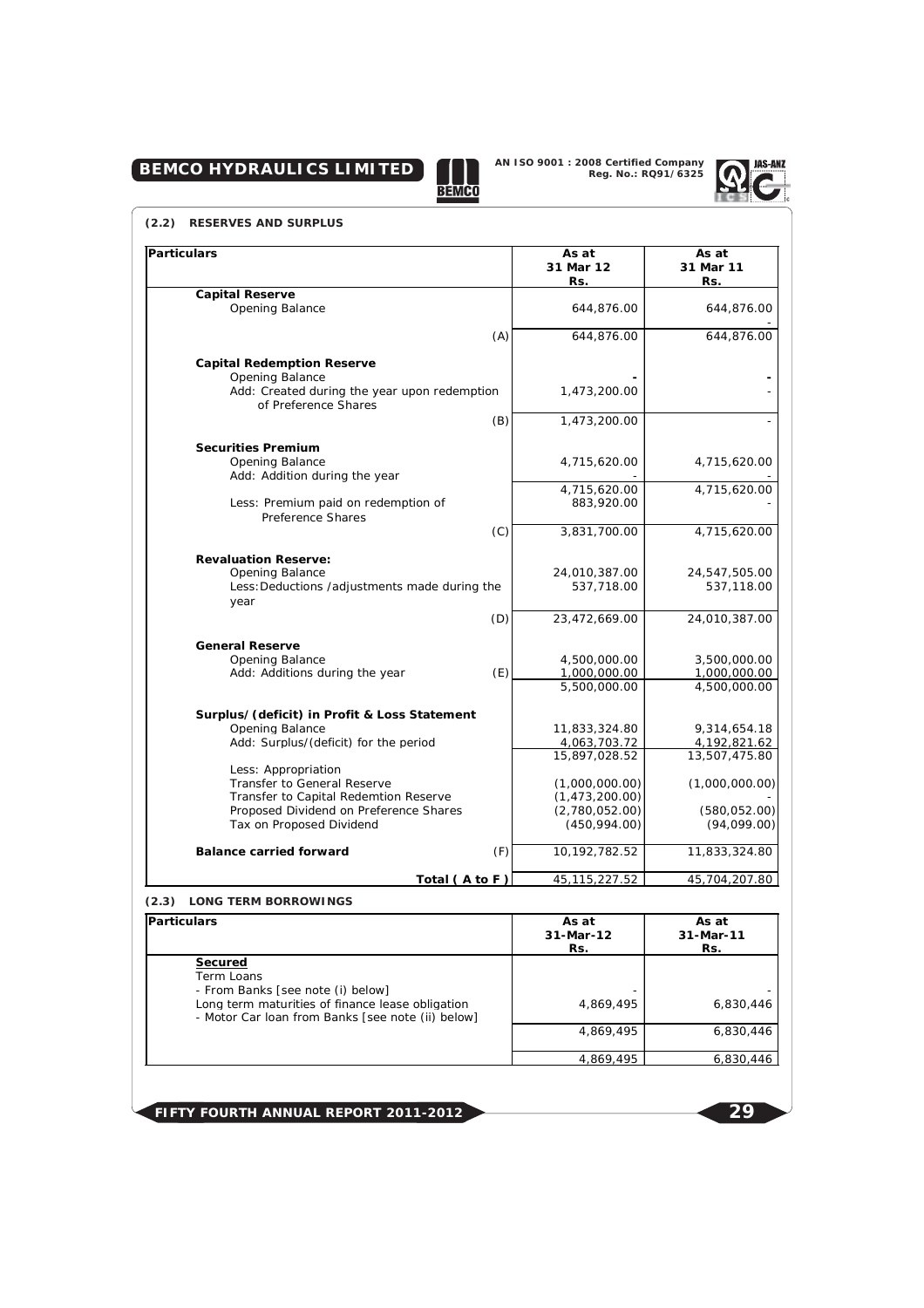#### (2.2) RESERVES AND SURPLUS

| Particulars | | As at 31 Mar 12 Rs. | As at 31 Mar 11 Rs. |
|---|---|---|---|
| **Capital Reserve** | | | |
| Opening Balance | | 644,876.00 | 644,876.00 |
| | | | - |
| | (A) | 644,876.00 | 644,876.00 |
| **Capital Redemption Reserve** | | | |
| Opening Balance | | - | - |
| Add: Created during the year upon redemption of Preference Shares | | 1,473,200.00 | - |
| | (B) | 1,473,200.00 | - |
| **Securities Premium** | | | |
| Opening Balance | | 4,715,620.00 | 4,715,620.00 |
| Add: Addition during the year | | - | - |
| | | 4,715,620.00 | 4,715,620.00 |
| Less: Premium paid on redemption of Preference Shares | | 883,920.00 | - |
| | (C) | 3,831,700.00 | 4,715,620.00 |
| **Revaluation Reserve:** | | | |
| Opening Balance | | 24,010,387.00 | 24,547,505.00 |
| Less: Deductions /adjustments made during the year | | 537,718.00 | 537,118.00 |
| | (D) | 23,472,669.00 | 24,010,387.00 |
| **General Reserve** | | | |
| Opening Balance | | 4,500,000.00 | 3,500,000.00 |
| Add: Additions during the year | (E) | 1,000,000.00 | 1,000,000.00 |
| | | 5,500,000.00 | 4,500,000.00 |
| **Surplus/(deficit) in Profit & Loss Statement** | | | |
| Opening Balance | | 11,833,324.80 | 9,314,654.18 |
| Add: Surplus/(deficit) for the period | | 4,063,703.72 | 4,192,821.62 |
| | | 15,897,028.52 | 13,507,475.80 |
| Less: Appropriation | | | |
| Transfer to General Reserve | | (1,000,000.00) | (1,000,000.00) |
| Transfer to Capital Redemtion Reserve | | (1,473,200.00) | - |
| Proposed Dividend on Preference Shares | | (2,780,052.00) | (580,052.00) |
| Tax on Proposed Dividend | | (450,994.00) | (94,099.00) |
| **Balance carried forward** | (F) | 10,192,782.52 | 11,833,324.80 |
| | Total ( A to F ) | 45,115,227.52 | 45,704,207.80 |

#### (2.3) LONG TERM BORROWINGS

| Particulars | As at 31-Mar-12 Rs. | As at 31-Mar-11 Rs. |
|---|---|---|
| **Secured** | | |
| Term Loans | | |
| - From Banks [see note (i) below] | - | - |
| Long term maturities of finance lease obligation | 4,869,495 | 6,830,446 |
| - Motor Car loan from Banks [see note (ii) below] | | |
| | 4,869,495 | 6,830,446 |
| | 4,869,495 | 6,830,446 |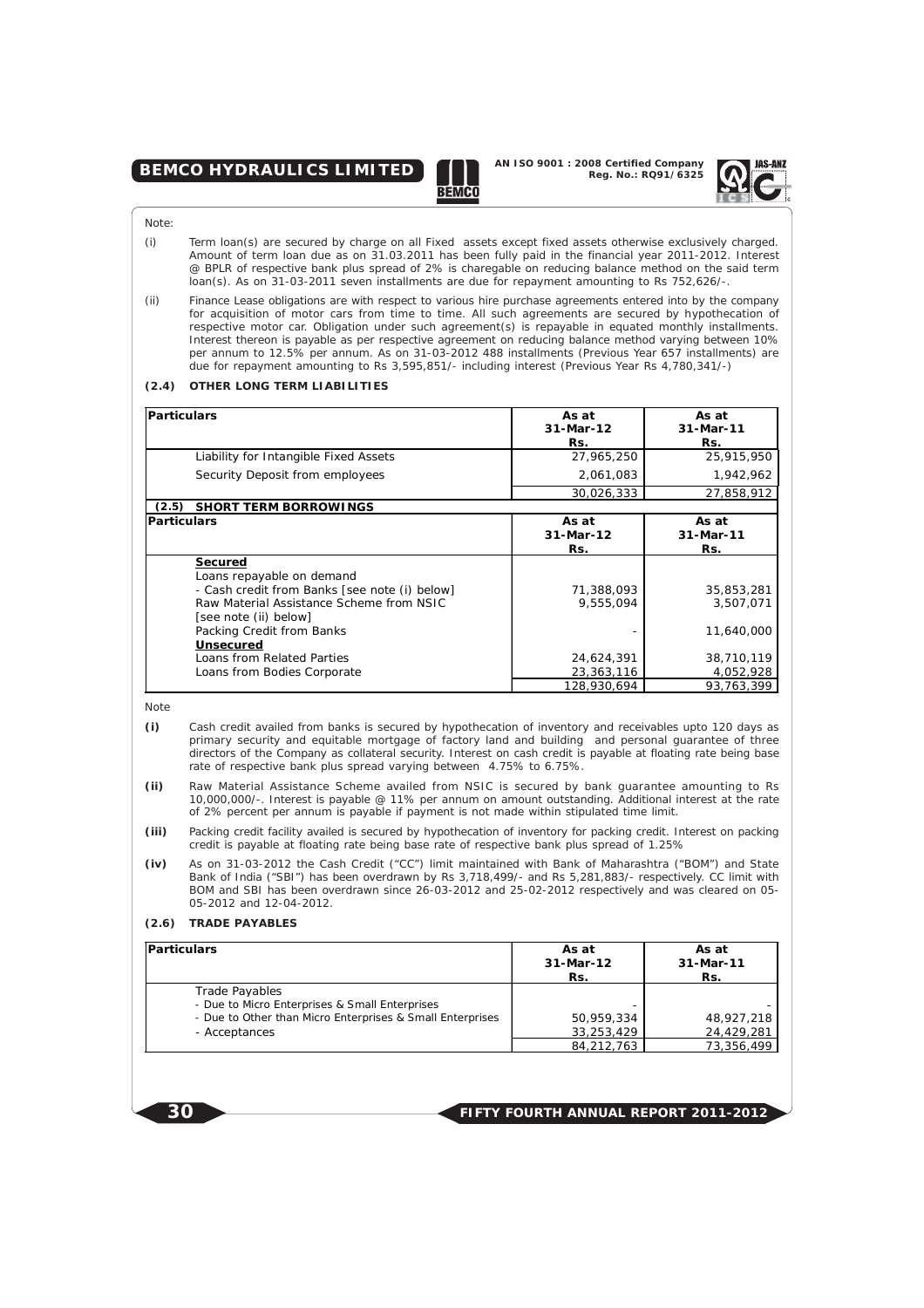Note:

(i) Term loan(s) are secured by charge on all Fixed assets except fixed assets otherwise exclusively charged. Amount of term loan due as on 31.03.2011 has been fully paid in the financial year 2011-2012. Interest @ BPLR of respective bank plus spread of 2% is charegable on reducing balance method on the said term loan(s). As on 31-03-2011 seven installments are due for repayment amounting to Rs 752,626/-.

(ii) Finance Lease obligations are with respect to various hire purchase agreements entered into by the company for acquisition of motor cars from time to time. All such agreements are secured by hypothecation of respective motor car. Obligation under such agreement(s) is repayable in equated monthly installments. Interest thereon is payable as per respective agreement on reducing balance method varying between 10% per annum to 12.5% per annum. As on 31-03-2012 488 installments (Previous Year 657 installments) are due for repayment amounting to Rs 3,595,851/- including interest (Previous Year Rs 4,780,341/-)

**(2.4) OTHER LONG TERM LIABILITIES**

| Particulars | As at 31-Mar-12 Rs. | As at 31-Mar-11 Rs. |
|---|---|---|
| Liability for Intangible Fixed Assets | 27,965,250 | 25,915,950 |
| Security Deposit from employees | 2,061,083 | 1,942,962 |
| | 30,026,333 | 27,858,912 |

**(2.5) SHORT TERM BORROWINGS**

| Particulars | As at 31-Mar-12 Rs. | As at 31-Mar-11 Rs. |
|---|---|---|
| **Secured** | | |
| Loans repayable on demand | | |
| - Cash credit from Banks [see note (i) below] | 71,388,093 | 35,853,281 |
| Raw Material Assistance Scheme from NSIC [see note (ii) below] | 9,555,094 | 3,507,071 |
| Packing Credit from Banks | - | 11,640,000 |
| **Unsecured** | | |
| Loans from Related Parties | 24,624,391 | 38,710,119 |
| Loans from Bodies Corporate | 23,363,116 | 4,052,928 |
| | 128,930,694 | 93,763,399 |

Note

**(i)** Cash credit availed from banks is secured by hypothecation of inventory and receivables upto 120 days as primary security and equitable mortgage of factory land and building and personal guarantee of three directors of the Company as collateral security. Interest on cash credit is payable at floating rate being base rate of respective bank plus spread varying between 4.75% to 6.75%.

**(ii)** Raw Material Assistance Scheme availed from NSIC is secured by bank guarantee amounting to Rs 10,000,000/-. Interest is payable @ 11% per annum on amount outstanding. Additional interest at the rate of 2% percent per annum is payable if payment is not made within stipulated time limit.

**(iii)** Packing credit facility availed is secured by hypothecation of inventory for packing credit. Interest on packing credit is payable at floating rate being base rate of respective bank plus spread of 1.25%

**(iv)** As on 31-03-2012 the Cash Credit ("CC") limit maintained with Bank of Maharashtra ("BOM") and State Bank of India ("SBI") has been overdrawn by Rs 3,718,499/- and Rs 5,281,883/- respectively. CC limit with BOM and SBI has been overdrawn since 26-03-2012 and 25-02-2012 respectively and was cleared on 05-05-2012 and 12-04-2012.

**(2.6) TRADE PAYABLES**

| Particulars | As at 31-Mar-12 Rs. | As at 31-Mar-11 Rs. |
|---|---|---|
| Trade Payables | | |
| - Due to Micro Enterprises & Small Enterprises | - | - |
| - Due to Other than Micro Enterprises & Small Enterprises | 50,959,334 | 48,927,218 |
| - Acceptances | 33,253,429 | 24,429,281 |
| | 84,212,763 | 73,356,499 |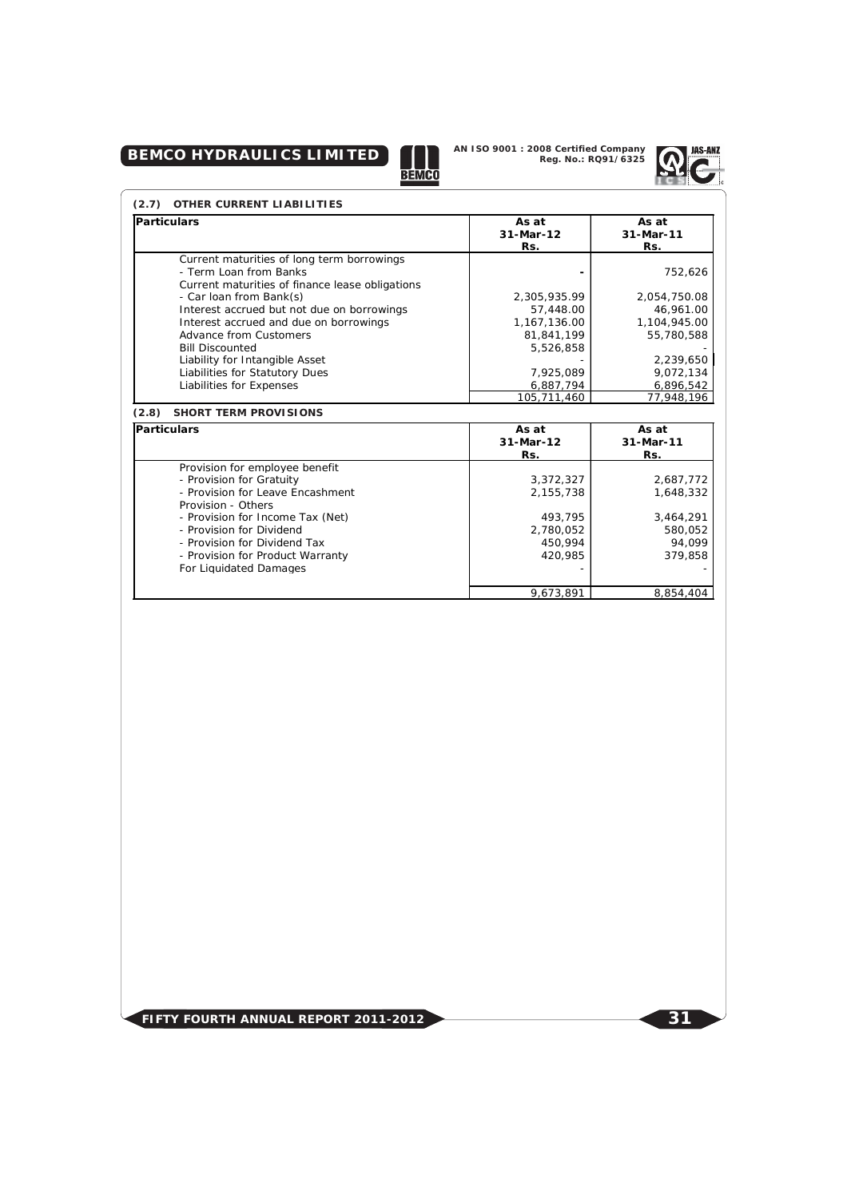### (2.7) OTHER CURRENT LIABILITIES

| Particulars | As at 31-Mar-12 Rs. | As at 31-Mar-11 Rs. |
|---|---|---|
| Current maturities of long term borrowings | | |
| - Term Loan from Banks | - | 752,626 |
| Current maturities of finance lease obligations | | |
| - Car loan from Bank(s) | 2,305,935.99 | 2,054,750.08 |
| Interest accrued but not due on borrowings | 57,448.00 | 46,961.00 |
| Interest accrued and due on borrowings | 1,167,136.00 | 1,104,945.00 |
| Advance from Customers | 81,841,199 | 55,780,588 |
| Bill Discounted | 5,526,858 | - |
| Liability for Intangible Asset | - | 2,239,650 |
| Liabilities for Statutory Dues | 7,925,089 | 9,072,134 |
| Liabilities for Expenses | 6,887,794 | 6,896,542 |
| | 105,711,460 | 77,948,196 |

### (2.8) SHORT TERM PROVISIONS

| Particulars | As at 31-Mar-12 Rs. | As at 31-Mar-11 Rs. |
|---|---|---|
| Provision for employee benefit | | |
| - Provision for Gratuity | 3,372,327 | 2,687,772 |
| - Provision for Leave Encashment | 2,155,738 | 1,648,332 |
| Provision - Others | | |
| - Provision for Income Tax (Net) | 493,795 | 3,464,291 |
| - Provision for Dividend | 2,780,052 | 580,052 |
| - Provision for Dividend Tax | 450,994 | 94,099 |
| - Provision for Product Warranty | 420,985 | 379,858 |
| For Liquidated Damages | - | - |
| | 9,673,891 | 8,854,404 |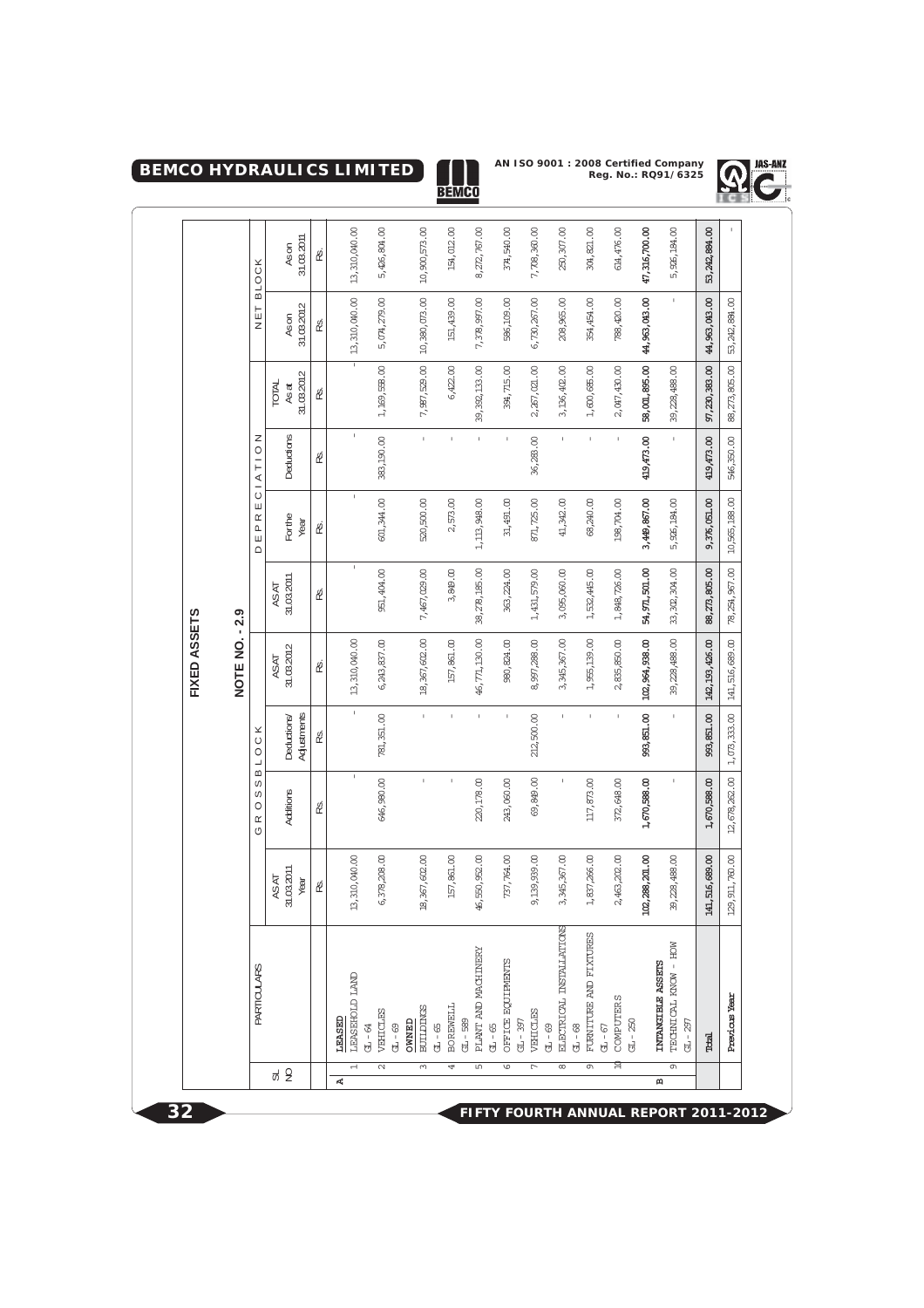# FIXED ASSETS

## NOTE NO. - 2.9

| SL NO | PARTICULARS | GROSS BLOCK | | | | DEPRECIATION | | | | NET BLOCK | |
|---|---|---|---|---|---|---|---|---|---|---|---|
| | | AS AT 31.03.2011 Year | Additions | Deductions/ Adjustments | AS AT 31.03.2012 | AS AT 31.03.2011 | For the Year | Deductions | TOTAL As at 31.03.2012 | As on 31.03.2012 | As on 31.03.2011 |
| | | Rs. | Rs. | Rs. | Rs. | Rs. | Rs. | Rs. | Rs. | Rs. | Rs. |
| A | **LEASED** | | | | | | | | | | |
| 1 | LEASEHOLD LAND GL - 64 | 13,310,040.00 | - | - | 13,310,040.00 | - | - | - | - | 13,310,040.00 | 13,310,040.00 |
| 2 | VEHICLES GL - 69 | 6,378,208.00 | 646,980.00 | 781,351.00 | 6,243,837.00 | 951,404.00 | 601,344.00 | 383,190.00 | 1,169,558.00 | 5,074,279.00 | 5,426,804.00 |
| | **OWNED** | | | | | | | | | | |
| 3 | BUILDINGS GL - 65 | 18,367,602.00 | - | - | 18,367,602.00 | 7,467,029.00 | 520,500.00 | - | 7,987,529.00 | 10,380,073.00 | 10,900,573.00 |
| 4 | BOREWELL GL - 589 | 157,861.00 | - | - | 157,861.00 | 3,849.00 | 2,573.00 | - | 6,422.00 | 151,439.00 | 154,012.00 |
| 5 | PLANT AND MACHINERY GL - 65 | 46,550,952.00 | 220,178.00 | - | 46,771,130.00 | 38,278,185.00 | 1,113,948.00 | - | 39,392,133.00 | 7,378,997.00 | 8,272,767.00 |
| 6 | OFFICE EQUIPMENTS GL - 397 | 737,764.00 | 243,060.00 | - | 980,824.00 | 363,224.00 | 31,491.00 | - | 394,715.00 | 586,109.00 | 374,540.00 |
| 7 | VEHICLES GL - 69 | 9,139,939.00 | 69,849.00 | 212,500.00 | 8,997,288.00 | 1,431,579.00 | 871,725.00 | 36,283.00 | 2,267,021.00 | 6,730,267.00 | 7,708,360.00 |
| 8 | ELECTRICAL INSTALLATIONS GL - 68 | 3,345,367.00 | - | - | 3,345,367.00 | 3,095,060.00 | 41,342.00 | - | 3,136,402.00 | 208,965.00 | 250,307.00 |
| 9 | FURNITURE AND FIXTURES GL - 67 | 1,837,266.00 | 117,873.00 | - | 1,955,139.00 | 1,532,445.00 | 68,240.00 | - | 1,600,685.00 | 354,454.00 | 304,821.00 |
| 10 | COMPUTERS GL - 250 | 2,463,202.00 | 372,648.00 | - | 2,835,850.00 | 1,848,726.00 | 198,704.00 | - | 2,047,430.00 | 788,420.00 | 614,476.00 |
| | | **102,288,201.00** | **1,670,588.00** | **993,851.00** | **102,964,938.00** | **54,971,501.00** | **3,449,867.00** | **419,473.00** | **58,001,895.00** | **44,963,043.00** | **47,316,700.00** |
| B | **INTANGIBLE ASSETS** | | | | | | | | | | |
| 9 | TECHNICAL KNOW - HOW GL - 297 | 39,228,488.00 | - | - | 39,228,488.00 | 33,302,304.00 | 5,926,184.00 | - | 39,228,488.00 | - | 5,926,184.00 |
| | **Total** | **141,516,689.00** | **1,670,588.00** | **993,851.00** | **142,193,426.00** | **88,273,805.00** | **9,376,051.00** | **419,473.00** | **97,230,383.00** | **44,963,043.00** | **53,242,884.00** |
| | **Previous Year** | 129,911,760.00 | 12,678,262.00 | 1,073,333.00 | 141,516,689.00 | 78,254,967.00 | 10,565,188.00 | 546,350.00 | 88,273,805.00 | 53,242,884.00 | - |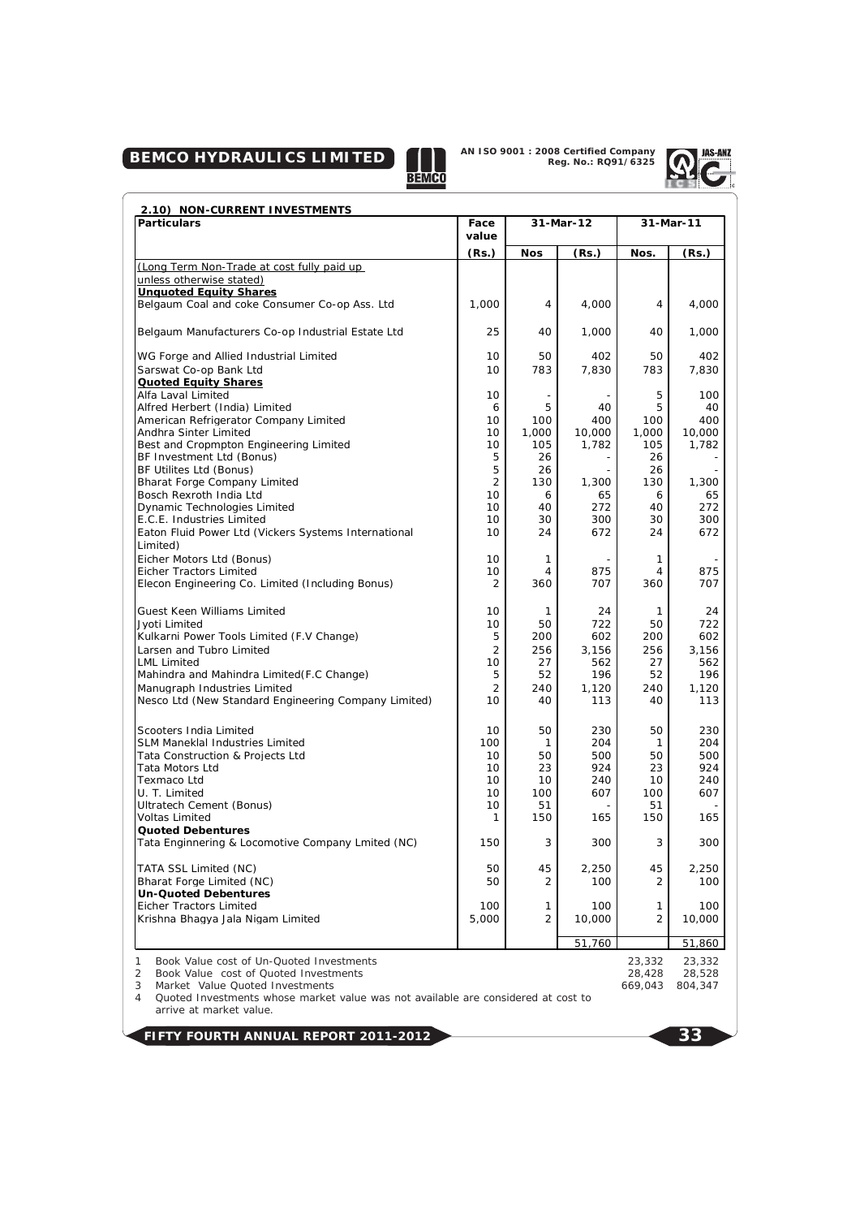## 2.10) NON-CURRENT INVESTMENTS

| Particulars | Face value | 31-Mar-12 | | 31-Mar-11 | |
|---|---|---|---|---|---|
| | (Rs.) | Nos | (Rs.) | Nos. | (Rs.) |
| (Long Term Non-Trade at cost fully paid up unless otherwise stated) | | | | | |
| **Unquoted Equity Shares** | | | | | |
| Belgaum Coal and coke Consumer Co-op Ass. Ltd | 1,000 | 4 | 4,000 | 4 | 4,000 |
| Belgaum Manufacturers Co-op Industrial Estate Ltd | 25 | 40 | 1,000 | 40 | 1,000 |
| WG Forge and Allied Industrial Limited | 10 | 50 | 402 | 50 | 402 |
| Sarswat Co-op Bank Ltd | 10 | 783 | 7,830 | 783 | 7,830 |
| **Quoted Equity Shares** | | | | | |
| Alfa Laval Limited | 10 | - | - | 5 | 100 |
| Alfred Herbert (India) Limited | 6 | 5 | 40 | 5 | 40 |
| American Refrigerator Company Limited | 10 | 100 | 400 | 100 | 400 |
| Andhra Sinter Limited | 10 | 1,000 | 10,000 | 1,000 | 10,000 |
| Best and Cropmpton Engineering Limited | 10 | 105 | 1,782 | 105 | 1,782 |
| BF Investment Ltd (Bonus) | 5 | 26 | - | 26 | - |
| BF Utilites Ltd (Bonus) | 5 | 26 | - | 26 | - |
| Bharat Forge Company Limited | 2 | 130 | 1,300 | 130 | 1,300 |
| Bosch Rexroth India Ltd | 10 | 6 | 65 | 6 | 65 |
| Dynamic Technologies Limited | 10 | 40 | 272 | 40 | 272 |
| E.C.E. Industries Limited | 10 | 30 | 300 | 30 | 300 |
| Eaton Fluid Power Ltd (Vickers Systems International Limited) | 10 | 24 | 672 | 24 | 672 |
| Eicher Motors Ltd (Bonus) | 10 | 1 | - | 1 | - |
| Eicher Tractors Limited | 10 | 4 | 875 | 4 | 875 |
| Elecon Engineering Co. Limited (Including Bonus) | 2 | 360 | 707 | 360 | 707 |
| Guest Keen Williams Limited | 10 | 1 | 24 | 1 | 24 |
| Jyoti Limited | 10 | 50 | 722 | 50 | 722 |
| Kulkarni Power Tools Limited (F.V Change) | 5 | 200 | 602 | 200 | 602 |
| Larsen and Tubro Limited | 2 | 256 | 3,156 | 256 | 3,156 |
| LML Limited | 10 | 27 | 562 | 27 | 562 |
| Mahindra and Mahindra Limited(F.C Change) | 5 | 52 | 196 | 52 | 196 |
| Manugraph Industries Limited | 2 | 240 | 1,120 | 240 | 1,120 |
| Nesco Ltd (New Standard Engineering Company Limited) | 10 | 40 | 113 | 40 | 113 |
| Scooters India Limited | 10 | 50 | 230 | 50 | 230 |
| SLM Maneklal Industries Limited | 100 | 1 | 204 | 1 | 204 |
| Tata Construction & Projects Ltd | 10 | 50 | 500 | 50 | 500 |
| Tata Motors Ltd | 10 | 23 | 924 | 23 | 924 |
| Texmaco Ltd | 10 | 10 | 240 | 10 | 240 |
| U. T. Limited | 10 | 100 | 607 | 100 | 607 |
| Ultratech Cement (Bonus) | 10 | 51 | - | 51 | - |
| Voltas Limited | 1 | 150 | 165 | 150 | 165 |
| **Quoted Debentures** | | | | | |
| Tata Enginnering & Locomotive Company Lmited (NC) | 150 | 3 | 300 | 3 | 300 |
| TATA SSL Limited (NC) | 50 | 45 | 2,250 | 45 | 2,250 |
| Bharat Forge Limited (NC) | 50 | 2 | 100 | 2 | 100 |
| **Un-Quoted Debentures** | | | | | |
| Eicher Tractors Limited | 100 | 1 | 100 | 1 | 100 |
| Krishna Bhagya Jala Nigam Limited | 5,000 | 2 | 10,000 | 2 | 10,000 |
| | | | 51,760 | | 51,860 |

| | 31-Mar-12 | 31-Mar-11 |
|---|---|---|
| 1 Book Value cost of Un-Quoted Investments | 23,332 | 23,332 |
| 2 Book Value cost of Quoted Investments | 28,428 | 28,528 |
| 3 Market Value Quoted Investments | 669,043 | 804,347 |

4 Quoted Investments whose market value was not available are considered at cost to arrive at market value.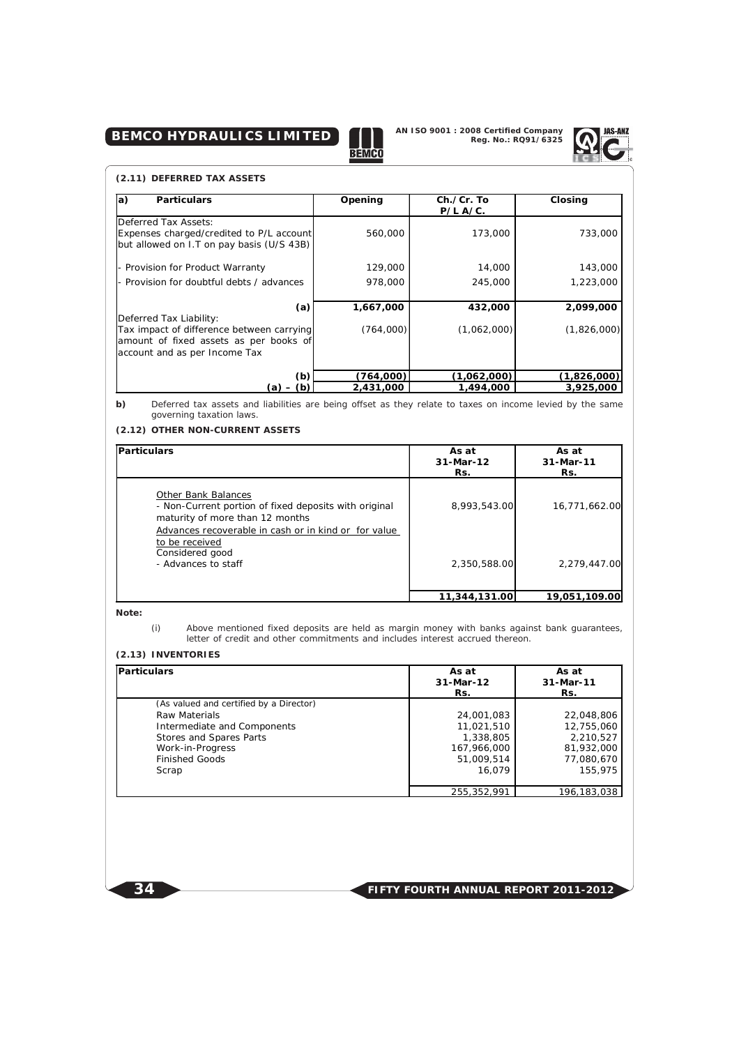### (2.11) DEFERRED TAX ASSETS

| a) Particulars | Opening | Ch./Cr. To P/L A/C. | Closing |
|---|---|---|---|
| Deferred Tax Assets: | | | |
| Expenses charged/credited to P/L account but allowed on I.T on pay basis (U/S 43B) | 560,000 | 173,000 | 733,000 |
| - Provision for Product Warranty | 129,000 | 14,000 | 143,000 |
| - Provision for doubtful debts / advances | 978,000 | 245,000 | 1,223,000 |
| **(a)** | **1,667,000** | **432,000** | **2,099,000** |
| Deferred Tax Liability: | | | |
| Tax impact of difference between carrying amount of fixed assets as per books of account and as per Income Tax | (764,000) | (1,062,000) | (1,826,000) |
| **(b)** | **(764,000)** | **(1,062,000)** | **(1,826,000)** |
| **(a) – (b)** | **2,431,000** | **1,494,000** | **3,925,000** |

**b)** Deferred tax assets and liabilities are being offset as they relate to taxes on income levied by the same governing taxation laws.

### (2.12) OTHER NON-CURRENT ASSETS

| Particulars | As at 31-Mar-12 Rs. | As at 31-Mar-11 Rs. |
|---|---|---|
| Other Bank Balances | | |
| - Non-Current portion of fixed deposits with original maturity of more than 12 months | 8,993,543.00 | 16,771,662.00 |
| Advances recoverable in cash or in kind or for value to be received | | |
| Considered good | | |
| - Advances to staff | 2,350,588.00 | 2,279,447.00 |
| | **11,344,131.00** | **19,051,109.00** |

**Note:**

(i) Above mentioned fixed deposits are held as margin money with banks against bank guarantees, letter of credit and other commitments and includes interest accrued thereon.

### (2.13) INVENTORIES

| Particulars | As at 31-Mar-12 Rs. | As at 31-Mar-11 Rs. |
|---|---|---|
| (As valued and certified by a Director) | | |
| Raw Materials | 24,001,083 | 22,048,806 |
| Intermediate and Components | 11,021,510 | 12,755,060 |
| Stores and Spares Parts | 1,338,805 | 2,210,527 |
| Work-in-Progress | 167,966,000 | 81,932,000 |
| Finished Goods | 51,009,514 | 77,080,670 |
| Scrap | 16,079 | 155,975 |
| | 255,352,991 | 196,183,038 |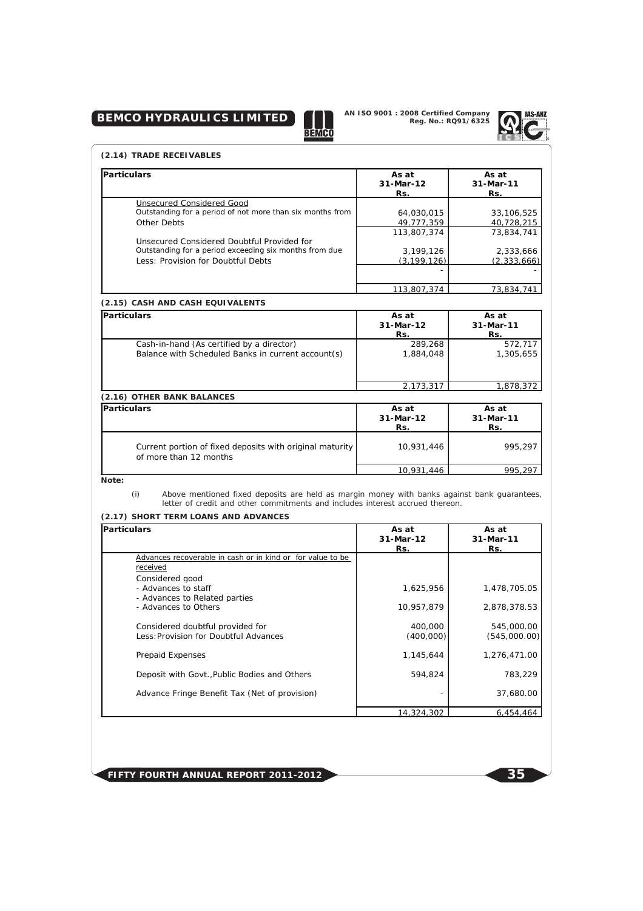### (2.14) TRADE RECEIVABLES

| Particulars | As at 31-Mar-12 Rs. | As at 31-Mar-11 Rs. |
|---|---|---|
| Unsecured Considered Good | | |
| Outstanding for a period of not more than six months from | 64,030,015 | 33,106,525 |
| Other Debts | 49,777,359 | 40,728,215 |
| | 113,807,374 | 73,834,741 |
| Unsecured Considered Doubtful Provided for | | |
| Outstanding for a period exceeding six months from due | 3,199,126 | 2,333,666 |
| Less: Provision for Doubtful Debts | (3,199,126) | (2,333,666) |
| | - | - |
| | 113,807,374 | 73,834,741 |

### (2.15) CASH AND CASH EQUIVALENTS

| Particulars | As at 31-Mar-12 Rs. | As at 31-Mar-11 Rs. |
|---|---|---|
| Cash-in-hand (As certified by a director) | 289,268 | 572,717 |
| Balance with Scheduled Banks in current account(s) | 1,884,048 | 1,305,655 |
| | 2,173,317 | 1,878,372 |

### (2.16) OTHER BANK BALANCES

| Particulars | As at 31-Mar-12 Rs. | As at 31-Mar-11 Rs. |
|---|---|---|
| Current portion of fixed deposits with original maturity of more than 12 months | 10,931,446 | 995,297 |
| | 10,931,446 | 995,297 |

**Note:**

(i) Above mentioned fixed deposits are held as margin money with banks against bank guarantees, letter of credit and other commitments and includes interest accrued thereon.

### (2.17) SHORT TERM LOANS AND ADVANCES

| Particulars | As at 31-Mar-12 Rs. | As at 31-Mar-11 Rs. |
|---|---|---|
| Advances recoverable in cash or in kind or for value to be received | | |
| Considered good | | |
| - Advances to staff | 1,625,956 | 1,478,705.05 |
| - Advances to Related parties | | |
| - Advances to Others | 10,957,879 | 2,878,378.53 |
| Considered doubtful provided for | 400,000 | 545,000.00 |
| Less: Provision for Doubtful Advances | (400,000) | (545,000.00) |
| Prepaid Expenses | 1,145,644 | 1,276,471.00 |
| Deposit with Govt., Public Bodies and Others | 594,824 | 783,229 |
| Advance Fringe Benefit Tax (Net of provision) | - | 37,680.00 |
| | 14,324,302 | 6,454,464 |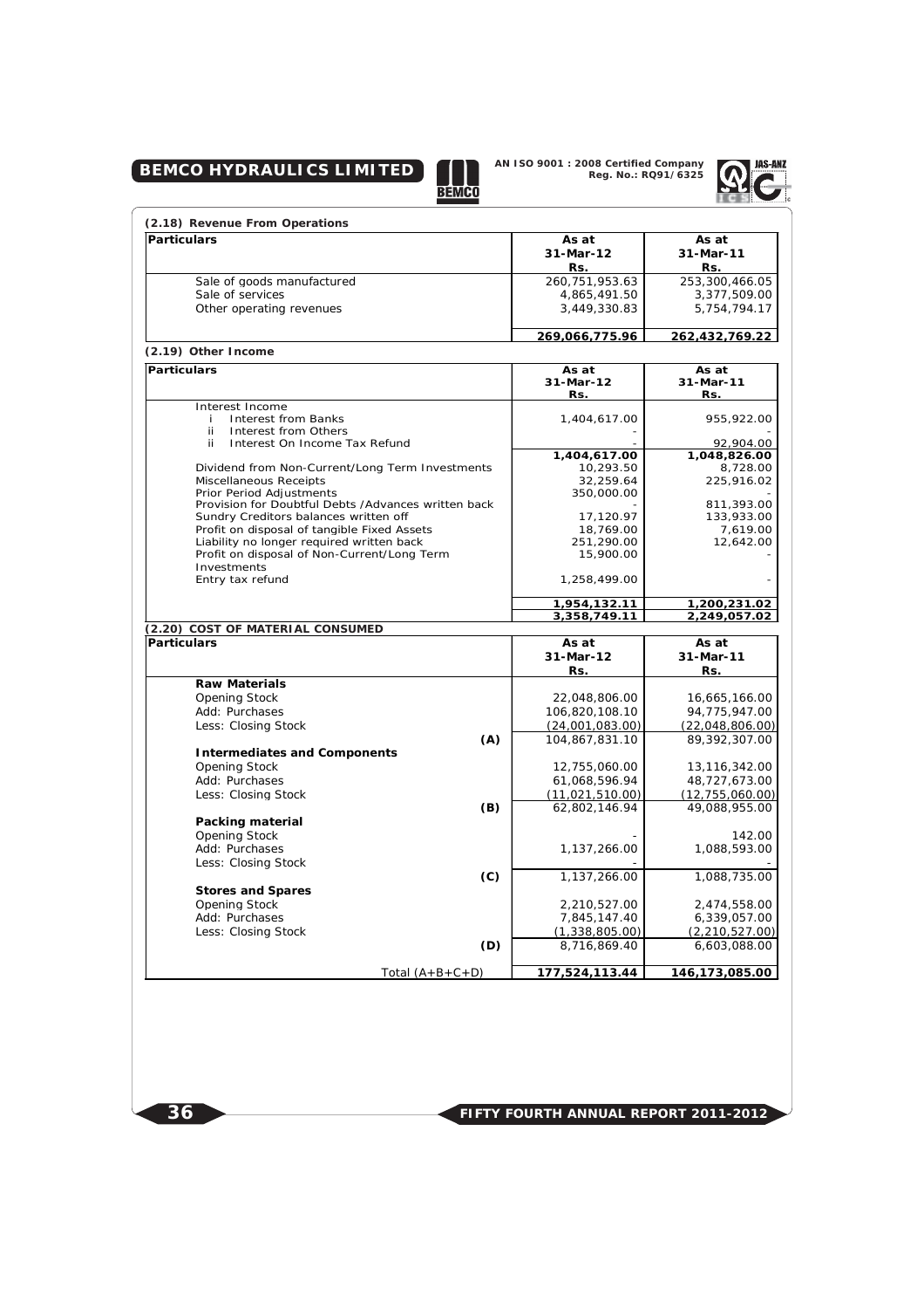### (2.18) Revenue From Operations

| Particulars | As at 31-Mar-12 Rs. | As at 31-Mar-11 Rs. |
|---|---|---|
| Sale of goods manufactured | 260,751,953.63 | 253,300,466.05 |
| Sale of services | 4,865,491.50 | 3,377,509.00 |
| Other operating revenues | 3,449,330.83 | 5,754,794.17 |
| | **269,066,775.96** | **262,432,769.22** |

### (2.19) Other Income

| Particulars | As at 31-Mar-12 Rs. | As at 31-Mar-11 Rs. |
|---|---|---|
| Interest Income | | |
| i Interest from Banks | 1,404,617.00 | 955,922.00 |
| ii Interest from Others | - | - |
| ii Interest On Income Tax Refund | - | 92,904.00 |
| | **1,404,617.00** | **1,048,826.00** |
| Dividend from Non-Current/Long Term Investments | 10,293.50 | 8,728.00 |
| Miscellaneous Receipts | 32,259.64 | 225,916.02 |
| Prior Period Adjustments | 350,000.00 | - |
| Provision for Doubtful Debts /Advances written back | - | 811,393.00 |
| Sundry Creditors balances written off | 17,120.97 | 133,933.00 |
| Profit on disposal of tangible Fixed Assets | 18,769.00 | 7,619.00 |
| Liability no longer required written back | 251,290.00 | 12,642.00 |
| Profit on disposal of Non-Current/Long Term Investments | 15,900.00 | - |
| Entry tax refund | 1,258,499.00 | - |
| | **1,954,132.11** | **1,200,231.02** |
| | **3,358,749.11** | **2,249,057.02** |

### (2.20) COST OF MATERIAL CONSUMED

| Particulars | | As at 31-Mar-12 Rs. | As at 31-Mar-11 Rs. |
|---|---|---|---|
| **Raw Materials** | | | |
| Opening Stock | | 22,048,806.00 | 16,665,166.00 |
| Add: Purchases | | 106,820,108.10 | 94,775,947.00 |
| Less: Closing Stock | | (24,001,083.00) | (22,048,806.00) |
| | **(A)** | 104,867,831.10 | 89,392,307.00 |
| **Intermediates and Components** | | | |
| Opening Stock | | 12,755,060.00 | 13,116,342.00 |
| Add: Purchases | | 61,068,596.94 | 48,727,673.00 |
| Less: Closing Stock | | (11,021,510.00) | (12,755,060.00) |
| | **(B)** | 62,802,146.94 | 49,088,955.00 |
| **Packing material** | | | |
| Opening Stock | | - | 142.00 |
| Add: Purchases | | 1,137,266.00 | 1,088,593.00 |
| Less: Closing Stock | | - | - |
| | **(C)** | 1,137,266.00 | 1,088,735.00 |
| **Stores and Spares** | | | |
| Opening Stock | | 2,210,527.00 | 2,474,558.00 |
| Add: Purchases | | 7,845,147.40 | 6,339,057.00 |
| Less: Closing Stock | | (1,338,805.00) | (2,210,527.00) |
| | **(D)** | 8,716,869.40 | 6,603,088.00 |
| Total (A+B+C+D) | | **177,524,113.44** | **146,173,085.00** |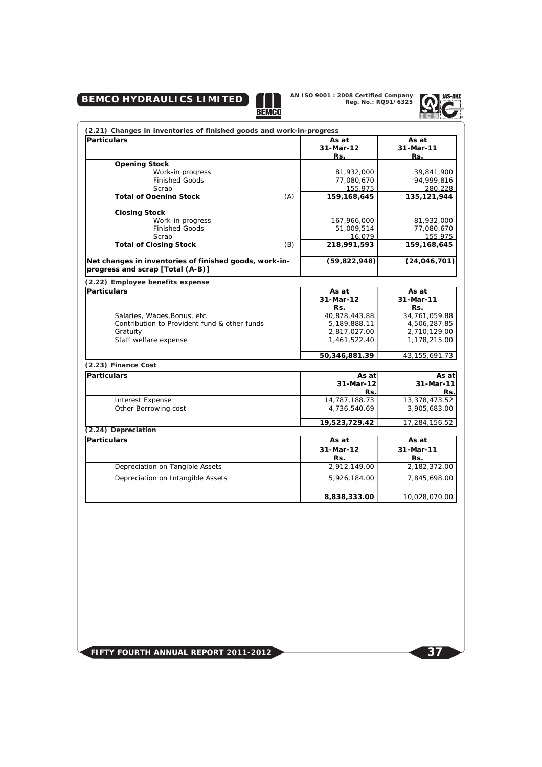### (2.21) Changes in inventories of finished goods and work-in-progress

| Particulars | | As at 31-Mar-12 Rs. | As at 31-Mar-11 Rs. |
|---|---|---|---|
| **Opening Stock** | | | |
| Work-in progress | | 81,932,000 | 39,841,900 |
| Finished Goods | | 77,080,670 | 94,999,816 |
| Scrap | | 155,975 | 280,228 |
| **Total of Opening Stock** | (A) | **159,168,645** | **135,121,944** |
| **Closing Stock** | | | |
| Work-in progress | | 167,966,000 | 81,932,000 |
| Finished Goods | | 51,009,514 | 77,080,670 |
| Scrap | | 16,079 | 155,975 |
| **Total of Closing Stock** | (B) | **218,991,593** | **159,168,645** |
| **Net changes in inventories of finished goods, work-in-progress and scrap [Total (A-B)]** | | **(59,822,948)** | **(24,046,701)** |

### (2.22) Employee benefits expense

| Particulars | As at 31-Mar-12 Rs. | As at 31-Mar-11 Rs. |
|---|---|---|
| Salaries, Wages,Bonus, etc. | 40,878,443.88 | 34,761,059.88 |
| Contribution to Provident fund & other funds | 5,189,888.11 | 4,506,287.85 |
| Gratuity | 2,817,027.00 | 2,710,129.00 |
| Staff welfare expense | 1,461,522.40 | 1,178,215.00 |
| | **50,346,881.39** | 43,155,691.73 |

### (2.23) Finance Cost

| Particulars | As at 31-Mar-12 Rs. | As at 31-Mar-11 Rs. |
|---|---|---|
| Interest Expense | 14,787,188.73 | 13,378,473.52 |
| Other Borrowing cost | 4,736,540.69 | 3,905,683.00 |
| | **19,523,729.42** | 17,284,156.52 |

### (2.24) Depreciation

| Particulars | As at 31-Mar-12 Rs. | As at 31-Mar-11 Rs. |
|---|---|---|
| Depreciation on Tangible Assets | 2,912,149.00 | 2,182,372.00 |
| Depreciation on Intangible Assets | 5,926,184.00 | 7,845,698.00 |
| | **8,838,333.00** | 10,028,070.00 |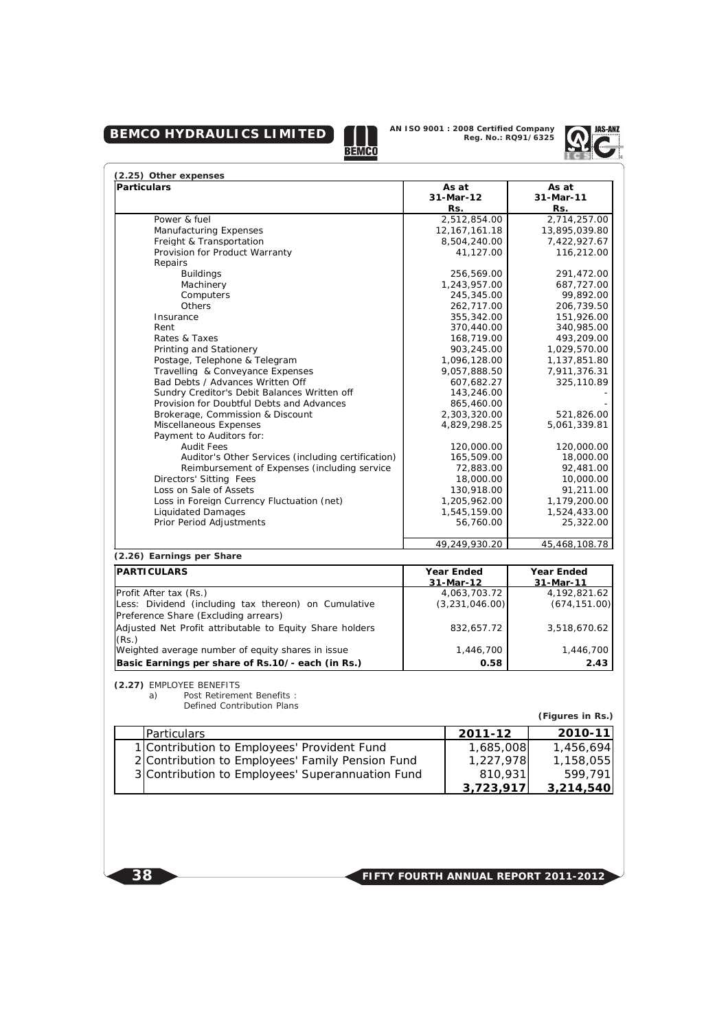### (2.25) Other expenses

| Particulars | As at 31-Mar-12 Rs. | As at 31-Mar-11 Rs. |
|---|---|---|
| Power & fuel | 2,512,854.00 | 2,714,257.00 |
| Manufacturing Expenses | 12,167,161.18 | 13,895,039.80 |
| Freight & Transportation | 8,504,240.00 | 7,422,927.67 |
| Provision for Product Warranty | 41,127.00 | 116,212.00 |
| Repairs | | |
| Buildings | 256,569.00 | 291,472.00 |
| Machinery | 1,243,957.00 | 687,727.00 |
| Computers | 245,345.00 | 99,892.00 |
| Others | 262,717.00 | 206,739.50 |
| Insurance | 355,342.00 | 151,926.00 |
| Rent | 370,440.00 | 340,985.00 |
| Rates & Taxes | 168,719.00 | 493,209.00 |
| Printing and Stationery | 903,245.00 | 1,029,570.00 |
| Postage, Telephone & Telegram | 1,096,128.00 | 1,137,851.80 |
| Travelling & Conveyance Expenses | 9,057,888.50 | 7,911,376.31 |
| Bad Debts / Advances Written Off | 607,682.27 | 325,110.89 |
| Sundry Creditor's Debit Balances Written off | 143,246.00 | - |
| Provision for Doubtful Debts and Advances | 865,460.00 | - |
| Brokerage, Commission & Discount | 2,303,320.00 | 521,826.00 |
| Miscellaneous Expenses | 4,829,298.25 | 5,061,339.81 |
| Payment to Auditors for: | | |
| Audit Fees | 120,000.00 | 120,000.00 |
| Auditor's Other Services (including certification) | 165,509.00 | 18,000.00 |
| Reimbursement of Expenses (including service | 72,883.00 | 92,481.00 |
| Directors' Sitting Fees | 18,000.00 | 10,000.00 |
| Loss on Sale of Assets | 130,918.00 | 91,211.00 |
| Loss in Foreign Currency Fluctuation (net) | 1,205,962.00 | 1,179,200.00 |
| Liquidated Damages | 1,545,159.00 | 1,524,433.00 |
| Prior Period Adjustments | 56,760.00 | 25,322.00 |
| | 49,249,930.20 | 45,468,108.78 |

### (2.26) Earnings per Share

| PARTICULARS | Year Ended 31-Mar-12 | Year Ended 31-Mar-11 |
|---|---|---|
| Profit After tax (Rs.) | 4,063,703.72 | 4,192,821.62 |
| Less: Dividend (including tax thereon) on Cumulative Preference Share (Excluding arrears) | (3,231,046.00) | (674,151.00) |
| Adjusted Net Profit attributable to Equity Share holders (Rs.) | 832,657.72 | 3,518,670.62 |
| Weighted average number of equity shares in issue | 1,446,700 | 1,446,700 |
| **Basic Earnings per share of Rs.10/- each (in Rs.)** | **0.58** | **2.43** |

### (2.27) EMPLOYEE BENEFITS

a) Post Retirement Benefits :
Defined Contribution Plans

**(Figures in Rs.)**

| | Particulars | 2011-12 | 2010-11 |
|---|---|---|---|
| 1 | Contribution to Employees' Provident Fund | 1,685,008 | 1,456,694 |
| 2 | Contribution to Employees' Family Pension Fund | 1,227,978 | 1,158,055 |
| 3 | Contribution to Employees' Superannuation Fund | 810,931 | 599,791 |
| | | **3,723,917** | **3,214,540** |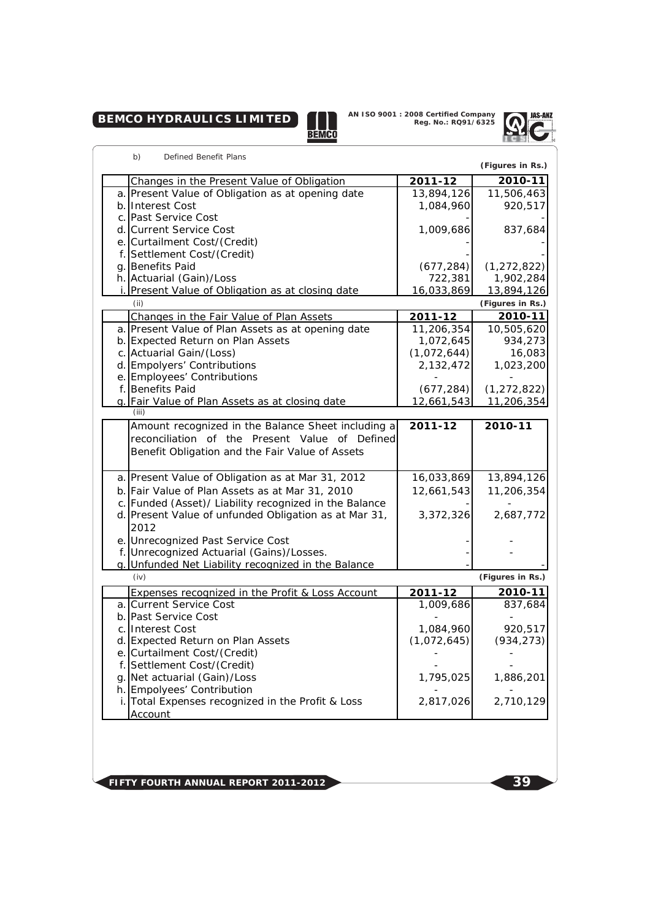b) Defined Benefit Plans

(Figures in Rs.)

| | Changes in the Present Value of Obligation | 2011-12 | 2010-11 |
|---|---|---|---|
| a. | Present Value of Obligation as at opening date | 13,894,126 | 11,506,463 |
| b. | Interest Cost | 1,084,960 | 920,517 |
| c. | Past Service Cost | - | - |
| d. | Current Service Cost | 1,009,686 | 837,684 |
| e. | Curtailment Cost/(Credit) | - | - |
| f. | Settlement Cost/(Credit) | - | - |
| g. | Benefits Paid | (677,284) | (1,272,822) |
| h. | Actuarial (Gain)/Loss | 722,381 | 1,902,284 |
| i. | Present Value of Obligation as at closing date | 16,033,869 | 13,894,126 |

(ii)

(Figures in Rs.)

| | Changes in the Fair Value of Plan Assets | 2011-12 | 2010-11 |
|---|---|---|---|
| a. | Present Value of Plan Assets as at opening date | 11,206,354 | 10,505,620 |
| b. | Expected Return on Plan Assets | 1,072,645 | 934,273 |
| c. | Actuarial Gain/(Loss) | (1,072,644) | 16,083 |
| d. | Empolyers' Contributions | 2,132,472 | 1,023,200 |
| e. | Employees' Contributions | - | - |
| f. | Benefits Paid | (677,284) | (1,272,822) |
| g. | Fair Value of Plan Assets as at closing date | 12,661,543 | 11,206,354 |

(iii)

| | Amount recognized in the Balance Sheet including a reconciliation of the Present Value of Defined Benefit Obligation and the Fair Value of Assets | 2011-12 | 2010-11 |
|---|---|---|---|
| a. | Present Value of Obligation as at Mar 31, 2012 | 16,033,869 | 13,894,126 |
| b. | Fair Value of Plan Assets as at Mar 31, 2010 | 12,661,543 | 11,206,354 |
| c. | Funded (Asset)/ Liability recognized in the Balance | - | - |
| d. | Present Value of unfunded Obligation as at Mar 31, 2012 | 3,372,326 | 2,687,772 |
| e. | Unrecognized Past Service Cost | - | - |
| f. | Unrecognized Actuarial (Gains)/Losses. | - | - |
| g. | Unfunded Net Liability recognized in the Balance | - | - |

(iv)

(Figures in Rs.)

| | Expenses recognized in the Profit & Loss Account | 2011-12 | 2010-11 |
|---|---|---|---|
| a. | Current Service Cost | 1,009,686 | 837,684 |
| b. | Past Service Cost | - | - |
| c. | Interest Cost | 1,084,960 | 920,517 |
| d. | Expected Return on Plan Assets | (1,072,645) | (934,273) |
| e. | Curtailment Cost/(Credit) | - | - |
| f. | Settlement Cost/(Credit) | - | - |
| g. | Net actuarial (Gain)/Loss | 1,795,025 | 1,886,201 |
| h. | Empolyees' Contribution | - | - |
| i. | Total Expenses recognized in the Profit & Loss Account | 2,817,026 | 2,710,129 |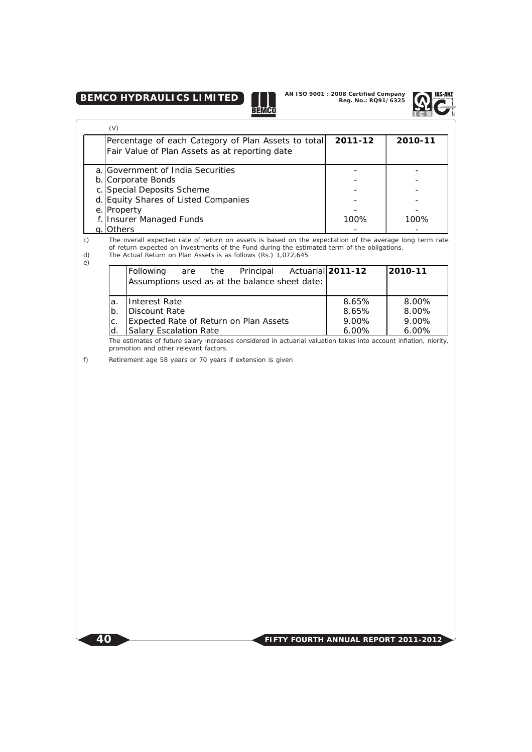(V)

| | Percentage of each Category of Plan Assets to total Fair Value of Plan Assets as at reporting date | 2011-12 | 2010-11 |
|---|---|---|---|
| a. | Government of India Securities | - | - |
| b. | Corporate Bonds | - | - |
| c. | Special Deposits Scheme | - | - |
| d. | Equity Shares of Listed Companies | - | - |
| e. | Property | - | - |
| f. | Insurer Managed Funds | 100% | 100% |
| g. | Others | - | - |

c) The overall expected rate of return on assets is based on the expectation of the average long term rate of return expected on investments of the Fund during the estimated term of the obligations.

d) The Actual Return on Plan Assets is as follows (Rs.) 1,072,645

e)

| | Following are the Principal Actuarial Assumptions used as at the balance sheet date: | 2011-12 | 2010-11 |
|---|---|---|---|
| a. | Interest Rate | 8.65% | 8.00% |
| b. | Discount Rate | 8.65% | 8.00% |
| c. | Expected Rate of Return on Plan Assets | 9.00% | 9.00% |
| d. | Salary Escalation Rate | 6.00% | 6.00% |

The estimates of future salary increases considered in actuarial valuation takes into account inflation, niority, promotion and other relevant factors.

f) Retirement age 58 years or 70 years if extension is given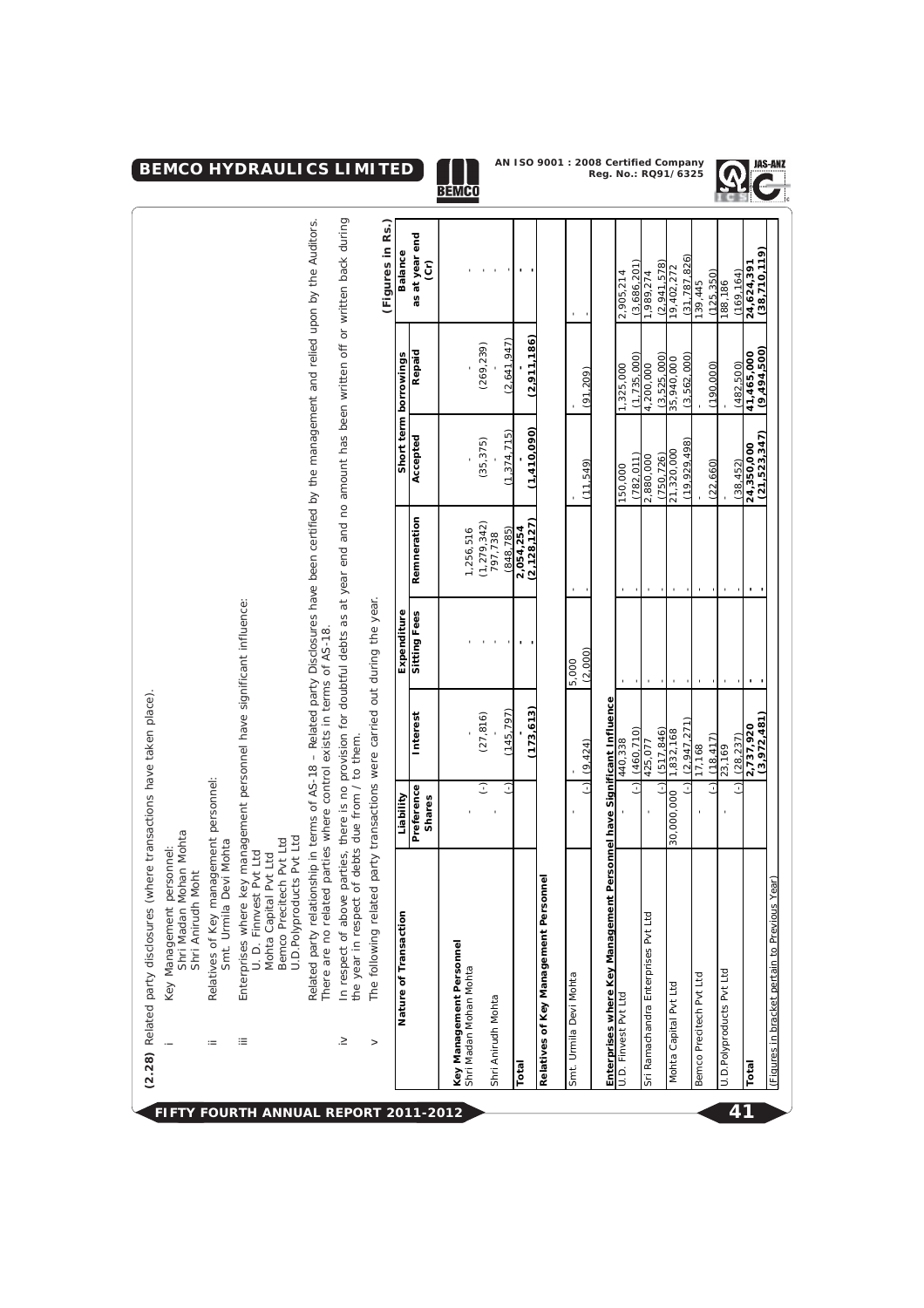**(2.28)** Related party disclosures (where transactions have taken place).

i Key Management personnel:
   - Shri Madan Mohan Mohta
   - Shri Anirudh Moht

ii Relatives of Key management personnel:
   - Smt. Urmila Devi Mohta

iii Enterprises where key management personnel have significant influence:
   - U. D. Finnvest Pvt Ltd
   - Mohta Capital Pvt Ltd
   - Bemco Precitech Pvt Ltd
   - U.D.Polyproducts Pvt Ltd

Related party relationship in terms of AS-18 – Related party Disclosures have been certified by the management and relied upon by the Auditors. There are no related parties where control exists in terms of AS-18.

iv In respect of above parties, there is no provision for doubtful debts as at year end and no amount has been written off or written back during the year in respect of debts due from / to them.

v The following related party transactions were carried out during the year.

**(Figures in Rs.)**

| Nature of Transaction | Liability | Expenditure | | | Short term borrowings | | Balance |
|---|---|---|---|---|---|---|---|
| | Preference Shares | Interest | Sitting Fees | Remneration | Accepted | Repaid | as at year end (Cr) |
| **Key Management Personnel** | | | | | | | |
| Shri Madan Mohan Mohta | - | - | - | 1,256,516 | - | - | - |
| | (-) | (27,816) | - | (1,279,342) | (35,375) | (269,239) | - |
| Shri Anirudh Mohta | - | - | - | 797,738 | - | - | - |
| | (-) | (145,797) | - | (848,785) | (1,374,715) | (2,641,947) | - |
| **Total** | | **-** | **-** | **2,054,254** | **-** | **-** | **-** |
| | | **(173,613)** | | **(2,128,127)** | **(1,410,090)** | **(2,911,186)** | |
| **Relatives of Key Management Personnel** | | | | | | | |
| Smt. Urmila Devi Mohta | - | - | 5,000 | - | - | - | - |
| | (-) | (9,424) | (2,000) | - | (11,549) | (91,209) | - |
| **Enterprises where Key Management Personnel have Significant Influence** | | | | | | | |
| U.D. Finvest Pvt Ltd | - | 440,338 | - | - | 150,000 | 1,325,000 | 2,905,214 |
| | (-) | (460,710) | - | - | (782,011) | (1,735,000) | (3,686,201) |
| Sri Ramachandra Enterprises Pvt Ltd | - | 425,077 | - | - | 2,880,000 | 4,200,000 | 1,989,274 |
| | (-) | (517,846) | - | - | (750,726) | (3,525,000) | (2,941,578) |
| Mohta Capital Pvt Ltd | 30,000,000 | 1,832,168 | - | - | 21,320,000 | 35,940,000 | 19,402,272 |
| | (-) | (2,947,271) | - | - | (19,929,498) | (3,562,000) | (31,787,826) |
| Bemco Precitech Pvt Ltd | - | 17,168 | - | - | - | - | 139,445 |
| | (-) | (18,417) | - | - | (22,660) | (190,000) | (125,350) |
| U.D.Polyproducts Pvt Ltd | - | 23,169 | - | - | - | - | 188,186 |
| | (-) | (28,237) | - | - | (38,452) | (482,500) | (169,164) |
| **Total** | | **2,737,920** | **-** | **-** | **24,350,000** | **41,465,000** | **24,624,391** |
| | | **(3,972,481)** | **-** | **-** | **(21,523,347)** | **(9,494,500)** | **(38,710,119)** |

(Figures in bracket pertain to Previous Year)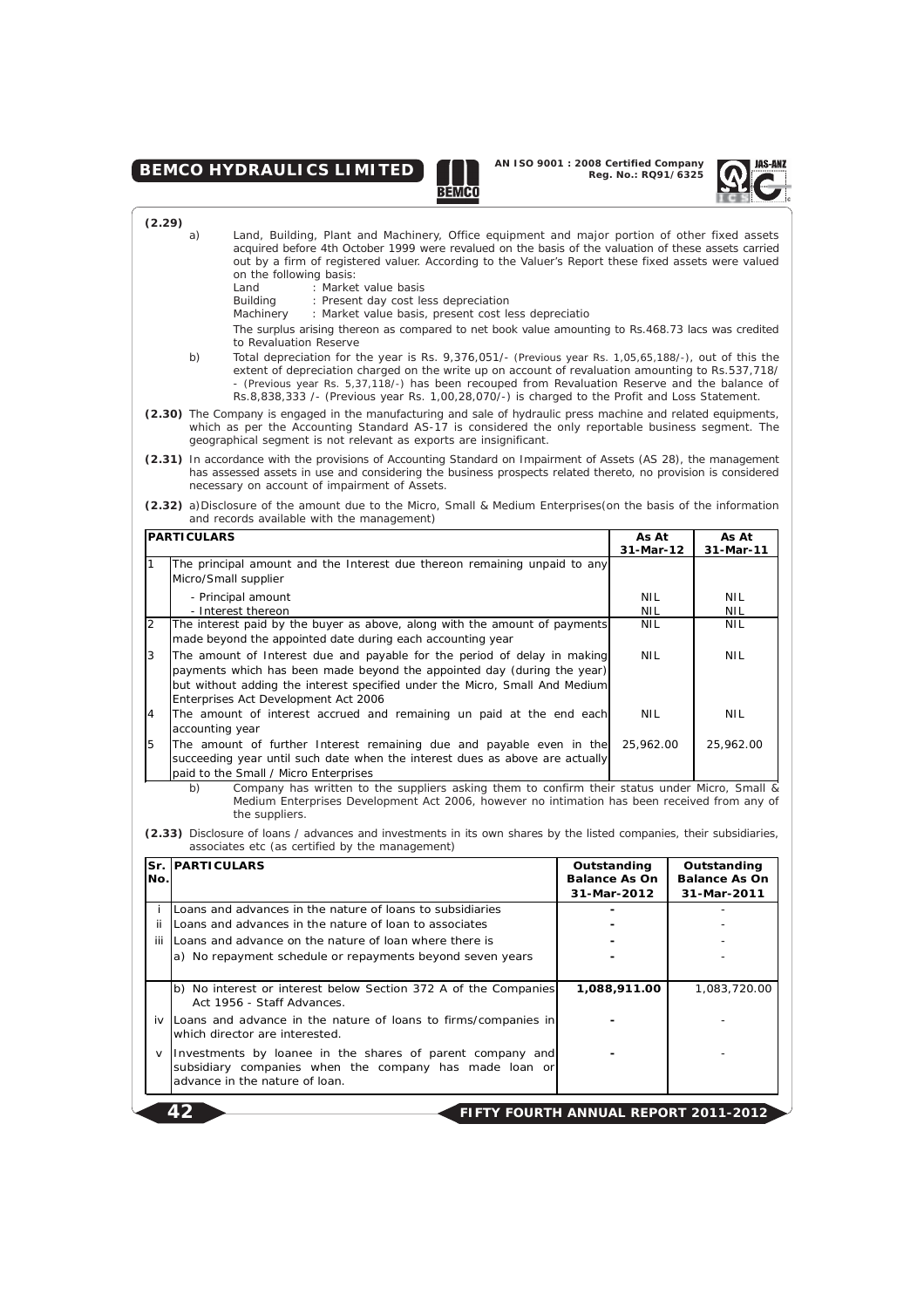**(2.29)**

a) Land, Building, Plant and Machinery, Office equipment and major portion of other fixed assets acquired before 4th October 1999 were revalued on the basis of the valuation of these assets carried out by a firm of registered valuer. According to the Valuer's Report these fixed assets were valued on the following basis:

Land : Market value basis
Building : Present day cost less depreciation
Machinery : Market value basis, present cost less depreciatio

The surplus arising thereon as compared to net book value amounting to Rs.468.73 lacs was credited to Revaluation Reserve

b) Total depreciation for the year is Rs. 9,376,051/- (Previous year Rs. 1,05,65,188/-), out of this the extent of depreciation charged on the write up on account of revaluation amounting to Rs.537,718/- (Previous year Rs. 5,37,118/-) has been recouped from Revaluation Reserve and the balance of Rs.8,838,333 /- (Previous year Rs. 1,00,28,070/-) is charged to the Profit and Loss Statement.

**(2.30)** The Company is engaged in the manufacturing and sale of hydraulic press machine and related equipments, which as per the Accounting Standard AS-17 is considered the only reportable business segment. The geographical segment is not relevant as exports are insignificant.

**(2.31)** In accordance with the provisions of Accounting Standard on Impairment of Assets (AS 28), the management has assessed assets in use and considering the business prospects related thereto, no provision is considered necessary on account of impairment of Assets.

**(2.32)** a) Disclosure of the amount due to the Micro, Small & Medium Enterprises(on the basis of the information and records available with the management)

| | PARTICULARS | As At 31-Mar-12 | As At 31-Mar-11 |
|---|---|---|---|
| 1 | The principal amount and the Interest due thereon remaining unpaid to any Micro/Small supplier | | |
| | - Principal amount | NIL | NIL |
| | - Interest thereon | NIL | NIL |
| 2 | The interest paid by the buyer as above, along with the amount of payments made beyond the appointed date during each accounting year | NIL | NIL |
| 3 | The amount of Interest due and payable for the period of delay in making payments which has been made beyond the appointed day (during the year) but without adding the interest specified under the Micro, Small And Medium Enterprises Act Development Act 2006 | NIL | NIL |
| 4 | The amount of interest accrued and remaining un paid at the end each accounting year | NIL | NIL |
| 5 | The amount of further Interest remaining due and payable even in the succeeding year until such date when the interest dues as above are actually paid to the Small / Micro Enterprises | 25,962.00 | 25,962.00 |

b) Company has written to the suppliers asking them to confirm their status under Micro, Small & Medium Enterprises Development Act 2006, however no intimation has been received from any of the suppliers.

**(2.33)** Disclosure of loans / advances and investments in its own shares by the listed companies, their subsidiaries, associates etc (as certified by the management)

| Sr. No. | PARTICULARS | Outstanding Balance As On 31-Mar-2012 | Outstanding Balance As On 31-Mar-2011 |
|---|---|---|---|
| i | Loans and advances in the nature of loans to subsidiaries | - | - |
| ii | Loans and advances in the nature of loan to associates | - | - |
| iii | Loans and advance on the nature of loan where there is | - | - |
| | a) No repayment schedule or repayments beyond seven years | - | - |
| | b) No interest or interest below Section 372 A of the Companies Act 1956 - Staff Advances. | 1,088,911.00 | 1,083,720.00 |
| iv | Loans and advance in the nature of loans to firms/companies in which director are interested. | - | - |
| v | Investments by loanee in the shares of parent company and subsidiary companies when the company has made loan or advance in the nature of loan. | - | - |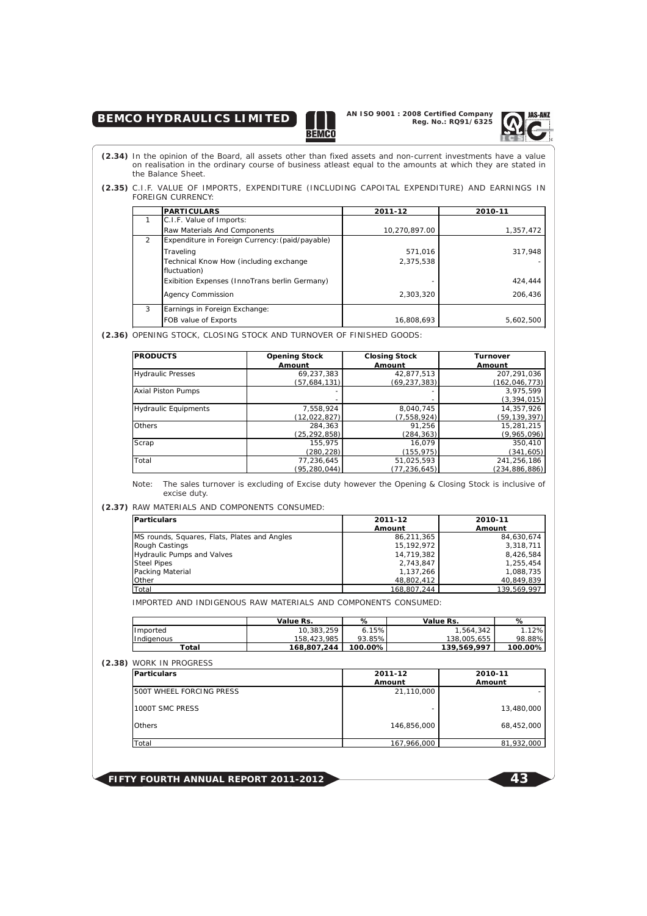**(2.34)** In the opinion of the Board, all assets other than fixed assets and non-current investments have a value on realisation in the ordinary course of business atleast equal to the amounts at which they are stated in the Balance Sheet.

**(2.35)** C.I.F. VALUE OF IMPORTS, EXPENDITURE (INCLUDING CAPOITAL EXPENDITURE) AND EARNINGS IN FOREIGN CURRENCY:

| | PARTICULARS | 2011-12 | 2010-11 |
|---|---|---|---|
| 1 | C.I.F. Value of Imports: | | |
| | Raw Materials And Components | 10,270,897.00 | 1,357,472 |
| 2 | Expenditure in Foreign Currency:(paid/payable) | | |
| | Traveling | 571,016 | 317,948 |
| | Technical Know How (including exchange fluctuation) | 2,375,538 | - |
| | Exibition Expenses (InnoTrans berlin Germany) | - | 424,444 |
| | Agency Commission | 2,303,320 | 206,436 |
| 3 | Earnings in Foreign Exchange: | | |
| | FOB value of Exports | 16,808,693 | 5,602,500 |

**(2.36)** OPENING STOCK, CLOSING STOCK AND TURNOVER OF FINISHED GOODS:

| PRODUCTS | Opening Stock Amount | Closing Stock Amount | Turnover Amount |
|---|---|---|---|
| Hydraulic Presses | 69,237,383 | 42,877,513 | 207,291,036 |
| | (57,684,131) | (69,237,383) | (162,046,773) |
| Axial Piston Pumps | - | - | 3,975,599 |
| | - | - | (3,394,015) |
| Hydraulic Equipments | 7,558,924 | 8,040,745 | 14,357,926 |
| | (12,022,827) | (7,558,924) | (59,139,397) |
| Others | 284,363 | 91,256 | 15,281,215 |
| | (25,292,858) | (284,363) | (9,965,096) |
| Scrap | 155,975 | 16,079 | 350,410 |
| | (280,228) | (155,975) | (341,605) |
| Total | 77,236,645 | 51,025,593 | 241,256,186 |
| | (95,280,044) | (77,236,645) | (234,886,886) |

Note: The sales turnover is excluding of Excise duty however the Opening & Closing Stock is inclusive of excise duty.

**(2.37)** RAW MATERIALS AND COMPONENTS CONSUMED:

| Particulars | 2011-12 Amount | 2010-11 Amount |
|---|---|---|
| MS rounds, Squares, Flats, Plates and Angles | 86,211,365 | 84,630,674 |
| Rough Castings | 15,192,972 | 3,318,711 |
| Hydraulic Pumps and Valves | 14,719,382 | 8,426,584 |
| Steel Pipes | 2,743,847 | 1,255,454 |
| Packing Material | 1,137,266 | 1,088,735 |
| Other | 48,802,412 | 40,849,839 |
| Total | 168,807,244 | 139,569,997 |

IMPORTED AND INDIGENOUS RAW MATERIALS AND COMPONENTS CONSUMED:

| | Value Rs. | % | Value Rs. | % |
|---|---|---|---|---|
| Imported | 10,383,259 | 6.15% | 1,564,342 | 1.12% |
| Indigenous | 158,423,985 | 93.85% | 138,005,655 | 98.88% |
| **Total** | **168,807,244** | **100.00%** | **139,569,997** | **100.00%** |

**(2.38)** WORK IN PROGRESS

| Particulars | 2011-12 Amount | 2010-11 Amount |
|---|---|---|
| 500T WHEEL FORCING PRESS | 21,110,000 | - |
| 1000T SMC PRESS | - | 13,480,000 |
| Others | 146,856,000 | 68,452,000 |
| Total | 167,966,000 | 81,932,000 |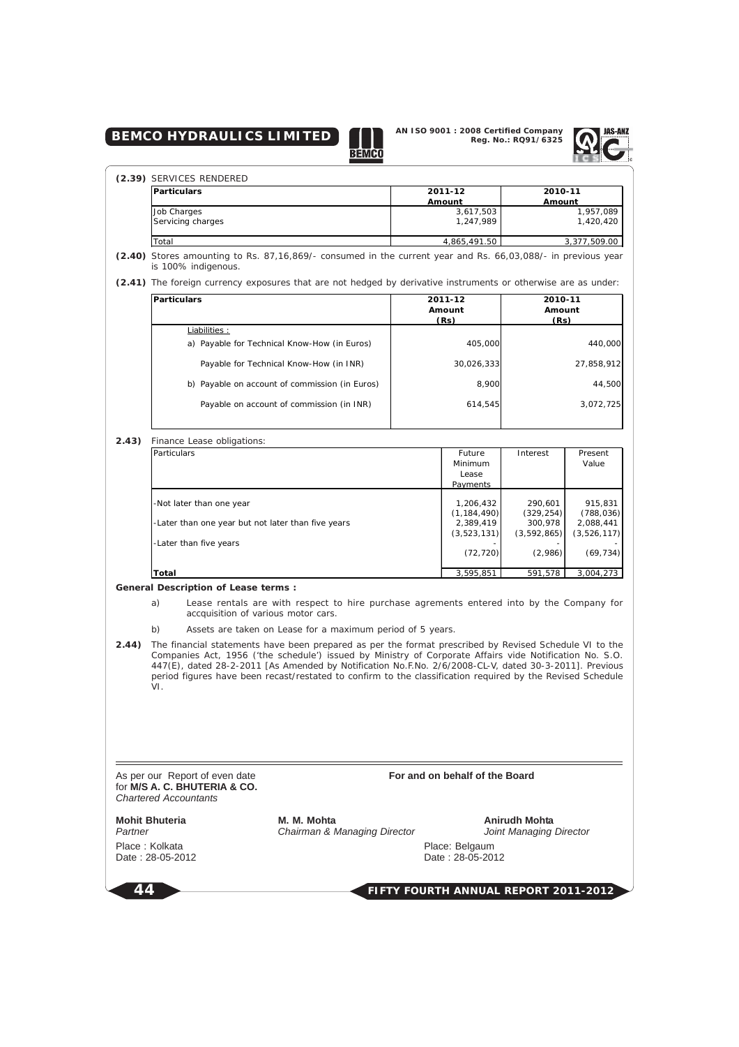**(2.39)** SERVICES RENDERED

| Particulars | 2011-12 Amount | 2010-11 Amount |
|---|---|---|
| Job Charges | 3,617,503 | 1,957,089 |
| Servicing charges | 1,247,989 | 1,420,420 |
| Total | 4,865,491.50 | 3,377,509.00 |

**(2.40)** Stores amounting to Rs. 87,16,869/- consumed in the current year and Rs. 66,03,088/- in previous year is 100% indigenous.

**(2.41)** The foreign currency exposures that are not hedged by derivative instruments or otherwise are as under:

| Particulars | 2011-12 Amount (Rs) | 2010-11 Amount (Rs) |
|---|---|---|
| Liabilities : | | |
| a) Payable for Technical Know-How (in Euros) | 405,000 | 440,000 |
| Payable for Technical Know-How (in INR) | 30,026,333 | 27,858,912 |
| b) Payable on account of commission (in Euros) | 8,900 | 44,500 |
| Payable on account of commission (in INR) | 614,545 | 3,072,725 |

**2.43)** Finance Lease obligations:

| Particulars | Future Minimum Lease Payments | Interest | Present Value |
|---|---|---|---|
| -Not later than one year | 1,206,432 | 290,601 | 915,831 |
| | (1,184,490) | (329,254) | (788,036) |
| -Later than one year but not later than five years | 2,389,419 | 300,978 | 2,088,441 |
| | (3,523,131) | (3,592,865) | (3,526,117) |
| -Later than five years | - | - | - |
| | (72,720) | (2,986) | (69,734) |
| **Total** | 3,595,851 | 591,578 | 3,004,273 |

**General Description of Lease terms :**

a) Lease rentals are with respect to hire purchase agrements entered into by the Company for accquisition of various motor cars.

b) Assets are taken on Lease for a maximum period of 5 years.

**2.44)** The financial statements have been prepared as per the format prescribed by Revised Schedule VI to the Companies Act, 1956 ('the schedule') issued by Ministry of Corporate Affairs vide Notification No. S.O. 447(E), dated 28-2-2011 [As Amended by Notification No.F.No. 2/6/2008-CL-V, dated 30-3-2011]. Previous period figures have been recast/restated to confirm to the classification required by the Revised Schedule VI.

As per our Report of even date
for **M/S A. C. BHUTERIA & CO.**
*Chartered Accountants*

**For and on behalf of the Board**

**Mohit Bhuteria**
*Partner*
Place : Kolkata
Date : 28-05-2012

**M. M. Mohta**
*Chairman & Managing Director*

**Anirudh Mohta**
*Joint Managing Director*

Place: Belgaum
Date : 28-05-2012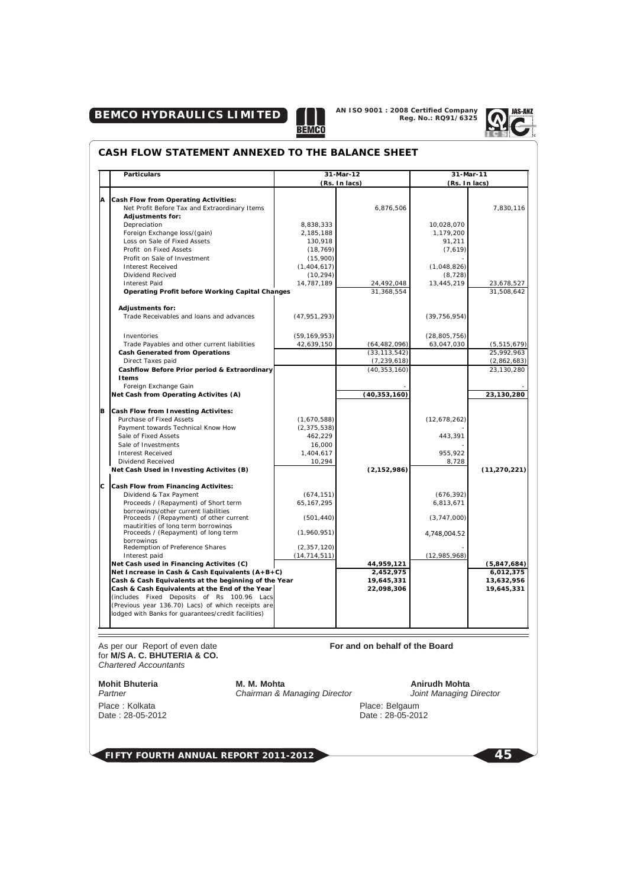## CASH FLOW STATEMENT ANNEXED TO THE BALANCE SHEET

| | Particulars | 31-Mar-12 (Rs. In lacs) | | 31-Mar-11 (Rs. In lacs) | |
|---|---|---|---|---|---|
| **A** | **Cash Flow from Operating Activities:** | | | | |
| | Net Profit Before Tax and Extraordinary Items | | 6,876,506 | | 7,830,116 |
| | **Adjustments for:** | | | | |
| | Depreciation | 8,838,333 | | 10,028,070 | |
| | Foreign Exchange loss/(gain) | 2,185,188 | | 1,179,200 | |
| | Loss on Sale of Fixed Assets | 130,918 | | 91,211 | |
| | Profit on Fixed Assets | (18,769) | | (7,619) | |
| | Profit on Sale of Investment | (15,900) | | - | |
| | Interest Received | (1,404,617) | | (1,048,826) | |
| | Dividend Recived | (10,294) | | (8,728) | |
| | Interest Paid | 14,787,189 | 24,492,048 | 13,445,219 | 23,678,527 |
| | **Operating Profit before Working Capital Changes** | | 31,368,554 | | 31,508,642 |
| | **Adjustments for:** | | | | |
| | Trade Receivables and loans and advances | (47,951,293) | | (39,756,954) | |
| | Inventories | (59,169,953) | | (28,805,756) | |
| | Trade Payables and other current liabilities | 42,639,150 | (64,482,096) | 63,047,030 | (5,515,679) |
| | **Cash Generated from Operations** | | (33,113,542) | | 25,992,963 |
| | Direct Taxes paid | | (7,239,618) | | (2,862,683) |
| | **Cashflow Before Prior period & Extraordinary Items** | | (40,353,160) | | 23,130,280 |
| | Foreign Exchange Gain | | - | | - |
| | **Net Cash from Operating Activites (A)** | | **(40,353,160)** | | **23,130,280** |
| **B** | **Cash Flow from Investing Activites:** | | | | |
| | Purchase of Fixed Assets | (1,670,588) | | (12,678,262) | |
| | Payment towards Technical Know How | (2,375,538) | | - | |
| | Sale of Fixed Assets | 462,229 | | 443,391 | |
| | Sale of Investments | 16,000 | | - | |
| | Interest Received | 1,404,617 | | 955,922 | |
| | Dividend Received | 10,294 | | 8,728 | |
| | **Net Cash Used in Investing Activites (B)** | | **(2,152,986)** | | **(11,270,221)** |
| **C** | **Cash Flow from Financing Activites:** | | | | |
| | Dividend & Tax Payment | (674,151) | | (676,392) | |
| | Proceeds / (Repayment) of Short term borrowings/other current liabilities | 65,167,295 | | 6,813,671 | |
| | Proceeds / (Repayment) of other current mautirities of long term borrowings | (501,440) | | (3,747,000) | |
| | Proceeds / (Repayment) of long term borrowings | (1,960,951) | | 4,748,004.52 | |
| | Redemption of Preference Shares | (2,357,120) | | - | |
| | Interest paid | (14,714,511) | | (12,985,968) | |
| | **Net Cash used in Financing Activites (C)** | | **44,959,121** | | **(5,847,684)** |
| | **Net Increase in Cash & Cash Equivalents (A+B+C)** | | **2,452,975** | | **6,012,375** |
| | **Cash & Cash Equivalents at the beginning of the Year** | | **19,645,331** | | **13,632,956** |
| | **Cash & Cash Equivalents at the End of the Year** (includes Fixed Deposits of Rs 100.96 Lacs (Previous year 136.70) Lacs) of which receipts are lodged with Banks for guarantees/credit facilities) | | **22,098,306** | | **19,645,331** |

As per our Report of even date
for **M/S A. C. BHUTERIA & CO.**
*Chartered Accountants*

**Mohit Bhuteria**
*Partner*

Place : Kolkata
Date : 28-05-2012

**For and on behalf of the Board**

**M. M. Mohta**
*Chairman & Managing Director*

**Anirudh Mohta**
*Joint Managing Director*

Place: Belgaum
Date : 28-05-2012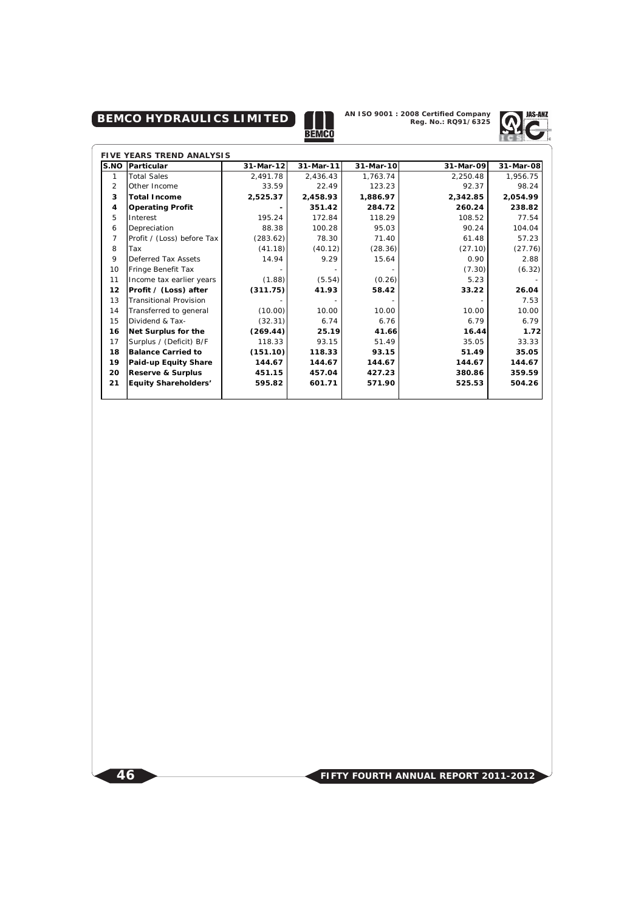## FIVE YEARS TREND ANALYSIS

| S.NO | Particular | 31-Mar-12 | 31-Mar-11 | 31-Mar-10 | 31-Mar-09 | 31-Mar-08 |
|---|---|---|---|---|---|---|
| 1 | Total Sales | 2,491.78 | 2,436.43 | 1,763.74 | 2,250.48 | 1,956.75 |
| 2 | Other Income | 33.59 | 22.49 | 123.23 | 92.37 | 98.24 |
| **3** | **Total Income** | **2,525.37** | **2,458.93** | **1,886.97** | **2,342.85** | **2,054.99** |
| **4** | **Operating Profit** | **-** | **351.42** | **284.72** | **260.24** | **238.82** |
| 5 | Interest | 195.24 | 172.84 | 118.29 | 108.52 | 77.54 |
| 6 | Depreciation | 88.38 | 100.28 | 95.03 | 90.24 | 104.04 |
| 7 | Profit / (Loss) before Tax | (283.62) | 78.30 | 71.40 | 61.48 | 57.23 |
| 8 | Tax | (41.18) | (40.12) | (28.36) | (27.10) | (27.76) |
| 9 | Deferred Tax Assets | 14.94 | 9.29 | 15.64 | 0.90 | 2.88 |
| 10 | Fringe Benefit Tax | - | - | - | (7.30) | (6.32) |
| 11 | Income tax earlier years | (1.88) | (5.54) | (0.26) | 5.23 | - |
| **12** | **Profit / (Loss) after** | **(311.75)** | **41.93** | **58.42** | **33.22** | **26.04** |
| 13 | Transitional Provision | - | - | - | - | 7.53 |
| 14 | Transferred to general | (10.00) | 10.00 | 10.00 | 10.00 | 10.00 |
| 15 | Dividend & Tax- | (32.31) | 6.74 | 6.76 | 6.79 | 6.79 |
| **16** | **Net Surplus for the** | **(269.44)** | **25.19** | **41.66** | **16.44** | **1.72** |
| 17 | Surplus / (Deficit) B/F | 118.33 | 93.15 | 51.49 | 35.05 | 33.33 |
| **18** | **Balance Carried to** | **(151.10)** | **118.33** | **93.15** | **51.49** | **35.05** |
| **19** | **Paid-up Equity Share** | **144.67** | **144.67** | **144.67** | **144.67** | **144.67** |
| **20** | **Reserve & Surplus** | **451.15** | **457.04** | **427.23** | **380.86** | **359.59** |
| **21** | **Equity Shareholders'** | **595.82** | **601.71** | **571.90** | **525.53** | **504.26** |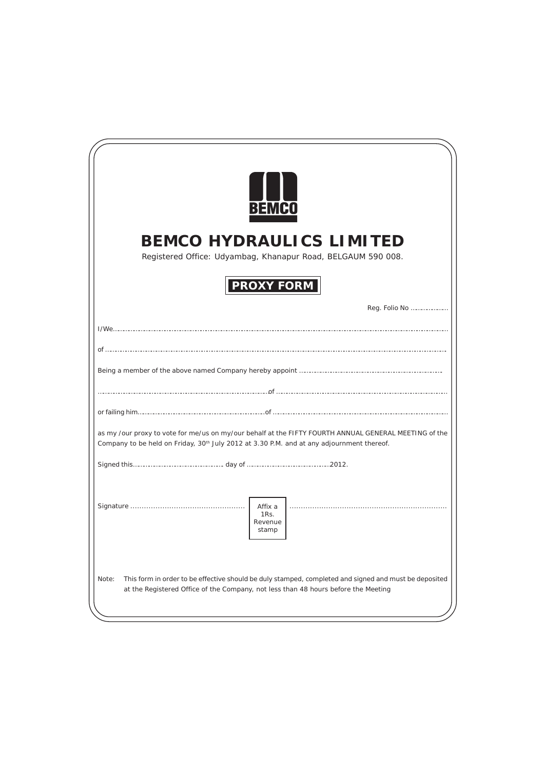BEMCO

# BEMCO HYDRAULICS LIMITED

Registered Office: Udyambag, Khanapur Road, BELGAUM 590 008.

## PROXY FORM

Reg. Folio No ………………

I/We……………………………………………………………………………………………………………………………………………

of ………………………………………………………………………………………………………………………………………………

Being a member of the above named Company hereby appoint ……………………………………………………………

…………………………………………………………………………of ……………………………………………………………………

or failing him……………………………………………………of …………………………………………………………………………

as my /our proxy to vote for me/us on my/our behalf at the FIFTY FOURTH ANNUAL GENERAL MEETING of the Company to be held on Friday, 30th July 2012 at 3.30 P.M. and at any adjournment thereof.

Signed this…………………………………… day of …………………………………2012.

Signature …………………………………………… Affix a 1Rs. Revenue stamp ……………………………………………………………

Note: This form in order to be effective should be duly stamped, completed and signed and must be deposited at the Registered Office of the Company, not less than 48 hours before the Meeting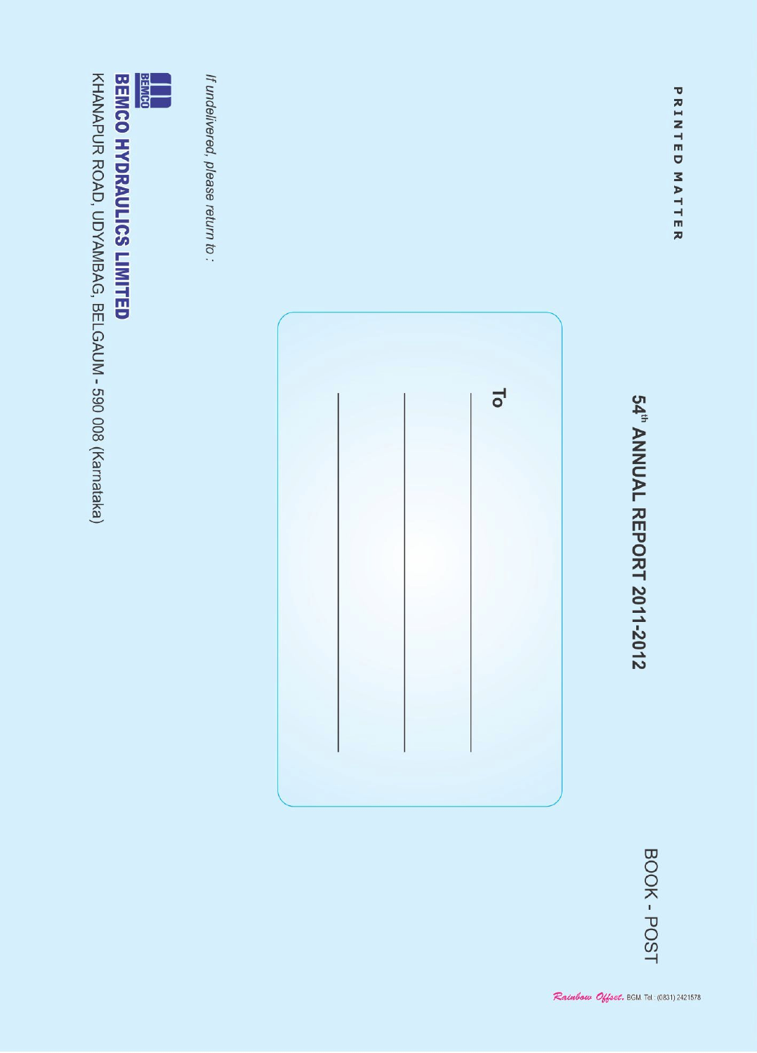PRINTED MATTER

**54th ANNUAL REPORT 2011-2012**

BOOK - POST

To

___________________________

___________________________

___________________________

*If undelivered, please return to :*

**BEMCO HYDRAULICS LIMITED**

KHANAPUR ROAD, UDYAMBAG, BELGAUM - 590 008 (Karnataka)

*Rainbow Offset*, BGM. Tel.: (0831) 2421578